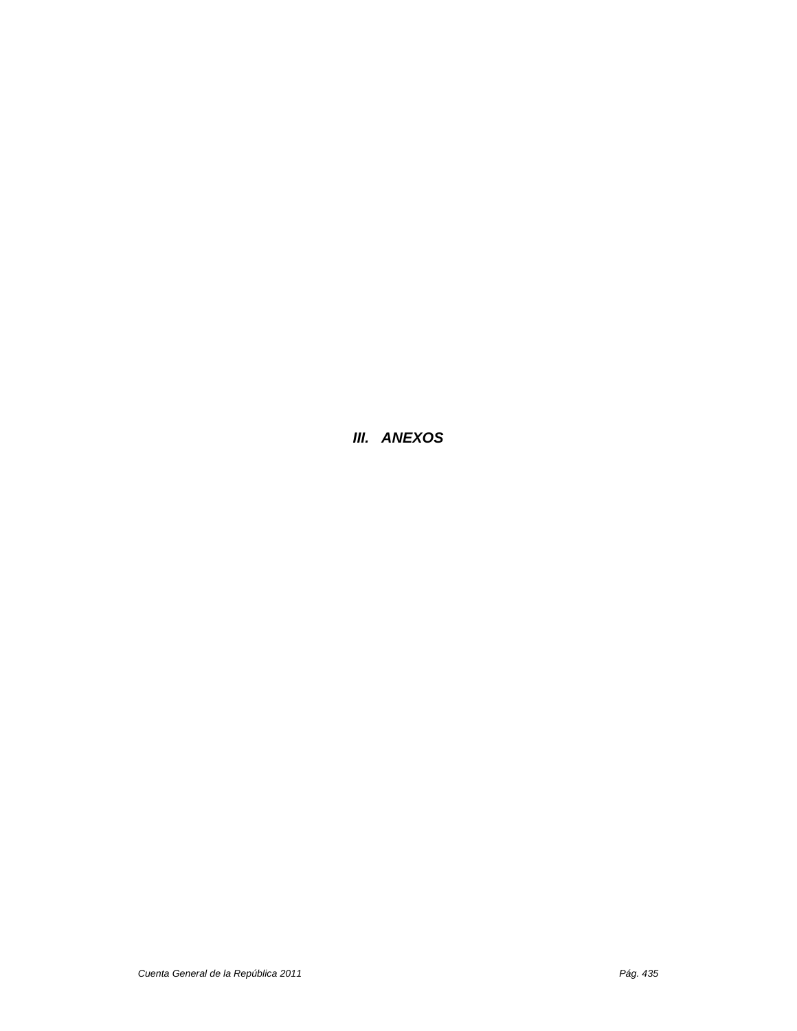# ***III. ANEXOS***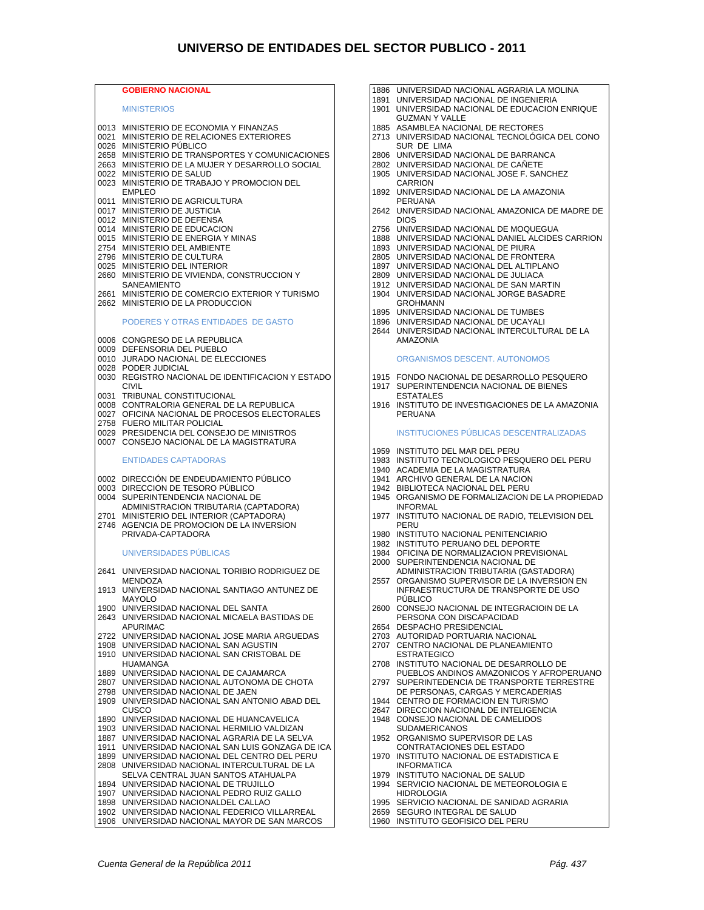# UNIVERSO DE ENTIDADES DEL SECTOR PUBLICO - 2011

## GOBIERNO NACIONAL

### MINISTERIOS

0013 MINISTERIO DE ECONOMIA Y FINANZAS
0021 MINISTERIO DE RELACIONES EXTERIORES
0026 MINISTERIO PÚBLICO
2658 MINISTERIO DE TRANSPORTES Y COMUNICACIONES
2663 MINISTERIO DE LA MUJER Y DESARROLLO SOCIAL
0022 MINISTERIO DE SALUD
0023 MINISTERIO DE TRABAJO Y PROMOCION DEL EMPLEO
0011 MINISTERIO DE AGRICULTURA
0017 MINISTERIO DE JUSTICIA
0012 MINISTERIO DE DEFENSA
0014 MINISTERIO DE EDUCACION
0015 MINISTERIO DE ENERGIA Y MINAS
2754 MINISTERIO DEL AMBIENTE
2796 MINISTERIO DE CULTURA
0025 MINISTERIO DEL INTERIOR
2660 MINISTERIO DE VIVIENDA, CONSTRUCCION Y SANEAMIENTO
2661 MINISTERIO DE COMERCIO EXTERIOR Y TURISMO
2662 MINISTERIO DE LA PRODUCCION

### PODERES Y OTRAS ENTIDADES DE GASTO

0006 CONGRESO DE LA REPUBLICA
0009 DEFENSORIA DEL PUEBLO
0010 JURADO NACIONAL DE ELECCIONES
0028 PODER JUDICIAL
0030 REGISTRO NACIONAL DE IDENTIFICACION Y ESTADO CIVIL
0031 TRIBUNAL CONSTITUCIONAL
0008 CONTRALORIA GENERAL DE LA REPUBLICA
0027 OFICINA NACIONAL DE PROCESOS ELECTORALES
2758 FUERO MILITAR POLICIAL
0029 PRESIDENCIA DEL CONSEJO DE MINISTROS
0007 CONSEJO NACIONAL DE LA MAGISTRATURA

### ENTIDADES CAPTADORAS

0002 DIRECCIÓN DE ENDEUDAMIENTO PÚBLICO
0003 DIRECCION DE TESORO PÚBLICO
0004 SUPERINTENDENCIA NACIONAL DE ADMINISTRACION TRIBUTARIA (CAPTADORA)
2701 MINISTERIO DEL INTERIOR (CAPTADORA)
2746 AGENCIA DE PROMOCION DE LA INVERSION PRIVADA-CAPTADORA

### UNIVERSIDADES PÚBLICAS

2641 UNIVERSIDAD NACIONAL TORIBIO RODRIGUEZ DE MENDOZA
1913 UNIVERSIDAD NACIONAL SANTIAGO ANTUNEZ DE MAYOLO
1900 UNIVERSIDAD NACIONAL DEL SANTA
2643 UNIVERSIDAD NACIONAL MICAELA BASTIDAS DE APURIMAC
2722 UNIVERSIDAD NACIONAL JOSE MARIA ARGUEDAS
1908 UNIVERSIDAD NACIONAL SAN AGUSTIN
1910 UNIVERSIDAD NACIONAL SAN CRISTOBAL DE HUAMANGA
1889 UNIVERSIDAD NACIONAL DE CAJAMARCA
2807 UNIVERSIDAD NACIONAL AUTONOMA DE CHOTA
2798 UNIVERSIDAD NACIONAL DE JAEN
1909 UNIVERSIDAD NACIONAL SAN ANTONIO ABAD DEL CUSCO
1890 UNIVERSIDAD NACIONAL DE HUANCAVELICA
1903 UNIVERSIDAD NACIONAL HERMILIO VALDIZAN
1887 UNIVERSIDAD NACIONAL AGRARIA DE LA SELVA
1911 UNIVERSIDAD NACIONAL SAN LUIS GONZAGA DE ICA
1899 UNIVERSIDAD NACIONAL DEL CENTRO DEL PERU
2808 UNIVERSIDAD NACIONAL INTERCULTURAL DE LA SELVA CENTRAL JUAN SANTOS ATAHUALPA
1894 UNIVERSIDAD NACIONAL DE TRUJILLO
1907 UNIVERSIDAD NACIONAL PEDRO RUIZ GALLO
1898 UNIVERSIDAD NACIONALDEL CALLAO
1902 UNIVERSIDAD NACIONAL FEDERICO VILLARREAL
1906 UNIVERSIDAD NACIONAL MAYOR DE SAN MARCOS
1886 UNIVERSIDAD NACIONAL AGRARIA LA MOLINA
1891 UNIVERSIDAD NACIONAL DE INGENIERIA
1901 UNIVERSIDAD NACIONAL DE EDUCACION ENRIQUE GUZMAN Y VALLE
1885 ASAMBLEA NACIONAL DE RECTORES
2713 UNIVERSIDAD NACIONAL TECNOLÓGICA DEL CONO SUR DE LIMA
2806 UNIVERSIDAD NACIONAL DE BARRANCA
2802 UNIVERSIDAD NACIONAL DE CAÑETE
1905 UNIVERSIDAD NACIONAL JOSE F. SANCHEZ CARRION
1892 UNIVERSIDAD NACIONAL DE LA AMAZONIA PERUANA
2642 UNIVERSIDAD NACIONAL AMAZONICA DE MADRE DE DIOS
2756 UNIVERSIDAD NACIONAL DE MOQUEGUA
1888 UNIVERSIDAD NACIONAL DANIEL ALCIDES CARRION
1893 UNIVERSIDAD NACIONAL DE PIURA
2805 UNIVERSIDAD NACIONAL DE FRONTERA
1897 UNIVERSIDAD NACIONAL DEL ALTIPLANO
2809 UNIVERSIDAD NACIONAL DE JULIACA
1912 UNIVERSIDAD NACIONAL DE SAN MARTIN
1904 UNIVERSIDAD NACIONAL JORGE BASADRE GROHMANN
1895 UNIVERSIDAD NACIONAL DE TUMBES
1896 UNIVERSIDAD NACIONAL DE UCAYALI
2644 UNIVERSIDAD NACIONAL INTERCULTURAL DE LA AMAZONIA

### ORGANISMOS DESCENT. AUTONOMOS

1915 FONDO NACIONAL DE DESARROLLO PESQUERO
1917 SUPERINTENDENCIA NACIONAL DE BIENES ESTATALES
1916 INSTITUTO DE INVESTIGACIONES DE LA AMAZONIA PERUANA

### INSTITUCIONES PÚBLICAS DESCENTRALIZADAS

1959 INSTITUTO DEL MAR DEL PERU
1983 INSTITUTO TECNOLOGICO PESQUERO DEL PERU
1940 ACADEMIA DE LA MAGISTRATURA
1941 ARCHIVO GENERAL DE LA NACION
1942 BIBLIOTECA NACIONAL DEL PERU
1945 ORGANISMO DE FORMALIZACION DE LA PROPIEDAD INFORMAL
1977 INSTITUTO NACIONAL DE RADIO, TELEVISION DEL PERU
1980 INSTITUTO NACIONAL PENITENCIARIO
1982 INSTITUTO PERUANO DEL DEPORTE
1984 OFICINA DE NORMALIZACION PREVISIONAL
2000 SUPERINTENDENCIA NACIONAL DE ADMINISTRACION TRIBUTARIA (GASTADORA)
2557 ORGANISMO SUPERVISOR DE LA INVERSION EN INFRAESTRUCTURA DE TRANSPORTE DE USO PÚBLICO
2600 CONSEJO NACIONAL DE INTEGRACIOIN DE LA PERSONA CON DISCAPACIDAD
2654 DESPACHO PRESIDENCIAL
2703 AUTORIDAD PORTUARIA NACIONAL
2707 CENTRO NACIONAL DE PLANEAMIENTO ESTRATEGICO
2708 INSTITUTO NACIONAL DE DESARROLLO DE PUEBLOS ANDINOS AMAZONICOS Y AFROPERUANO
2797 SUPERINTEDENCIA DE TRANSPORTE TERRESTRE DE PERSONAS, CARGAS Y MERCADERIAS
1944 CENTRO DE FORMACION EN TURISMO
2647 DIRECCION NACIONAL DE INTELIGENCIA
1948 CONSEJO NACIONAL DE CAMELIDOS SUDAMERICANOS
1952 ORGANISMO SUPERVISOR DE LAS CONTRATACIONES DEL ESTADO
1970 INSTITUTO NACIONAL DE ESTADISTICA E INFORMATICA
1979 INSTITUTO NACIONAL DE SALUD
1994 SERVICIO NACIONAL DE METEOROLOGIA E HIDROLOGIA
1995 SERVICIO NACIONAL DE SANIDAD AGRARIA
2659 SEGURO INTEGRAL DE SALUD
1960 INSTITUTO GEOFISICO DEL PERU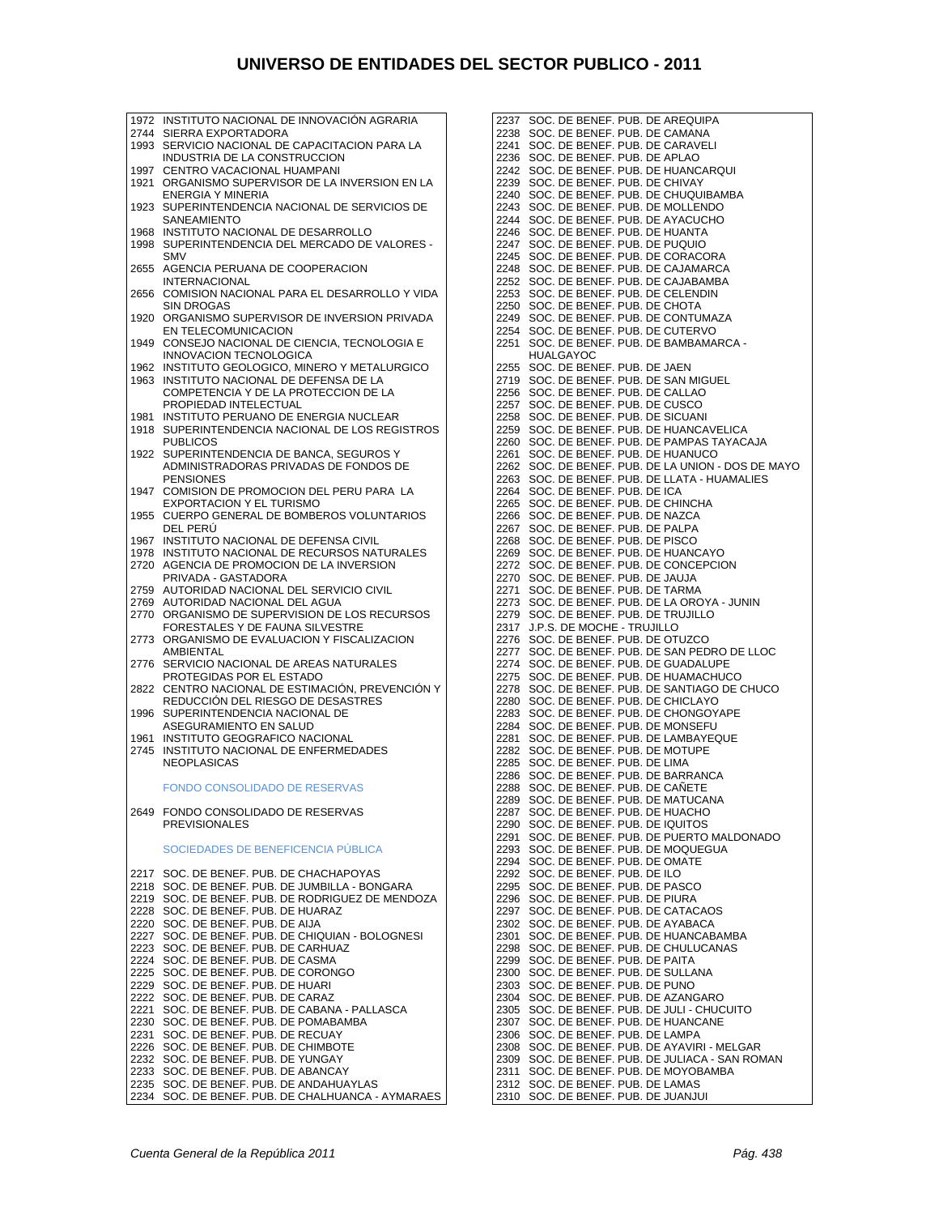# UNIVERSO DE ENTIDADES DEL SECTOR PUBLICO - 2011

1972 INSTITUTO NACIONAL DE INNOVACIÓN AGRARIA
2744 SIERRA EXPORTADORA
1993 SERVICIO NACIONAL DE CAPACITACION PARA LA INDUSTRIA DE LA CONSTRUCCION
1997 CENTRO VACACIONAL HUAMPANI
1921 ORGANISMO SUPERVISOR DE LA INVERSION EN LA ENERGIA Y MINERIA
1923 SUPERINTENDENCIA NACIONAL DE SERVICIOS DE SANEAMIENTO
1968 INSTITUTO NACIONAL DE DESARROLLO
1998 SUPERINTENDENCIA DEL MERCADO DE VALORES - SMV
2655 AGENCIA PERUANA DE COOPERACION INTERNACIONAL
2656 COMISION NACIONAL PARA EL DESARROLLO Y VIDA SIN DROGAS
1920 ORGANISMO SUPERVISOR DE INVERSION PRIVADA EN TELECOMUNICACION
1949 CONSEJO NACIONAL DE CIENCIA, TECNOLOGIA E INNOVACION TECNOLOGICA
1962 INSTITUTO GEOLOGICO, MINERO Y METALURGICO
1963 INSTITUTO NACIONAL DE DEFENSA DE LA COMPETENCIA Y DE LA PROTECCION DE LA PROPIEDAD INTELECTUAL
1981 INSTITUTO PERUANO DE ENERGIA NUCLEAR
1918 SUPERINTENDENCIA NACIONAL DE LOS REGISTROS PUBLICOS
1922 SUPERINTENDENCIA DE BANCA, SEGUROS Y ADMINISTRADORAS PRIVADAS DE FONDOS DE PENSIONES
1947 COMISION DE PROMOCION DEL PERU PARA LA EXPORTACION Y EL TURISMO
1955 CUERPO GENERAL DE BOMBEROS VOLUNTARIOS DEL PERÚ
1967 INSTITUTO NACIONAL DE DEFENSA CIVIL
1978 INSTITUTO NACIONAL DE RECURSOS NATURALES
2720 AGENCIA DE PROMOCION DE LA INVERSION PRIVADA - GASTADORA
2759 AUTORIDAD NACIONAL DEL SERVICIO CIVIL
2769 AUTORIDAD NACIONAL DEL AGUA
2770 ORGANISMO DE SUPERVISION DE LOS RECURSOS FORESTALES Y DE FAUNA SILVESTRE
2773 ORGANISMO DE EVALUACION Y FISCALIZACION AMBIENTAL
2776 SERVICIO NACIONAL DE AREAS NATURALES PROTEGIDAS POR EL ESTADO
2822 CENTRO NACIONAL DE ESTIMACIÓN, PREVENCIÓN Y REDUCCIÓN DEL RIESGO DE DESASTRES
1996 SUPERINTENDENCIA NACIONAL DE ASEGURAMIENTO EN SALUD
1961 INSTITUTO GEOGRAFICO NACIONAL
2745 INSTITUTO NACIONAL DE ENFERMEDADES NEOPLASICAS

FONDO CONSOLIDADO DE RESERVAS

2649 FONDO CONSOLIDADO DE RESERVAS PREVISIONALES

SOCIEDADES DE BENEFICENCIA PÚBLICA

2217 SOC. DE BENEF. PUB. DE CHACHAPOYAS
2218 SOC. DE BENEF. PUB. DE JUMBILLA - BONGARA
2219 SOC. DE BENEF. PUB. DE RODRIGUEZ DE MENDOZA
2228 SOC. DE BENEF. PUB. DE HUARAZ
2220 SOC. DE BENEF. PUB. DE AIJA
2227 SOC. DE BENEF. PUB. DE CHIQUIAN - BOLOGNESI
2223 SOC. DE BENEF. PUB. DE CARHUAZ
2224 SOC. DE BENEF. PUB. DE CASMA
2225 SOC. DE BENEF. PUB. DE CORONGO
2229 SOC. DE BENEF. PUB. DE HUARI
2222 SOC. DE BENEF. PUB. DE CARAZ
2221 SOC. DE BENEF. PUB. DE CABANA - PALLASCA
2230 SOC. DE BENEF. PUB. DE POMABAMBA
2231 SOC. DE BENEF. PUB. DE RECUAY
2226 SOC. DE BENEF. PUB. DE CHIMBOTE
2232 SOC. DE BENEF. PUB. DE YUNGAY
2233 SOC. DE BENEF. PUB. DE ABANCAY
2235 SOC. DE BENEF. PUB. DE ANDAHUAYLAS
2234 SOC. DE BENEF. PUB. DE CHALHUANCA - AYMARAES
2237 SOC. DE BENEF. PUB. DE AREQUIPA
2238 SOC. DE BENEF. PUB. DE CAMANA
2241 SOC. DE BENEF. PUB. DE CARAVELI
2236 SOC. DE BENEF. PUB. DE APLAO
2242 SOC. DE BENEF. PUB. DE HUANCARQUI
2239 SOC. DE BENEF. PUB. DE CHIVAY
2240 SOC. DE BENEF. PUB. DE CHUQUIBAMBA
2243 SOC. DE BENEF. PUB. DE MOLLENDO
2244 SOC. DE BENEF. PUB. DE AYACUCHO
2246 SOC. DE BENEF. PUB. DE HUANTA
2247 SOC. DE BENEF. PUB. DE PUQUIO
2245 SOC. DE BENEF. PUB. DE CORACORA
2248 SOC. DE BENEF. PUB. DE CAJAMARCA
2252 SOC. DE BENEF. PUB. DE CAJABAMBA
2253 SOC. DE BENEF. PUB. DE CELENDIN
2250 SOC. DE BENEF. PUB. DE CHOTA
2249 SOC. DE BENEF. PUB. DE CONTUMAZA
2254 SOC. DE BENEF. PUB. DE CUTERVO
2251 SOC. DE BENEF. PUB. DE BAMBAMARCA - HUALGAYOC
2255 SOC. DE BENEF. PUB. DE JAEN
2719 SOC. DE BENEF. PUB. DE SAN MIGUEL
2256 SOC. DE BENEF. PUB. DE CALLAO
2257 SOC. DE BENEF. PUB. DE CUSCO
2258 SOC. DE BENEF. PUB. DE SICUANI
2259 SOC. DE BENEF. PUB. DE HUANCAVELICA
2260 SOC. DE BENEF. PUB. DE PAMPAS TAYACAJA
2261 SOC. DE BENEF. PUB. DE HUANUCO
2262 SOC. DE BENEF. PUB. DE LA UNION - DOS DE MAYO
2263 SOC. DE BENEF. PUB. DE LLATA - HUAMALIES
2264 SOC. DE BENEF. PUB. DE ICA
2265 SOC. DE BENEF. PUB. DE CHINCHA
2266 SOC. DE BENEF. PUB. DE NAZCA
2267 SOC. DE BENEF. PUB. DE PALPA
2268 SOC. DE BENEF. PUB. DE PISCO
2269 SOC. DE BENEF. PUB. DE HUANCAYO
2272 SOC. DE BENEF. PUB. DE CONCEPCION
2270 SOC. DE BENEF. PUB. DE JAUJA
2271 SOC. DE BENEF. PUB. DE TARMA
2273 SOC. DE BENEF. PUB. DE LA OROYA - JUNIN
2279 SOC. DE BENEF. PUB. DE TRUJILLO
2317 J.P.S. DE MOCHE - TRUJILLO
2276 SOC. DE BENEF. PUB. DE OTUZCO
2277 SOC. DE BENEF. PUB. DE SAN PEDRO DE LLOC
2274 SOC. DE BENEF. PUB. DE GUADALUPE
2275 SOC. DE BENEF. PUB. DE HUAMACHUCO
2278 SOC. DE BENEF. PUB. DE SANTIAGO DE CHUCO
2280 SOC. DE BENEF. PUB. DE CHICLAYO
2283 SOC. DE BENEF. PUB. DE CHONGOYAPE
2284 SOC. DE BENEF. PUB. DE MONSEFU
2281 SOC. DE BENEF. PUB. DE LAMBAYEQUE
2282 SOC. DE BENEF. PUB. DE MOTUPE
2285 SOC. DE BENEF. PUB. DE LIMA
2286 SOC. DE BENEF. PUB. DE BARRANCA
2288 SOC. DE BENEF. PUB. DE CAÑETE
2289 SOC. DE BENEF. PUB. DE MATUCANA
2287 SOC. DE BENEF. PUB. DE HUACHO
2290 SOC. DE BENEF. PUB. DE IQUITOS
2291 SOC. DE BENEF. PUB. DE PUERTO MALDONADO
2293 SOC. DE BENEF. PUB. DE MOQUEGUA
2294 SOC. DE BENEF. PUB. DE OMATE
2292 SOC. DE BENEF. PUB. DE ILO
2295 SOC. DE BENEF. PUB. DE PASCO
2296 SOC. DE BENEF. PUB. DE PIURA
2297 SOC. DE BENEF. PUB. DE CATACAOS
2302 SOC. DE BENEF. PUB. DE AYABACA
2301 SOC. DE BENEF. PUB. DE HUANCABAMBA
2298 SOC. DE BENEF. PUB. DE CHULUCANAS
2299 SOC. DE BENEF. PUB. DE PAITA
2300 SOC. DE BENEF. PUB. DE SULLANA
2303 SOC. DE BENEF. PUB. DE PUNO
2304 SOC. DE BENEF. PUB. DE AZANGARO
2305 SOC. DE BENEF. PUB. DE JULI - CHUCUITO
2307 SOC. DE BENEF. PUB. DE HUANCANE
2306 SOC. DE BENEF. PUB. DE LAMPA
2308 SOC. DE BENEF. PUB. DE AYAVIRI - MELGAR
2309 SOC. DE BENEF. PUB. DE JULIACA - SAN ROMAN
2311 SOC. DE BENEF. PUB. DE MOYOBAMBA
2312 SOC. DE BENEF. PUB. DE LAMAS
2310 SOC. DE BENEF. PUB. DE JUANJUI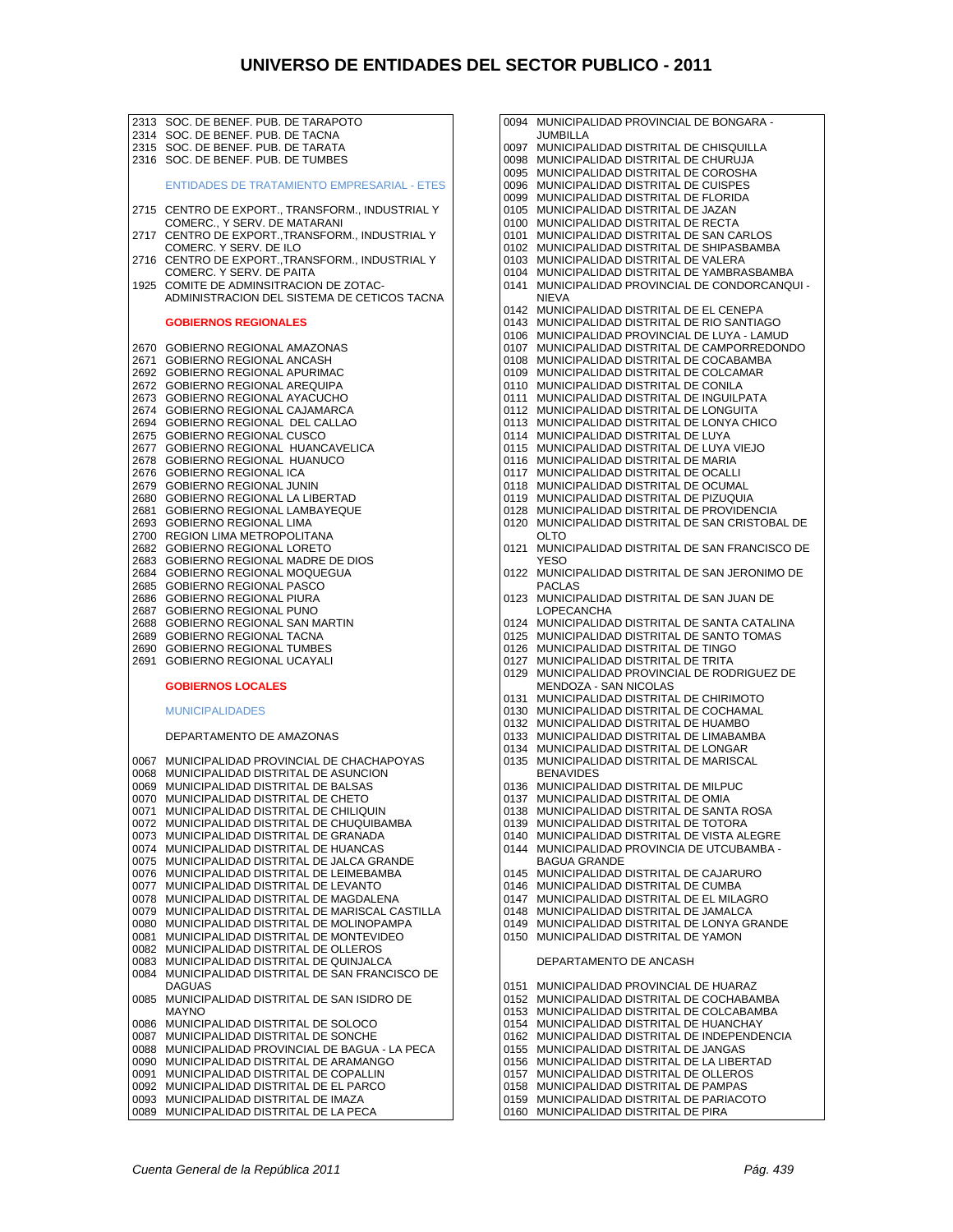# UNIVERSO DE ENTIDADES DEL SECTOR PUBLICO - 2011

2313 SOC. DE BENEF. PUB. DE TARAPOTO
2314 SOC. DE BENEF. PUB. DE TACNA
2315 SOC. DE BENEF. PUB. DE TARATA
2316 SOC. DE BENEF. PUB. DE TUMBES

ENTIDADES DE TRATAMIENTO EMPRESARIAL - ETES

2715 CENTRO DE EXPORT., TRANSFORM., INDUSTRIAL Y COMERC., Y SERV. DE MATARANI
2717 CENTRO DE EXPORT.,TRANSFORM., INDUSTRIAL Y COMERC. Y SERV. DE ILO
2716 CENTRO DE EXPORT.,TRANSFORM., INDUSTRIAL Y COMERC. Y SERV. DE PAITA
1925 COMITE DE ADMINSITRACION DE ZOTAC-ADMINISTRACION DEL SISTEMA DE CETICOS TACNA

**GOBIERNOS REGIONALES**

2670 GOBIERNO REGIONAL AMAZONAS
2671 GOBIERNO REGIONAL ANCASH
2692 GOBIERNO REGIONAL APURIMAC
2672 GOBIERNO REGIONAL AREQUIPA
2673 GOBIERNO REGIONAL AYACUCHO
2674 GOBIERNO REGIONAL CAJAMARCA
2694 GOBIERNO REGIONAL DEL CALLAO
2675 GOBIERNO REGIONAL CUSCO
2677 GOBIERNO REGIONAL HUANCAVELICA
2678 GOBIERNO REGIONAL HUANUCO
2676 GOBIERNO REGIONAL ICA
2679 GOBIERNO REGIONAL JUNIN
2680 GOBIERNO REGIONAL LA LIBERTAD
2681 GOBIERNO REGIONAL LAMBAYEQUE
2693 GOBIERNO REGIONAL LIMA
2700 REGION LIMA METROPOLITANA
2682 GOBIERNO REGIONAL LORETO
2683 GOBIERNO REGIONAL MADRE DE DIOS
2684 GOBIERNO REGIONAL MOQUEGUA
2685 GOBIERNO REGIONAL PASCO
2686 GOBIERNO REGIONAL PIURA
2687 GOBIERNO REGIONAL PUNO
2688 GOBIERNO REGIONAL SAN MARTIN
2689 GOBIERNO REGIONAL TACNA
2690 GOBIERNO REGIONAL TUMBES
2691 GOBIERNO REGIONAL UCAYALI

**GOBIERNOS LOCALES**

MUNICIPALIDADES

DEPARTAMENTO DE AMAZONAS

0067 MUNICIPALIDAD PROVINCIAL DE CHACHAPOYAS
0068 MUNICIPALIDAD DISTRITAL DE ASUNCION
0069 MUNICIPALIDAD DISTRITAL DE BALSAS
0070 MUNICIPALIDAD DISTRITAL DE CHETO
0071 MUNICIPALIDAD DISTRITAL DE CHILIQUIN
0072 MUNICIPALIDAD DISTRITAL DE CHUQUIBAMBA
0073 MUNICIPALIDAD DISTRITAL DE GRANADA
0074 MUNICIPALIDAD DISTRITAL DE HUANCAS
0075 MUNICIPALIDAD DISTRITAL DE JALCA GRANDE
0076 MUNICIPALIDAD DISTRITAL DE LEIMEBAMBA
0077 MUNICIPALIDAD DISTRITAL DE LEVANTO
0078 MUNICIPALIDAD DISTRITAL DE MAGDALENA
0079 MUNICIPALIDAD DISTRITAL DE MARISCAL CASTILLA
0080 MUNICIPALIDAD DISTRITAL DE MOLINOPAMPA
0081 MUNICIPALIDAD DISTRITAL DE MONTEVIDEO
0082 MUNICIPALIDAD DISTRITAL DE OLLEROS
0083 MUNICIPALIDAD DISTRITAL DE QUINJALCA
0084 MUNICIPALIDAD DISTRITAL DE SAN FRANCISCO DE DAGUAS
0085 MUNICIPALIDAD DISTRITAL DE SAN ISIDRO DE MAYNO
0086 MUNICIPALIDAD DISTRITAL DE SOLOCO
0087 MUNICIPALIDAD DISTRITAL DE SONCHE
0088 MUNICIPALIDAD PROVINCIAL DE BAGUA - LA PECA
0090 MUNICIPALIDAD DISTRITAL DE ARAMANGO
0091 MUNICIPALIDAD DISTRITAL DE COPALLIN
0092 MUNICIPALIDAD DISTRITAL DE EL PARCO
0093 MUNICIPALIDAD DISTRITAL DE IMAZA
0089 MUNICIPALIDAD DISTRITAL DE LA PECA
0094 MUNICIPALIDAD PROVINCIAL DE BONGARA - JUMBILLA
0097 MUNICIPALIDAD DISTRITAL DE CHISQUILLA
0098 MUNICIPALIDAD DISTRITAL DE CHURUJA
0095 MUNICIPALIDAD DISTRITAL DE COROSHA
0096 MUNICIPALIDAD DISTRITAL DE CUISPES
0099 MUNICIPALIDAD DISTRITAL DE FLORIDA
0105 MUNICIPALIDAD DISTRITAL DE JAZAN
0100 MUNICIPALIDAD DISTRITAL DE RECTA
0101 MUNICIPALIDAD DISTRITAL DE SAN CARLOS
0102 MUNICIPALIDAD DISTRITAL DE SHIPASBAMBA
0103 MUNICIPALIDAD DISTRITAL DE VALERA
0104 MUNICIPALIDAD DISTRITAL DE YAMBRASBAMBA
0141 MUNICIPALIDAD PROVINCIAL DE CONDORCANQUI - NIEVA
0142 MUNICIPALIDAD DISTRITAL DE EL CENEPA
0143 MUNICIPALIDAD DISTRITAL DE RIO SANTIAGO
0106 MUNICIPALIDAD PROVINCIAL DE LUYA - LAMUD
0107 MUNICIPALIDAD DISTRITAL DE CAMPORREDONDO
0108 MUNICIPALIDAD DISTRITAL DE COCABAMBA
0109 MUNICIPALIDAD DISTRITAL DE COLCAMAR
0110 MUNICIPALIDAD DISTRITAL DE CONILA
0111 MUNICIPALIDAD DISTRITAL DE INGUILPATA
0112 MUNICIPALIDAD DISTRITAL DE LONGUITA
0113 MUNICIPALIDAD DISTRITAL DE LONYA CHICO
0114 MUNICIPALIDAD DISTRITAL DE LUYA
0115 MUNICIPALIDAD DISTRITAL DE LUYA VIEJO
0116 MUNICIPALIDAD DISTRITAL DE MARIA
0117 MUNICIPALIDAD DISTRITAL DE OCALLI
0118 MUNICIPALIDAD DISTRITAL DE OCUMAL
0119 MUNICIPALIDAD DISTRITAL DE PIZUQUIA
0128 MUNICIPALIDAD DISTRITAL DE PROVIDENCIA
0120 MUNICIPALIDAD DISTRITAL DE SAN CRISTOBAL DE OLTO
0121 MUNICIPALIDAD DISTRITAL DE SAN FRANCISCO DE YESO
0122 MUNICIPALIDAD DISTRITAL DE SAN JERONIMO DE PACLAS
0123 MUNICIPALIDAD DISTRITAL DE SAN JUAN DE LOPECANCHA
0124 MUNICIPALIDAD DISTRITAL DE SANTA CATALINA
0125 MUNICIPALIDAD DISTRITAL DE SANTO TOMAS
0126 MUNICIPALIDAD DISTRITAL DE TINGO
0127 MUNICIPALIDAD DISTRITAL DE TRITA
0129 MUNICIPALIDAD PROVINCIAL DE RODRIGUEZ DE MENDOZA - SAN NICOLAS
0131 MUNICIPALIDAD DISTRITAL DE CHIRIMOTO
0130 MUNICIPALIDAD DISTRITAL DE COCHAMAL
0132 MUNICIPALIDAD DISTRITAL DE HUAMBO
0133 MUNICIPALIDAD DISTRITAL DE LIMABAMBA
0134 MUNICIPALIDAD DISTRITAL DE LONGAR
0135 MUNICIPALIDAD DISTRITAL DE MARISCAL BENAVIDES
0136 MUNICIPALIDAD DISTRITAL DE MILPUC
0137 MUNICIPALIDAD DISTRITAL DE OMIA
0138 MUNICIPALIDAD DISTRITAL DE SANTA ROSA
0139 MUNICIPALIDAD DISTRITAL DE TOTORA
0140 MUNICIPALIDAD DISTRITAL DE VISTA ALEGRE
0144 MUNICIPALIDAD PROVINCIA DE UTCUBAMBA - BAGUA GRANDE
0145 MUNICIPALIDAD DISTRITAL DE CAJARURO
0146 MUNICIPALIDAD DISTRITAL DE CUMBA
0147 MUNICIPALIDAD DISTRITAL DE EL MILAGRO
0148 MUNICIPALIDAD DISTRITAL DE JAMALCA
0149 MUNICIPALIDAD DISTRITAL DE LONYA GRANDE
0150 MUNICIPALIDAD DISTRITAL DE YAMON

DEPARTAMENTO DE ANCASH

0151 MUNICIPALIDAD PROVINCIAL DE HUARAZ
0152 MUNICIPALIDAD DISTRITAL DE COCHABAMBA
0153 MUNICIPALIDAD DISTRITAL DE COLCABAMBA
0154 MUNICIPALIDAD DISTRITAL DE HUANCHAY
0162 MUNICIPALIDAD DISTRITAL DE INDEPENDENCIA
0155 MUNICIPALIDAD DISTRITAL DE JANGAS
0156 MUNICIPALIDAD DISTRITAL DE LA LIBERTAD
0157 MUNICIPALIDAD DISTRITAL DE OLLEROS
0158 MUNICIPALIDAD DISTRITAL DE PAMPAS
0159 MUNICIPALIDAD DISTRITAL DE PARIACOTO
0160 MUNICIPALIDAD DISTRITAL DE PIRA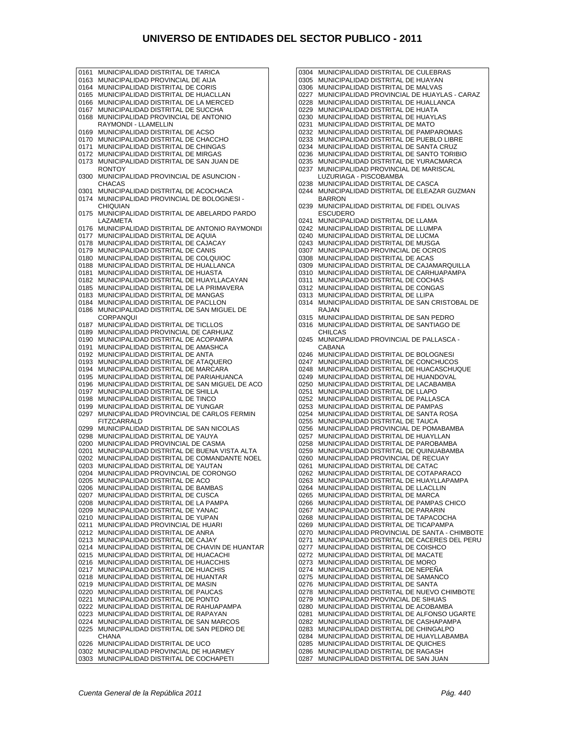# UNIVERSO DE ENTIDADES DEL SECTOR PUBLICO - 2011

0161 MUNICIPALIDAD DISTRITAL DE TARICA
0163 MUNICIPALIDAD PROVINCIAL DE AIJA
0164 MUNICIPALIDAD DISTRITAL DE CORIS
0165 MUNICIPALIDAD DISTRITAL DE HUACLLAN
0166 MUNICIPALIDAD DISTRITAL DE LA MERCED
0167 MUNICIPALIDAD DISTRITAL DE SUCCHA
0168 MUNICIPALIDAD PROVINCIAL DE ANTONIO RAYMONDI - LLAMELLIN
0169 MUNICIPALIDAD DISTRITAL DE ACSO
0170 MUNICIPALIDAD DISTRITAL DE CHACCHO
0171 MUNICIPALIDAD DISTRITAL DE CHINGAS
0172 MUNICIPALIDAD DISTRITAL DE MIRGAS
0173 MUNICIPALIDAD DISTRITAL DE SAN JUAN DE RONTOY
0300 MUNICIPALIDAD PROVINCIAL DE ASUNCION - CHACAS
0301 MUNICIPALIDAD DISTRITAL DE ACOCHACA
0174 MUNICIPALIDAD PROVINCIAL DE BOLOGNESI - CHIQUIAN
0175 MUNICIPALIDAD DISTRITAL DE ABELARDO PARDO LAZAMETA
0176 MUNICIPALIDAD DISTRITAL DE ANTONIO RAYMONDI
0177 MUNICIPALIDAD DISTRITAL DE AQUIA
0178 MUNICIPALIDAD DISTRITAL DE CAJACAY
0179 MUNICIPALIDAD DISTRITAL DE CANIS
0180 MUNICIPALIDAD DISTRITAL DE COLQUIOC
0188 MUNICIPALIDAD DISTRITAL DE HUALLANCA
0181 MUNICIPALIDAD DISTRITAL DE HUASTA
0182 MUNICIPALIDAD DISTRITAL DE HUAYLLACAYAN
0185 MUNICIPALIDAD DISTRITAL DE LA PRIMAVERA
0183 MUNICIPALIDAD DISTRITAL DE MANGAS
0184 MUNICIPALIDAD DISTRITAL DE PACLLON
0186 MUNICIPALIDAD DISTRITAL DE SAN MIGUEL DE CORPANQUI
0187 MUNICIPALIDAD DISTRITAL DE TICLLOS
0189 MUNICIPALIDAD PROVINCIAL DE CARHUAZ
0190 MUNICIPALIDAD DISTRITAL DE ACOPAMPA
0191 MUNICIPALIDAD DISTRITAL DE AMASHCA
0192 MUNICIPALIDAD DISTRITAL DE ANTA
0193 MUNICIPALIDAD DISTRITAL DE ATAQUERO
0194 MUNICIPALIDAD DISTRITAL DE MARCARA
0195 MUNICIPALIDAD DISTRITAL DE PARIAHUANCA
0196 MUNICIPALIDAD DISTRITAL DE SAN MIGUEL DE ACO
0197 MUNICIPALIDAD DISTRITAL DE SHILLA
0198 MUNICIPALIDAD DISTRITAL DE TINCO
0199 MUNICIPALIDAD DISTRITAL DE YUNGAR
0297 MUNICIPALIDAD PROVINCIAL DE CARLOS FERMIN FITZCARRALD
0299 MUNICIPALIDAD DISTRITAL DE SAN NICOLAS
0298 MUNICIPALIDAD DISTRITAL DE YAUYA
0200 MUNICIPALIDAD PROVINCIAL DE CASMA
0201 MUNICIPALIDAD DISTRITAL DE BUENA VISTA ALTA
0202 MUNICIPALIDAD DISTRITAL DE COMANDANTE NOEL
0203 MUNICIPALIDAD DISTRITAL DE YAUTAN
0204 MUNICIPALIDAD PROVINCIAL DE CORONGO
0205 MUNICIPALIDAD DISTRITAL DE ACO
0206 MUNICIPALIDAD DISTRITAL DE BAMBAS
0207 MUNICIPALIDAD DISTRITAL DE CUSCA
0208 MUNICIPALIDAD DISTRITAL DE LA PAMPA
0209 MUNICIPALIDAD DISTRITAL DE YANAC
0210 MUNICIPALIDAD DISTRITAL DE YUPAN
0211 MUNICIPALIDAD PROVINCIAL DE HUARI
0212 MUNICIPALIDAD DISTRITAL DE ANRA
0213 MUNICIPALIDAD DISTRITAL DE CAJAY
0214 MUNICIPALIDAD DISTRITAL DE CHAVIN DE HUANTAR
0215 MUNICIPALIDAD DISTRITAL DE HUACACHI
0216 MUNICIPALIDAD DISTRITAL DE HUACCHIS
0217 MUNICIPALIDAD DISTRITAL DE HUACHIS
0218 MUNICIPALIDAD DISTRITAL DE HUANTAR
0219 MUNICIPALIDAD DISTRITAL DE MASIN
0220 MUNICIPALIDAD DISTRITAL DE PAUCAS
0221 MUNICIPALIDAD DISTRITAL DE PONTO
0222 MUNICIPALIDAD DISTRITAL DE RAHUAPAMPA
0223 MUNICIPALIDAD DISTRITAL DE RAPAYAN
0224 MUNICIPALIDAD DISTRITAL DE SAN MARCOS
0225 MUNICIPALIDAD DISTRITAL DE SAN PEDRO DE CHANA
0226 MUNICIPALIDAD DISTRITAL DE UCO
0302 MUNICIPALIDAD PROVINCIAL DE HUARMEY
0303 MUNICIPALIDAD DISTRITAL DE COCHAPETI
0304 MUNICIPALIDAD DISTRITAL DE CULEBRAS
0305 MUNICIPALIDAD DISTRITAL DE HUAYAN
0306 MUNICIPALIDAD DISTRITAL DE MALVAS
0227 MUNICIPALIDAD PROVINCIAL DE HUAYLAS - CARAZ
0228 MUNICIPALIDAD DISTRITAL DE HUALLANCA
0229 MUNICIPALIDAD DISTRITAL DE HUATA
0230 MUNICIPALIDAD DISTRITAL DE HUAYLAS
0231 MUNICIPALIDAD DISTRITAL DE MATO
0232 MUNICIPALIDAD DISTRITAL DE PAMPAROMAS
0233 MUNICIPALIDAD DISTRITAL DE PUEBLO LIBRE
0234 MUNICIPALIDAD DISTRITAL DE SANTA CRUZ
0236 MUNICIPALIDAD DISTRITAL DE SANTO TORIBIO
0235 MUNICIPALIDAD DISTRITAL DE YURACMARCA
0237 MUNICIPALIDAD PROVINCIAL DE MARISCAL LUZURIAGA - PISCOBAMBA
0238 MUNICIPALIDAD DISTRITAL DE CASCA
0244 MUNICIPALIDAD DISTRITAL DE ELEAZAR GUZMAN BARRON
0239 MUNICIPALIDAD DISTRITAL DE FIDEL OLIVAS ESCUDERO
0241 MUNICIPALIDAD DISTRITAL DE LLAMA
0242 MUNICIPALIDAD DISTRITAL DE LLUMPA
0240 MUNICIPALIDAD DISTRITAL DE LUCMA
0243 MUNICIPALIDAD DISTRITAL DE MUSGA
0307 MUNICIPALIDAD PROVINCIAL DE OCROS
0308 MUNICIPALIDAD DISTRITAL DE ACAS
0309 MUNICIPALIDAD DISTRITAL DE CAJAMARQUILLA
0310 MUNICIPALIDAD DISTRITAL DE CARHUAPAMPA
0311 MUNICIPALIDAD DISTRITAL DE COCHAS
0312 MUNICIPALIDAD DISTRITAL DE CONGAS
0313 MUNICIPALIDAD DISTRITAL DE LLIPA
0314 MUNICIPALIDAD DISTRITAL DE SAN CRISTOBAL DE RAJAN
0315 MUNICIPALIDAD DISTRITAL DE SAN PEDRO
0316 MUNICIPALIDAD DISTRITAL DE SANTIAGO DE CHILCAS
0245 MUNICIPALIDAD PROVINCIAL DE PALLASCA - CABANA
0246 MUNICIPALIDAD DISTRITAL DE BOLOGNESI
0247 MUNICIPALIDAD DISTRITAL DE CONCHUCOS
0248 MUNICIPALIDAD DISTRITAL DE HUACASCHUQUE
0249 MUNICIPALIDAD DISTRITAL DE HUANDOVAL
0250 MUNICIPALIDAD DISTRITAL DE LACABAMBA
0251 MUNICIPALIDAD DISTRITAL DE LLAPO
0252 MUNICIPALIDAD DISTRITAL DE PALLASCA
0253 MUNICIPALIDAD DISTRITAL DE PAMPAS
0254 MUNICIPALIDAD DISTRITAL DE SANTA ROSA
0255 MUNICIPALIDAD DISTRITAL DE TAUCA
0256 MUNICIPALIDAD PROVINCIAL DE POMABAMBA
0257 MUNICIPALIDAD DISTRITAL DE HUAYLLAN
0258 MUNICIPALIDAD DISTRITAL DE PAROBAMBA
0259 MUNICIPALIDAD DISTRITAL DE QUINUABAMBA
0260 MUNICIPALIDAD PROVINCIAL DE RECUAY
0261 MUNICIPALIDAD DISTRITAL DE CATAC
0262 MUNICIPALIDAD DISTRITAL DE COTAPARACO
0263 MUNICIPALIDAD DISTRITAL DE HUAYLLAPAMPA
0264 MUNICIPALIDAD DISTRITAL DE LLACLLIN
0265 MUNICIPALIDAD DISTRITAL DE MARCA
0266 MUNICIPALIDAD DISTRITAL DE PAMPAS CHICO
0267 MUNICIPALIDAD DISTRITAL DE PARARIN
0268 MUNICIPALIDAD DISTRITAL DE TAPACOCHA
0269 MUNICIPALIDAD DISTRITAL DE TICAPAMPA
0270 MUNICIPALIDAD PROVINCIAL DE SANTA - CHIMBOTE
0271 MUNICIPALIDAD DISTRITAL DE CACERES DEL PERU
0277 MUNICIPALIDAD DISTRITAL DE COISHCO
0272 MUNICIPALIDAD DISTRITAL DE MACATE
0273 MUNICIPALIDAD DISTRITAL DE MORO
0274 MUNICIPALIDAD DISTRITAL DE NEPEÑA
0275 MUNICIPALIDAD DISTRITAL DE SAMANCO
0276 MUNICIPALIDAD DISTRITAL DE SANTA
0278 MUNICIPALIDAD DISTRITAL DE NUEVO CHIMBOTE
0279 MUNICIPALIDAD PROVINCIAL DE SIHUAS
0280 MUNICIPALIDAD DISTRITAL DE ACOBAMBA
0281 MUNICIPALIDAD DISTRITAL DE ALFONSO UGARTE
0282 MUNICIPALIDAD DISTRITAL DE CASHAPAMPA
0283 MUNICIPALIDAD DISTRITAL DE CHINGALPO
0284 MUNICIPALIDAD DISTRITAL DE HUAYLLABAMBA
0285 MUNICIPALIDAD DISTRITAL DE QUICHES
0286 MUNICIPALIDAD DISTRITAL DE RAGASH
0287 MUNICIPALIDAD DISTRITAL DE SAN JUAN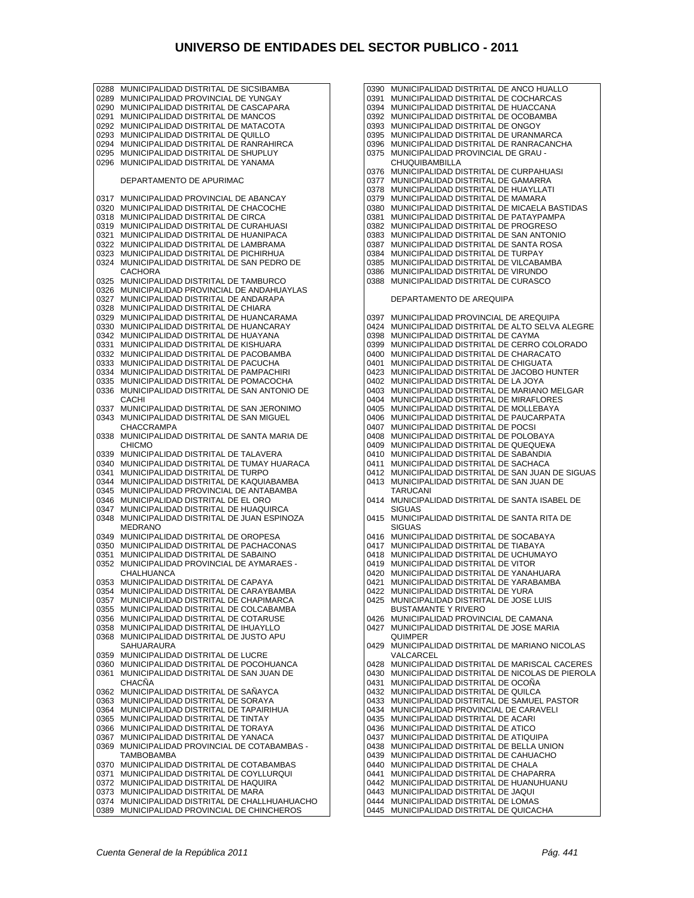# UNIVERSO DE ENTIDADES DEL SECTOR PUBLICO - 2011

0288 MUNICIPALIDAD DISTRITAL DE SICSIBAMBA
0289 MUNICIPALIDAD PROVINCIAL DE YUNGAY
0290 MUNICIPALIDAD DISTRITAL DE CASCAPARA
0291 MUNICIPALIDAD DISTRITAL DE MANCOS
0292 MUNICIPALIDAD DISTRITAL DE MATACOTA
0293 MUNICIPALIDAD DISTRITAL DE QUILLO
0294 MUNICIPALIDAD DISTRITAL DE RANRAHIRCA
0295 MUNICIPALIDAD DISTRITAL DE SHUPLUY
0296 MUNICIPALIDAD DISTRITAL DE YANAMA

DEPARTAMENTO DE APURIMAC

0317 MUNICIPALIDAD PROVINCIAL DE ABANCAY
0320 MUNICIPALIDAD DISTRITAL DE CHACOCHE
0318 MUNICIPALIDAD DISTRITAL DE CIRCA
0319 MUNICIPALIDAD DISTRITAL DE CURAHUASI
0321 MUNICIPALIDAD DISTRITAL DE HUANIPACA
0322 MUNICIPALIDAD DISTRITAL DE LAMBRAMA
0323 MUNICIPALIDAD DISTRITAL DE PICHIRHUA
0324 MUNICIPALIDAD DISTRITAL DE SAN PEDRO DE CACHORA
0325 MUNICIPALIDAD DISTRITAL DE TAMBURCO
0326 MUNICIPALIDAD PROVINCIAL DE ANDAHUAYLAS
0327 MUNICIPALIDAD DISTRITAL DE ANDARAPA
0328 MUNICIPALIDAD DISTRITAL DE CHIARA
0329 MUNICIPALIDAD DISTRITAL DE HUANCARAMA
0330 MUNICIPALIDAD DISTRITAL DE HUANCARAY
0342 MUNICIPALIDAD DISTRITAL DE HUAYANA
0331 MUNICIPALIDAD DISTRITAL DE KISHUARA
0332 MUNICIPALIDAD DISTRITAL DE PACOBAMBA
0333 MUNICIPALIDAD DISTRITAL DE PACUCHA
0334 MUNICIPALIDAD DISTRITAL DE PAMPACHIRI
0335 MUNICIPALIDAD DISTRITAL DE POMACOCHA
0336 MUNICIPALIDAD DISTRITAL DE SAN ANTONIO DE CACHI
0337 MUNICIPALIDAD DISTRITAL DE SAN JERONIMO
0343 MUNICIPALIDAD DISTRITAL DE SAN MIGUEL CHACCRAMPA
0338 MUNICIPALIDAD DISTRITAL DE SANTA MARIA DE CHICMO
0339 MUNICIPALIDAD DISTRITAL DE TALAVERA
0340 MUNICIPALIDAD DISTRITAL DE TUMAY HUARACA
0341 MUNICIPALIDAD DISTRITAL DE TURPO
0344 MUNICIPALIDAD DISTRITAL DE KAQUIABAMBA
0345 MUNICIPALIDAD PROVINCIAL DE ANTABAMBA
0346 MUNICIPALIDAD DISTRITAL DE EL ORO
0347 MUNICIPALIDAD DISTRITAL DE HUAQUIRCA
0348 MUNICIPALIDAD DISTRITAL DE JUAN ESPINOZA MEDRANO
0349 MUNICIPALIDAD DISTRITAL DE OROPESA
0350 MUNICIPALIDAD DISTRITAL DE PACHACONAS
0351 MUNICIPALIDAD DISTRITAL DE SABAINO
0352 MUNICIPALIDAD PROVINCIAL DE AYMARAES - CHALHUANCA
0353 MUNICIPALIDAD DISTRITAL DE CAPAYA
0354 MUNICIPALIDAD DISTRITAL DE CARAYBAMBA
0357 MUNICIPALIDAD DISTRITAL DE CHAPIMARCA
0355 MUNICIPALIDAD DISTRITAL DE COLCABAMBA
0356 MUNICIPALIDAD DISTRITAL DE COTARUSE
0358 MUNICIPALIDAD DISTRITAL DE IHUAYLLO
0368 MUNICIPALIDAD DISTRITAL DE JUSTO APU SAHUARAURA
0359 MUNICIPALIDAD DISTRITAL DE LUCRE
0360 MUNICIPALIDAD DISTRITAL DE POCOHUANCA
0361 MUNICIPALIDAD DISTRITAL DE SAN JUAN DE CHACÑA
0362 MUNICIPALIDAD DISTRITAL DE SAÑAYCA
0363 MUNICIPALIDAD DISTRITAL DE SORAYA
0364 MUNICIPALIDAD DISTRITAL DE TAPAIRIHUA
0365 MUNICIPALIDAD DISTRITAL DE TINTAY
0366 MUNICIPALIDAD DISTRITAL DE TORAYA
0367 MUNICIPALIDAD DISTRITAL DE YANACA
0369 MUNICIPALIDAD PROVINCIAL DE COTABAMBAS - TAMBOBAMBA
0370 MUNICIPALIDAD DISTRITAL DE COTABAMBAS
0371 MUNICIPALIDAD DISTRITAL DE COYLLURQUI
0372 MUNICIPALIDAD DISTRITAL DE HAQUIRA
0373 MUNICIPALIDAD DISTRITAL DE MARA
0374 MUNICIPALIDAD DISTRITAL DE CHALLHUAHUACHO
0389 MUNICIPALIDAD PROVINCIAL DE CHINCHEROS
0390 MUNICIPALIDAD DISTRITAL DE ANCO HUALLO
0391 MUNICIPALIDAD DISTRITAL DE COCHARCAS
0394 MUNICIPALIDAD DISTRITAL DE HUACCANA
0392 MUNICIPALIDAD DISTRITAL DE OCOBAMBA
0393 MUNICIPALIDAD DISTRITAL DE ONGOY
0395 MUNICIPALIDAD DISTRITAL DE URANMARCA
0396 MUNICIPALIDAD DISTRITAL DE RANRACANCHA
0375 MUNICIPALIDAD PROVINCIAL DE GRAU - CHUQUIBAMBILLA
0376 MUNICIPALIDAD DISTRITAL DE CURPAHUASI
0377 MUNICIPALIDAD DISTRITAL DE GAMARRA
0378 MUNICIPALIDAD DISTRITAL DE HUAYLLATI
0379 MUNICIPALIDAD DISTRITAL DE MAMARA
0380 MUNICIPALIDAD DISTRITAL DE MICAELA BASTIDAS
0381 MUNICIPALIDAD DISTRITAL DE PATAYPAMPA
0382 MUNICIPALIDAD DISTRITAL DE PROGRESO
0383 MUNICIPALIDAD DISTRITAL DE SAN ANTONIO
0387 MUNICIPALIDAD DISTRITAL DE SANTA ROSA
0384 MUNICIPALIDAD DISTRITAL DE TURPAY
0385 MUNICIPALIDAD DISTRITAL DE VILCABAMBA
0386 MUNICIPALIDAD DISTRITAL DE VIRUNDO
0388 MUNICIPALIDAD DISTRITAL DE CURASCO

DEPARTAMENTO DE AREQUIPA

0397 MUNICIPALIDAD PROVINCIAL DE AREQUIPA
0424 MUNICIPALIDAD DISTRITAL DE ALTO SELVA ALEGRE
0398 MUNICIPALIDAD DISTRITAL DE CAYMA
0399 MUNICIPALIDAD DISTRITAL DE CERRO COLORADO
0400 MUNICIPALIDAD DISTRITAL DE CHARACATO
0401 MUNICIPALIDAD DISTRITAL DE CHIGUATA
0423 MUNICIPALIDAD DISTRITAL DE JACOBO HUNTER
0402 MUNICIPALIDAD DISTRITAL DE LA JOYA
0403 MUNICIPALIDAD DISTRITAL DE MARIANO MELGAR
0404 MUNICIPALIDAD DISTRITAL DE MIRAFLORES
0405 MUNICIPALIDAD DISTRITAL DE MOLLEBAYA
0406 MUNICIPALIDAD DISTRITAL DE PAUCARPATA
0407 MUNICIPALIDAD DISTRITAL DE POCSI
0408 MUNICIPALIDAD DISTRITAL DE POLOBAYA
0409 MUNICIPALIDAD DISTRITAL DE QUEQUE¥A
0410 MUNICIPALIDAD DISTRITAL DE SABANDIA
0411 MUNICIPALIDAD DISTRITAL DE SACHACA
0412 MUNICIPALIDAD DISTRITAL DE SAN JUAN DE SIGUAS
0413 MUNICIPALIDAD DISTRITAL DE SAN JUAN DE TARUCANI
0414 MUNICIPALIDAD DISTRITAL DE SANTA ISABEL DE SIGUAS
0415 MUNICIPALIDAD DISTRITAL DE SANTA RITA DE SIGUAS
0416 MUNICIPALIDAD DISTRITAL DE SOCABAYA
0417 MUNICIPALIDAD DISTRITAL DE TIABAYA
0418 MUNICIPALIDAD DISTRITAL DE UCHUMAYO
0419 MUNICIPALIDAD DISTRITAL DE VITOR
0420 MUNICIPALIDAD DISTRITAL DE YANAHUARA
0421 MUNICIPALIDAD DISTRITAL DE YARABAMBA
0422 MUNICIPALIDAD DISTRITAL DE YURA
0425 MUNICIPALIDAD DISTRITAL DE JOSE LUIS BUSTAMANTE Y RIVERO
0426 MUNICIPALIDAD PROVINCIAL DE CAMANA
0427 MUNICIPALIDAD DISTRITAL DE JOSE MARIA QUIMPER
0429 MUNICIPALIDAD DISTRITAL DE MARIANO NICOLAS VALCARCEL
0428 MUNICIPALIDAD DISTRITAL DE MARISCAL CACERES
0430 MUNICIPALIDAD DISTRITAL DE NICOLAS DE PIEROLA
0431 MUNICIPALIDAD DISTRITAL DE OCOÑA
0432 MUNICIPALIDAD DISTRITAL DE QUILCA
0433 MUNICIPALIDAD DISTRITAL DE SAMUEL PASTOR
0434 MUNICIPALIDAD PROVINCIAL DE CARAVELI
0435 MUNICIPALIDAD DISTRITAL DE ACARI
0436 MUNICIPALIDAD DISTRITAL DE ATICO
0437 MUNICIPALIDAD DISTRITAL DE ATIQUIPA
0438 MUNICIPALIDAD DISTRITAL DE BELLA UNION
0439 MUNICIPALIDAD DISTRITAL DE CAHUACHO
0440 MUNICIPALIDAD DISTRITAL DE CHALA
0441 MUNICIPALIDAD DISTRITAL DE CHAPARRA
0442 MUNICIPALIDAD DISTRITAL DE HUANUHUANU
0443 MUNICIPALIDAD DISTRITAL DE JAQUI
0444 MUNICIPALIDAD DISTRITAL DE LOMAS
0445 MUNICIPALIDAD DISTRITAL DE QUICACHA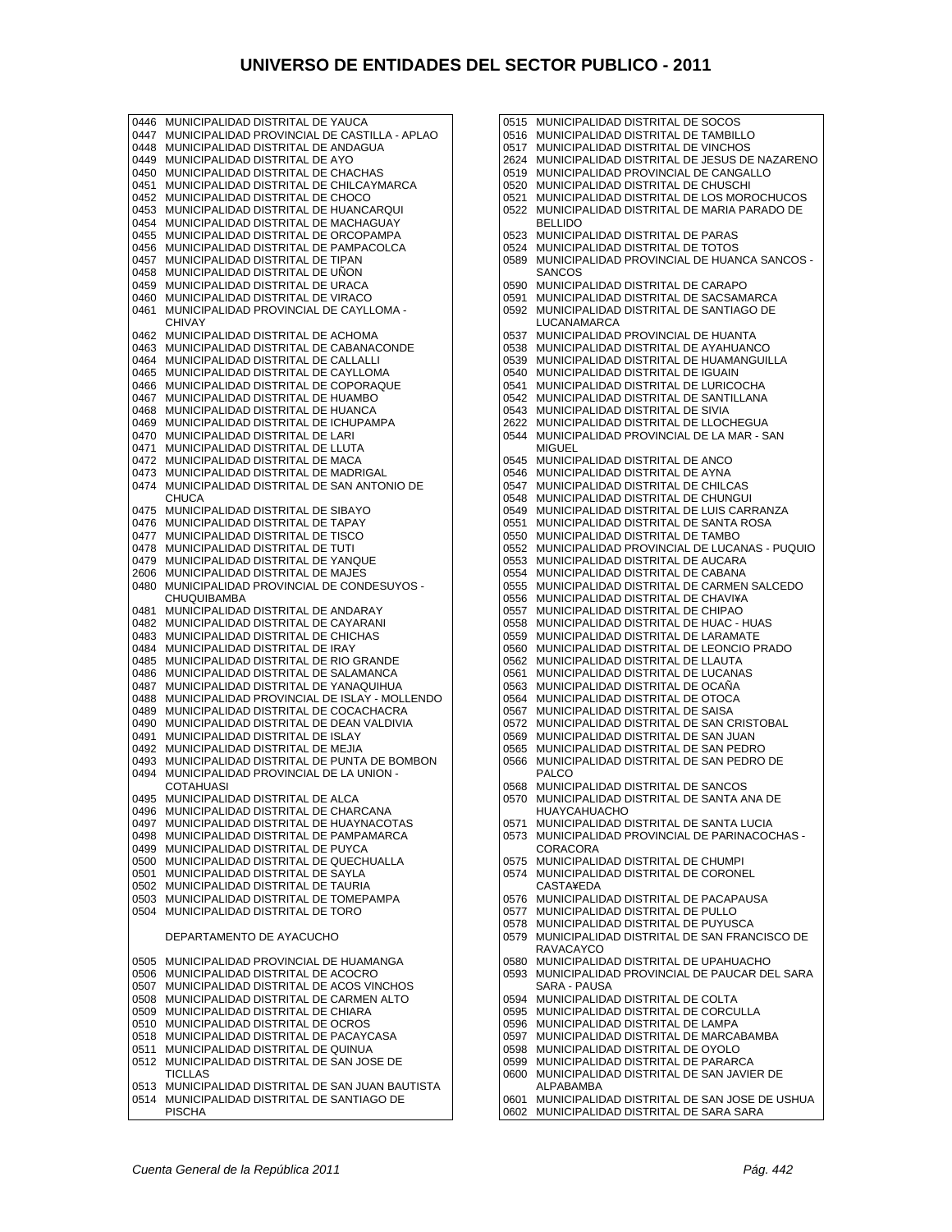# UNIVERSO DE ENTIDADES DEL SECTOR PUBLICO - 2011

0446 MUNICIPALIDAD DISTRITAL DE YAUCA
0447 MUNICIPALIDAD PROVINCIAL DE CASTILLA - APLAO
0448 MUNICIPALIDAD DISTRITAL DE ANDAGUA
0449 MUNICIPALIDAD DISTRITAL DE AYO
0450 MUNICIPALIDAD DISTRITAL DE CHACHAS
0451 MUNICIPALIDAD DISTRITAL DE CHILCAYMARCA
0452 MUNICIPALIDAD DISTRITAL DE CHOCO
0453 MUNICIPALIDAD DISTRITAL DE HUANCARQUI
0454 MUNICIPALIDAD DISTRITAL DE MACHAGUAY
0455 MUNICIPALIDAD DISTRITAL DE ORCOPAMPA
0456 MUNICIPALIDAD DISTRITAL DE PAMPACOLCA
0457 MUNICIPALIDAD DISTRITAL DE TIPAN
0458 MUNICIPALIDAD DISTRITAL DE UÑON
0459 MUNICIPALIDAD DISTRITAL DE URACA
0460 MUNICIPALIDAD DISTRITAL DE VIRACO
0461 MUNICIPALIDAD PROVINCIAL DE CAYLLOMA - CHIVAY
0462 MUNICIPALIDAD DISTRITAL DE ACHOMA
0463 MUNICIPALIDAD DISTRITAL DE CABANACONDE
0464 MUNICIPALIDAD DISTRITAL DE CALLALLI
0465 MUNICIPALIDAD DISTRITAL DE CAYLLOMA
0466 MUNICIPALIDAD DISTRITAL DE COPORAQUE
0467 MUNICIPALIDAD DISTRITAL DE HUAMBO
0468 MUNICIPALIDAD DISTRITAL DE HUANCA
0469 MUNICIPALIDAD DISTRITAL DE ICHUPAMPA
0470 MUNICIPALIDAD DISTRITAL DE LARI
0471 MUNICIPALIDAD DISTRITAL DE LLUTA
0472 MUNICIPALIDAD DISTRITAL DE MACA
0473 MUNICIPALIDAD DISTRITAL DE MADRIGAL
0474 MUNICIPALIDAD DISTRITAL DE SAN ANTONIO DE CHUCA
0475 MUNICIPALIDAD DISTRITAL DE SIBAYO
0476 MUNICIPALIDAD DISTRITAL DE TAPAY
0477 MUNICIPALIDAD DISTRITAL DE TISCO
0478 MUNICIPALIDAD DISTRITAL DE TUTI
0479 MUNICIPALIDAD DISTRITAL DE YANQUE
2606 MUNICIPALIDAD DISTRITAL DE MAJES
0480 MUNICIPALIDAD PROVINCIAL DE CONDESUYOS - CHUQUIBAMBA
0481 MUNICIPALIDAD DISTRITAL DE ANDARAY
0482 MUNICIPALIDAD DISTRITAL DE CAYARANI
0483 MUNICIPALIDAD DISTRITAL DE CHICHAS
0484 MUNICIPALIDAD DISTRITAL DE IRAY
0485 MUNICIPALIDAD DISTRITAL DE RIO GRANDE
0486 MUNICIPALIDAD DISTRITAL DE SALAMANCA
0487 MUNICIPALIDAD DISTRITAL DE YANAQUIHUA
0488 MUNICIPALIDAD PROVINCIAL DE ISLAY - MOLLENDO
0489 MUNICIPALIDAD DISTRITAL DE COCACHACRA
0490 MUNICIPALIDAD DISTRITAL DE DEAN VALDIVIA
0491 MUNICIPALIDAD DISTRITAL DE ISLAY
0492 MUNICIPALIDAD DISTRITAL DE MEJIA
0493 MUNICIPALIDAD DISTRITAL DE PUNTA DE BOMBON
0494 MUNICIPALIDAD PROVINCIAL DE LA UNION - COTAHUASI
0495 MUNICIPALIDAD DISTRITAL DE ALCA
0496 MUNICIPALIDAD DISTRITAL DE CHARCANA
0497 MUNICIPALIDAD DISTRITAL DE HUAYNACOTAS
0498 MUNICIPALIDAD DISTRITAL DE PAMPAMARCA
0499 MUNICIPALIDAD DISTRITAL DE PUYCA
0500 MUNICIPALIDAD DISTRITAL DE QUECHUALLA
0501 MUNICIPALIDAD DISTRITAL DE SAYLA
0502 MUNICIPALIDAD DISTRITAL DE TAURIA
0503 MUNICIPALIDAD DISTRITAL DE TOMEPAMPA
0504 MUNICIPALIDAD DISTRITAL DE TORO

DEPARTAMENTO DE AYACUCHO

0505 MUNICIPALIDAD PROVINCIAL DE HUAMANGA
0506 MUNICIPALIDAD DISTRITAL DE ACOCRO
0507 MUNICIPALIDAD DISTRITAL DE ACOS VINCHOS
0508 MUNICIPALIDAD DISTRITAL DE CARMEN ALTO
0509 MUNICIPALIDAD DISTRITAL DE CHIARA
0510 MUNICIPALIDAD DISTRITAL DE OCROS
0518 MUNICIPALIDAD DISTRITAL DE PACAYCASA
0511 MUNICIPALIDAD DISTRITAL DE QUINUA
0512 MUNICIPALIDAD DISTRITAL DE SAN JOSE DE TICLLAS
0513 MUNICIPALIDAD DISTRITAL DE SAN JUAN BAUTISTA
0514 MUNICIPALIDAD DISTRITAL DE SANTIAGO DE PISCHA
0515 MUNICIPALIDAD DISTRITAL DE SOCOS
0516 MUNICIPALIDAD DISTRITAL DE TAMBILLO
0517 MUNICIPALIDAD DISTRITAL DE VINCHOS
2624 MUNICIPALIDAD DISTRITAL DE JESUS DE NAZARENO
0519 MUNICIPALIDAD PROVINCIAL DE CANGALLO
0520 MUNICIPALIDAD DISTRITAL DE CHUSCHI
0521 MUNICIPALIDAD DISTRITAL DE LOS MOROCHUCOS
0522 MUNICIPALIDAD DISTRITAL DE MARIA PARADO DE BELLIDO
0523 MUNICIPALIDAD DISTRITAL DE PARAS
0524 MUNICIPALIDAD DISTRITAL DE TOTOS
0589 MUNICIPALIDAD PROVINCIAL DE HUANCA SANCOS - SANCOS
0590 MUNICIPALIDAD DISTRITAL DE CARAPO
0591 MUNICIPALIDAD DISTRITAL DE SACSAMARCA
0592 MUNICIPALIDAD DISTRITAL DE SANTIAGO DE LUCANAMARCA
0537 MUNICIPALIDAD PROVINCIAL DE HUANTA
0538 MUNICIPALIDAD DISTRITAL DE AYAHUANCO
0539 MUNICIPALIDAD DISTRITAL DE HUAMANGUILLA
0540 MUNICIPALIDAD DISTRITAL DE IGUAIN
0541 MUNICIPALIDAD DISTRITAL DE LURICOCHA
0542 MUNICIPALIDAD DISTRITAL DE SANTILLANA
0543 MUNICIPALIDAD DISTRITAL DE SIVIA
2622 MUNICIPALIDAD DISTRITAL DE LLOCHEGUA
0544 MUNICIPALIDAD PROVINCIAL DE LA MAR - SAN MIGUEL
0545 MUNICIPALIDAD DISTRITAL DE ANCO
0546 MUNICIPALIDAD DISTRITAL DE AYNA
0547 MUNICIPALIDAD DISTRITAL DE CHILCAS
0548 MUNICIPALIDAD DISTRITAL DE CHUNGUI
0549 MUNICIPALIDAD DISTRITAL DE LUIS CARRANZA
0551 MUNICIPALIDAD DISTRITAL DE SANTA ROSA
0550 MUNICIPALIDAD DISTRITAL DE TAMBO
0552 MUNICIPALIDAD PROVINCIAL DE LUCANAS - PUQUIO
0553 MUNICIPALIDAD DISTRITAL DE AUCARA
0554 MUNICIPALIDAD DISTRITAL DE CABANA
0555 MUNICIPALIDAD DISTRITAL DE CARMEN SALCEDO
0556 MUNICIPALIDAD DISTRITAL DE CHAVI¥A
0557 MUNICIPALIDAD DISTRITAL DE CHIPAO
0558 MUNICIPALIDAD DISTRITAL DE HUAC - HUAS
0559 MUNICIPALIDAD DISTRITAL DE LARAMATE
0560 MUNICIPALIDAD DISTRITAL DE LEONCIO PRADO
0562 MUNICIPALIDAD DISTRITAL DE LLAUTA
0561 MUNICIPALIDAD DISTRITAL DE LUCANAS
0563 MUNICIPALIDAD DISTRITAL DE OCAÑA
0564 MUNICIPALIDAD DISTRITAL DE OTOCA
0567 MUNICIPALIDAD DISTRITAL DE SAISA
0572 MUNICIPALIDAD DISTRITAL DE SAN CRISTOBAL
0569 MUNICIPALIDAD DISTRITAL DE SAN JUAN
0565 MUNICIPALIDAD DISTRITAL DE SAN PEDRO
0566 MUNICIPALIDAD DISTRITAL DE SAN PEDRO DE PALCO
0568 MUNICIPALIDAD DISTRITAL DE SANCOS
0570 MUNICIPALIDAD DISTRITAL DE SANTA ANA DE HUAYCAHUACHO
0571 MUNICIPALIDAD DISTRITAL DE SANTA LUCIA
0573 MUNICIPALIDAD PROVINCIAL DE PARINACOCHAS - CORACORA
0575 MUNICIPALIDAD DISTRITAL DE CHUMPI
0574 MUNICIPALIDAD DISTRITAL DE CORONEL CASTA¥EDA
0576 MUNICIPALIDAD DISTRITAL DE PACAPAUSA
0577 MUNICIPALIDAD DISTRITAL DE PULLO
0578 MUNICIPALIDAD DISTRITAL DE PUYUSCA
0579 MUNICIPALIDAD DISTRITAL DE SAN FRANCISCO DE RAVACAYCO
0580 MUNICIPALIDAD DISTRITAL DE UPAHUACHO
0593 MUNICIPALIDAD PROVINCIAL DE PAUCAR DEL SARA SARA - PAUSA
0594 MUNICIPALIDAD DISTRITAL DE COLTA
0595 MUNICIPALIDAD DISTRITAL DE CORCULLA
0596 MUNICIPALIDAD DISTRITAL DE LAMPA
0597 MUNICIPALIDAD DISTRITAL DE MARCABAMBA
0598 MUNICIPALIDAD DISTRITAL DE OYOLO
0599 MUNICIPALIDAD DISTRITAL DE PARARCA
0600 MUNICIPALIDAD DISTRITAL DE SAN JAVIER DE ALPABAMBA
0601 MUNICIPALIDAD DISTRITAL DE SAN JOSE DE USHUA
0602 MUNICIPALIDAD DISTRITAL DE SARA SARA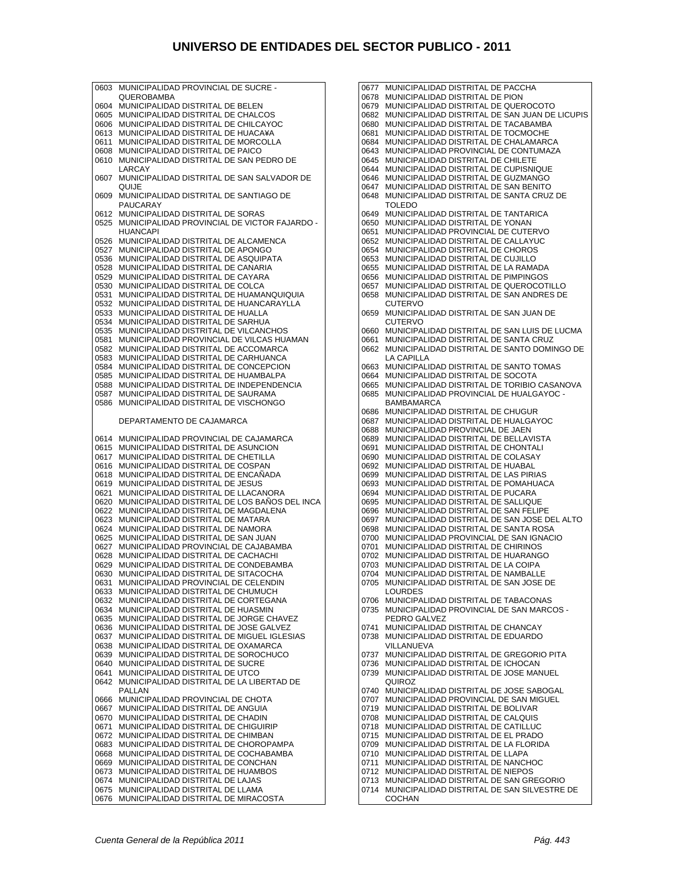# UNIVERSO DE ENTIDADES DEL SECTOR PUBLICO - 2011

0603 MUNICIPALIDAD PROVINCIAL DE SUCRE - QUEROBAMBA
0604 MUNICIPALIDAD DISTRITAL DE BELEN
0605 MUNICIPALIDAD DISTRITAL DE CHALCOS
0606 MUNICIPALIDAD DISTRITAL DE CHILCAYOC
0613 MUNICIPALIDAD DISTRITAL DE HUACA¥A
0611 MUNICIPALIDAD DISTRITAL DE MORCOLLA
0608 MUNICIPALIDAD DISTRITAL DE PAICO
0610 MUNICIPALIDAD DISTRITAL DE SAN PEDRO DE LARCAY
0607 MUNICIPALIDAD DISTRITAL DE SAN SALVADOR DE QUIJE
0609 MUNICIPALIDAD DISTRITAL DE SANTIAGO DE PAUCARAY
0612 MUNICIPALIDAD DISTRITAL DE SORAS
0525 MUNICIPALIDAD PROVINCIAL DE VICTOR FAJARDO - HUANCAPI
0526 MUNICIPALIDAD DISTRITAL DE ALCAMENCA
0527 MUNICIPALIDAD DISTRITAL DE APONGO
0536 MUNICIPALIDAD DISTRITAL DE ASQUIPATA
0528 MUNICIPALIDAD DISTRITAL DE CANARIA
0529 MUNICIPALIDAD DISTRITAL DE CAYARA
0530 MUNICIPALIDAD DISTRITAL DE COLCA
0531 MUNICIPALIDAD DISTRITAL DE HUAMANQUIQUIA
0532 MUNICIPALIDAD DISTRITAL DE HUANCARAYLLA
0533 MUNICIPALIDAD DISTRITAL DE HUALLA
0534 MUNICIPALIDAD DISTRITAL DE SARHUA
0535 MUNICIPALIDAD DISTRITAL DE VILCANCHOS
0581 MUNICIPALIDAD PROVINCIAL DE VILCAS HUAMAN
0582 MUNICIPALIDAD DISTRITAL DE ACCOMARCA
0583 MUNICIPALIDAD DISTRITAL DE CARHUANCA
0584 MUNICIPALIDAD DISTRITAL DE CONCEPCION
0585 MUNICIPALIDAD DISTRITAL DE HUAMBALPA
0588 MUNICIPALIDAD DISTRITAL DE INDEPENDENCIA
0587 MUNICIPALIDAD DISTRITAL DE SAURAMA
0586 MUNICIPALIDAD DISTRITAL DE VISCHONGO

DEPARTAMENTO DE CAJAMARCA

0614 MUNICIPALIDAD PROVINCIAL DE CAJAMARCA
0615 MUNICIPALIDAD DISTRITAL DE ASUNCION
0617 MUNICIPALIDAD DISTRITAL DE CHETILLA
0616 MUNICIPALIDAD DISTRITAL DE COSPAN
0618 MUNICIPALIDAD DISTRITAL DE ENCAÑADA
0619 MUNICIPALIDAD DISTRITAL DE JESUS
0621 MUNICIPALIDAD DISTRITAL DE LLACANORA
0620 MUNICIPALIDAD DISTRITAL DE LOS BAÑOS DEL INCA
0622 MUNICIPALIDAD DISTRITAL DE MAGDALENA
0623 MUNICIPALIDAD DISTRITAL DE MATARA
0624 MUNICIPALIDAD DISTRITAL DE NAMORA
0625 MUNICIPALIDAD DISTRITAL DE SAN JUAN
0627 MUNICIPALIDAD PROVINCIAL DE CAJABAMBA
0628 MUNICIPALIDAD DISTRITAL DE CACHACHI
0629 MUNICIPALIDAD DISTRITAL DE CONDEBAMBA
0630 MUNICIPALIDAD DISTRITAL DE SITACOCHA
0631 MUNICIPALIDAD PROVINCIAL DE CELENDIN
0633 MUNICIPALIDAD DISTRITAL DE CHUMUCH
0632 MUNICIPALIDAD DISTRITAL DE CORTEGANA
0634 MUNICIPALIDAD DISTRITAL DE HUASMIN
0635 MUNICIPALIDAD DISTRITAL DE JORGE CHAVEZ
0636 MUNICIPALIDAD DISTRITAL DE JOSE GALVEZ
0637 MUNICIPALIDAD DISTRITAL DE MIGUEL IGLESIAS
0638 MUNICIPALIDAD DISTRITAL DE OXAMARCA
0639 MUNICIPALIDAD DISTRITAL DE SOROCHUCO
0640 MUNICIPALIDAD DISTRITAL DE SUCRE
0641 MUNICIPALIDAD DISTRITAL DE UTCO
0642 MUNICIPALIDAD DISTRITAL DE LA LIBERTAD DE PALLAN
0666 MUNICIPALIDAD PROVINCIAL DE CHOTA
0667 MUNICIPALIDAD DISTRITAL DE ANGUIA
0670 MUNICIPALIDAD DISTRITAL DE CHADIN
0671 MUNICIPALIDAD DISTRITAL DE CHIGUIRIP
0672 MUNICIPALIDAD DISTRITAL DE CHIMBAN
0683 MUNICIPALIDAD DISTRITAL DE CHOROPAMPA
0668 MUNICIPALIDAD DISTRITAL DE COCHABAMBA
0669 MUNICIPALIDAD DISTRITAL DE CONCHAN
0673 MUNICIPALIDAD DISTRITAL DE HUAMBOS
0674 MUNICIPALIDAD DISTRITAL DE LAJAS
0675 MUNICIPALIDAD DISTRITAL DE LLAMA
0676 MUNICIPALIDAD DISTRITAL DE MIRACOSTA
0677 MUNICIPALIDAD DISTRITAL DE PACCHA
0678 MUNICIPALIDAD DISTRITAL DE PION
0679 MUNICIPALIDAD DISTRITAL DE QUEROCOTO
0682 MUNICIPALIDAD DISTRITAL DE SAN JUAN DE LICUPIS
0680 MUNICIPALIDAD DISTRITAL DE TACABAMBA
0681 MUNICIPALIDAD DISTRITAL DE TOCMOCHE
0684 MUNICIPALIDAD DISTRITAL DE CHALAMARCA
0643 MUNICIPALIDAD PROVINCIAL DE CONTUMAZA
0645 MUNICIPALIDAD DISTRITAL DE CHILETE
0644 MUNICIPALIDAD DISTRITAL DE CUPISNIQUE
0646 MUNICIPALIDAD DISTRITAL DE GUZMANGO
0647 MUNICIPALIDAD DISTRITAL DE SAN BENITO
0648 MUNICIPALIDAD DISTRITAL DE SANTA CRUZ DE TOLEDO
0649 MUNICIPALIDAD DISTRITAL DE TANTARICA
0650 MUNICIPALIDAD DISTRITAL DE YONAN
0651 MUNICIPALIDAD PROVINCIAL DE CUTERVO
0652 MUNICIPALIDAD DISTRITAL DE CALLAYUC
0654 MUNICIPALIDAD DISTRITAL DE CHOROS
0653 MUNICIPALIDAD DISTRITAL DE CUJILLO
0655 MUNICIPALIDAD DISTRITAL DE LA RAMADA
0656 MUNICIPALIDAD DISTRITAL DE PIMPINGOS
0657 MUNICIPALIDAD DISTRITAL DE QUEROCOTILLO
0658 MUNICIPALIDAD DISTRITAL DE SAN ANDRES DE CUTERVO
0659 MUNICIPALIDAD DISTRITAL DE SAN JUAN DE CUTERVO
0660 MUNICIPALIDAD DISTRITAL DE SAN LUIS DE LUCMA
0661 MUNICIPALIDAD DISTRITAL DE SANTA CRUZ
0662 MUNICIPALIDAD DISTRITAL DE SANTO DOMINGO DE LA CAPILLA
0663 MUNICIPALIDAD DISTRITAL DE SANTO TOMAS
0664 MUNICIPALIDAD DISTRITAL DE SOCOTA
0665 MUNICIPALIDAD DISTRITAL DE TORIBIO CASANOVA
0685 MUNICIPALIDAD PROVINCIAL DE HUALGAYOC - BAMBAMARCA
0686 MUNICIPALIDAD DISTRITAL DE CHUGUR
0687 MUNICIPALIDAD DISTRITAL DE HUALGAYOC
0688 MUNICIPALIDAD PROVINCIAL DE JAEN
0689 MUNICIPALIDAD DISTRITAL DE BELLAVISTA
0691 MUNICIPALIDAD DISTRITAL DE CHONTALI
0690 MUNICIPALIDAD DISTRITAL DE COLASAY
0692 MUNICIPALIDAD DISTRITAL DE HUABAL
0699 MUNICIPALIDAD DISTRITAL DE LAS PIRIAS
0693 MUNICIPALIDAD DISTRITAL DE POMAHUACA
0694 MUNICIPALIDAD DISTRITAL DE PUCARA
0695 MUNICIPALIDAD DISTRITAL DE SALLIQUE
0696 MUNICIPALIDAD DISTRITAL DE SAN FELIPE
0697 MUNICIPALIDAD DISTRITAL DE SAN JOSE DEL ALTO
0698 MUNICIPALIDAD DISTRITAL DE SANTA ROSA
0700 MUNICIPALIDAD PROVINCIAL DE SAN IGNACIO
0701 MUNICIPALIDAD DISTRITAL DE CHIRINOS
0702 MUNICIPALIDAD DISTRITAL DE HUARANGO
0703 MUNICIPALIDAD DISTRITAL DE LA COIPA
0704 MUNICIPALIDAD DISTRITAL DE NAMBALLE
0705 MUNICIPALIDAD DISTRITAL DE SAN JOSE DE LOURDES
0706 MUNICIPALIDAD DISTRITAL DE TABACONAS
0735 MUNICIPALIDAD PROVINCIAL DE SAN MARCOS - PEDRO GALVEZ
0741 MUNICIPALIDAD DISTRITAL DE CHANCAY
0738 MUNICIPALIDAD DISTRITAL DE EDUARDO VILLANUEVA
0737 MUNICIPALIDAD DISTRITAL DE GREGORIO PITA
0736 MUNICIPALIDAD DISTRITAL DE ICHOCAN
0739 MUNICIPALIDAD DISTRITAL DE JOSE MANUEL QUIROZ
0740 MUNICIPALIDAD DISTRITAL DE JOSE SABOGAL
0707 MUNICIPALIDAD PROVINCIAL DE SAN MIGUEL
0719 MUNICIPALIDAD DISTRITAL DE BOLIVAR
0708 MUNICIPALIDAD DISTRITAL DE CALQUIS
0718 MUNICIPALIDAD DISTRITAL DE CATILLUC
0715 MUNICIPALIDAD DISTRITAL DE EL PRADO
0709 MUNICIPALIDAD DISTRITAL DE LA FLORIDA
0710 MUNICIPALIDAD DISTRITAL DE LLAPA
0711 MUNICIPALIDAD DISTRITAL DE NANCHOC
0712 MUNICIPALIDAD DISTRITAL DE NIEPOS
0713 MUNICIPALIDAD DISTRITAL DE SAN GREGORIO
0714 MUNICIPALIDAD DISTRITAL DE SAN SILVESTRE DE COCHAN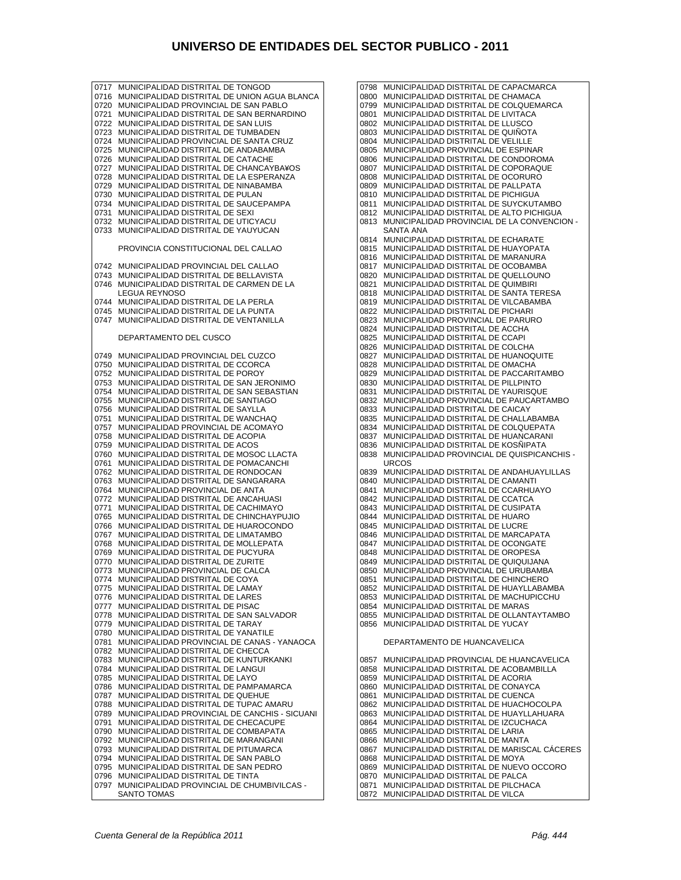# UNIVERSO DE ENTIDADES DEL SECTOR PUBLICO - 2011

0717 MUNICIPALIDAD DISTRITAL DE TONGOD
0716 MUNICIPALIDAD DISTRITAL DE UNION AGUA BLANCA
0720 MUNICIPALIDAD PROVINCIAL DE SAN PABLO
0721 MUNICIPALIDAD DISTRITAL DE SAN BERNARDINO
0722 MUNICIPALIDAD DISTRITAL DE SAN LUIS
0723 MUNICIPALIDAD DISTRITAL DE TUMBADEN
0724 MUNICIPALIDAD PROVINCIAL DE SANTA CRUZ
0725 MUNICIPALIDAD DISTRITAL DE ANDABAMBA
0726 MUNICIPALIDAD DISTRITAL DE CATACHE
0727 MUNICIPALIDAD DISTRITAL DE CHANCAYBA¥OS
0728 MUNICIPALIDAD DISTRITAL DE LA ESPERANZA
0729 MUNICIPALIDAD DISTRITAL DE NINABAMBA
0730 MUNICIPALIDAD DISTRITAL DE PULAN
0734 MUNICIPALIDAD DISTRITAL DE SAUCEPAMPA
0731 MUNICIPALIDAD DISTRITAL DE SEXI
0732 MUNICIPALIDAD DISTRITAL DE UTICYACU
0733 MUNICIPALIDAD DISTRITAL DE YAUYUCAN

PROVINCIA CONSTITUCIONAL DEL CALLAO

0742 MUNICIPALIDAD PROVINCIAL DEL CALLAO
0743 MUNICIPALIDAD DISTRITAL DE BELLAVISTA
0746 MUNICIPALIDAD DISTRITAL DE CARMEN DE LA LEGUA REYNOSO
0744 MUNICIPALIDAD DISTRITAL DE LA PERLA
0745 MUNICIPALIDAD DISTRITAL DE LA PUNTA
0747 MUNICIPALIDAD DISTRITAL DE VENTANILLA

DEPARTAMENTO DEL CUSCO

0749 MUNICIPALIDAD PROVINCIAL DEL CUZCO
0750 MUNICIPALIDAD DISTRITAL DE CCORCA
0752 MUNICIPALIDAD DISTRITAL DE POROY
0753 MUNICIPALIDAD DISTRITAL DE SAN JERONIMO
0754 MUNICIPALIDAD DISTRITAL DE SAN SEBASTIAN
0755 MUNICIPALIDAD DISTRITAL DE SANTIAGO
0756 MUNICIPALIDAD DISTRITAL DE SAYLLA
0751 MUNICIPALIDAD DISTRITAL DE WANCHAQ
0757 MUNICIPALIDAD PROVINCIAL DE ACOMAYO
0758 MUNICIPALIDAD DISTRITAL DE ACOPIA
0759 MUNICIPALIDAD DISTRITAL DE ACOS
0760 MUNICIPALIDAD DISTRITAL DE MOSOC LLACTA
0761 MUNICIPALIDAD DISTRITAL DE POMACANCHI
0762 MUNICIPALIDAD DISTRITAL DE RONDOCAN
0763 MUNICIPALIDAD DISTRITAL DE SANGARARA
0764 MUNICIPALIDAD PROVINCIAL DE ANTA
0772 MUNICIPALIDAD DISTRITAL DE ANCAHUASI
0771 MUNICIPALIDAD DISTRITAL DE CACHIMAYO
0765 MUNICIPALIDAD DISTRITAL DE CHINCHAYPUJIO
0766 MUNICIPALIDAD DISTRITAL DE HUAROCONDO
0767 MUNICIPALIDAD DISTRITAL DE LIMATAMBO
0768 MUNICIPALIDAD DISTRITAL DE MOLLEPATA
0769 MUNICIPALIDAD DISTRITAL DE PUCYURA
0770 MUNICIPALIDAD DISTRITAL DE ZURITE
0773 MUNICIPALIDAD PROVINCIAL DE CALCA
0774 MUNICIPALIDAD DISTRITAL DE COYA
0775 MUNICIPALIDAD DISTRITAL DE LAMAY
0776 MUNICIPALIDAD DISTRITAL DE LARES
0777 MUNICIPALIDAD DISTRITAL DE PISAC
0778 MUNICIPALIDAD DISTRITAL DE SAN SALVADOR
0779 MUNICIPALIDAD DISTRITAL DE TARAY
0780 MUNICIPALIDAD DISTRITAL DE YANATILE
0781 MUNICIPALIDAD PROVINCIAL DE CANAS - YANAOCA
0782 MUNICIPALIDAD DISTRITAL DE CHECCA
0783 MUNICIPALIDAD DISTRITAL DE KUNTURKANKI
0784 MUNICIPALIDAD DISTRITAL DE LANGUI
0785 MUNICIPALIDAD DISTRITAL DE LAYO
0786 MUNICIPALIDAD DISTRITAL DE PAMPAMARCA
0787 MUNICIPALIDAD DISTRITAL DE QUEHUE
0788 MUNICIPALIDAD DISTRITAL DE TUPAC AMARU
0789 MUNICIPALIDAD PROVINCIAL DE CANCHIS - SICUANI
0791 MUNICIPALIDAD DISTRITAL DE CHECACUPE
0790 MUNICIPALIDAD DISTRITAL DE COMBAPATA
0792 MUNICIPALIDAD DISTRITAL DE MARANGANI
0793 MUNICIPALIDAD DISTRITAL DE PITUMARCA
0794 MUNICIPALIDAD DISTRITAL DE SAN PABLO
0795 MUNICIPALIDAD DISTRITAL DE SAN PEDRO
0796 MUNICIPALIDAD DISTRITAL DE TINTA
0797 MUNICIPALIDAD PROVINCIAL DE CHUMBIVILCAS - SANTO TOMAS
0798 MUNICIPALIDAD DISTRITAL DE CAPACMARCA
0800 MUNICIPALIDAD DISTRITAL DE CHAMACA
0799 MUNICIPALIDAD DISTRITAL DE COLQUEMARCA
0801 MUNICIPALIDAD DISTRITAL DE LIVITACA
0802 MUNICIPALIDAD DISTRITAL DE LLUSCO
0803 MUNICIPALIDAD DISTRITAL DE QUIÑOTA
0804 MUNICIPALIDAD DISTRITAL DE VELILLE
0805 MUNICIPALIDAD PROVINCIAL DE ESPINAR
0806 MUNICIPALIDAD DISTRITAL DE CONDOROMA
0807 MUNICIPALIDAD DISTRITAL DE COPORAQUE
0808 MUNICIPALIDAD DISTRITAL DE OCORURO
0809 MUNICIPALIDAD DISTRITAL DE PALLPATA
0810 MUNICIPALIDAD DISTRITAL DE PICHIGUA
0811 MUNICIPALIDAD DISTRITAL DE SUYCKUTAMBO
0812 MUNICIPALIDAD DISTRITAL DE ALTO PICHIGUA
0813 MUNICIPALIDAD PROVINCIAL DE LA CONVENCION - SANTA ANA
0814 MUNICIPALIDAD DISTRITAL DE ECHARATE
0815 MUNICIPALIDAD DISTRITAL DE HUAYOPATA
0816 MUNICIPALIDAD DISTRITAL DE MARANURA
0817 MUNICIPALIDAD DISTRITAL DE OCOBAMBA
0820 MUNICIPALIDAD DISTRITAL DE QUELLOUNO
0821 MUNICIPALIDAD DISTRITAL DE QUIMBIRI
0818 MUNICIPALIDAD DISTRITAL DE SANTA TERESA
0819 MUNICIPALIDAD DISTRITAL DE VILCABAMBA
0822 MUNICIPALIDAD DISTRITAL DE PICHARI
0823 MUNICIPALIDAD PROVINCIAL DE PARURO
0824 MUNICIPALIDAD DISTRITAL DE ACCHA
0825 MUNICIPALIDAD DISTRITAL DE CCAPI
0826 MUNICIPALIDAD DISTRITAL DE COLCHA
0827 MUNICIPALIDAD DISTRITAL DE HUANOQUITE
0828 MUNICIPALIDAD DISTRITAL DE OMACHA
0829 MUNICIPALIDAD DISTRITAL DE PACCARITAMBO
0830 MUNICIPALIDAD DISTRITAL DE PILLPINTO
0831 MUNICIPALIDAD DISTRITAL DE YAURISQUE
0832 MUNICIPALIDAD PROVINCIAL DE PAUCARTAMBO
0833 MUNICIPALIDAD DISTRITAL DE CAICAY
0835 MUNICIPALIDAD DISTRITAL DE CHALLABAMBA
0834 MUNICIPALIDAD DISTRITAL DE COLQUEPATA
0837 MUNICIPALIDAD DISTRITAL DE HUANCARANI
0836 MUNICIPALIDAD DISTRITAL DE KOSÑIPATA
0838 MUNICIPALIDAD PROVINCIAL DE QUISPICANCHIS - URCOS
0839 MUNICIPALIDAD DISTRITAL DE ANDAHUAYLILLAS
0840 MUNICIPALIDAD DISTRITAL DE CAMANTI
0841 MUNICIPALIDAD DISTRITAL DE CCARHUAYO
0842 MUNICIPALIDAD DISTRITAL DE CCATCA
0843 MUNICIPALIDAD DISTRITAL DE CUSIPATA
0844 MUNICIPALIDAD DISTRITAL DE HUARO
0845 MUNICIPALIDAD DISTRITAL DE LUCRE
0846 MUNICIPALIDAD DISTRITAL DE MARCAPATA
0847 MUNICIPALIDAD DISTRITAL DE OCONGATE
0848 MUNICIPALIDAD DISTRITAL DE OROPESA
0849 MUNICIPALIDAD DISTRITAL DE QUIQUIJANA
0850 MUNICIPALIDAD PROVINCIAL DE URUBAMBA
0851 MUNICIPALIDAD DISTRITAL DE CHINCHERO
0852 MUNICIPALIDAD DISTRITAL DE HUAYLLABAMBA
0853 MUNICIPALIDAD DISTRITAL DE MACHUPICCHU
0854 MUNICIPALIDAD DISTRITAL DE MARAS
0855 MUNICIPALIDAD DISTRITAL DE OLLANTAYTAMBO
0856 MUNICIPALIDAD DISTRITAL DE YUCAY

DEPARTAMENTO DE HUANCAVELICA

0857 MUNICIPALIDAD PROVINCIAL DE HUANCAVELICA
0858 MUNICIPALIDAD DISTRITAL DE ACOBAMBILLA
0859 MUNICIPALIDAD DISTRITAL DE ACORIA
0860 MUNICIPALIDAD DISTRITAL DE CONAYCA
0861 MUNICIPALIDAD DISTRITAL DE CUENCA
0862 MUNICIPALIDAD DISTRITAL DE HUACHOCOLPA
0863 MUNICIPALIDAD DISTRITAL DE HUAYLLAHUARA
0864 MUNICIPALIDAD DISTRITAL DE IZCUCHACA
0865 MUNICIPALIDAD DISTRITAL DE LARIA
0866 MUNICIPALIDAD DISTRITAL DE MANTA
0867 MUNICIPALIDAD DISTRITAL DE MARISCAL CÁCERES
0868 MUNICIPALIDAD DISTRITAL DE MOYA
0869 MUNICIPALIDAD DISTRITAL DE NUEVO OCCORO
0870 MUNICIPALIDAD DISTRITAL DE PALCA
0871 MUNICIPALIDAD DISTRITAL DE PILCHACA
0872 MUNICIPALIDAD DISTRITAL DE VILCA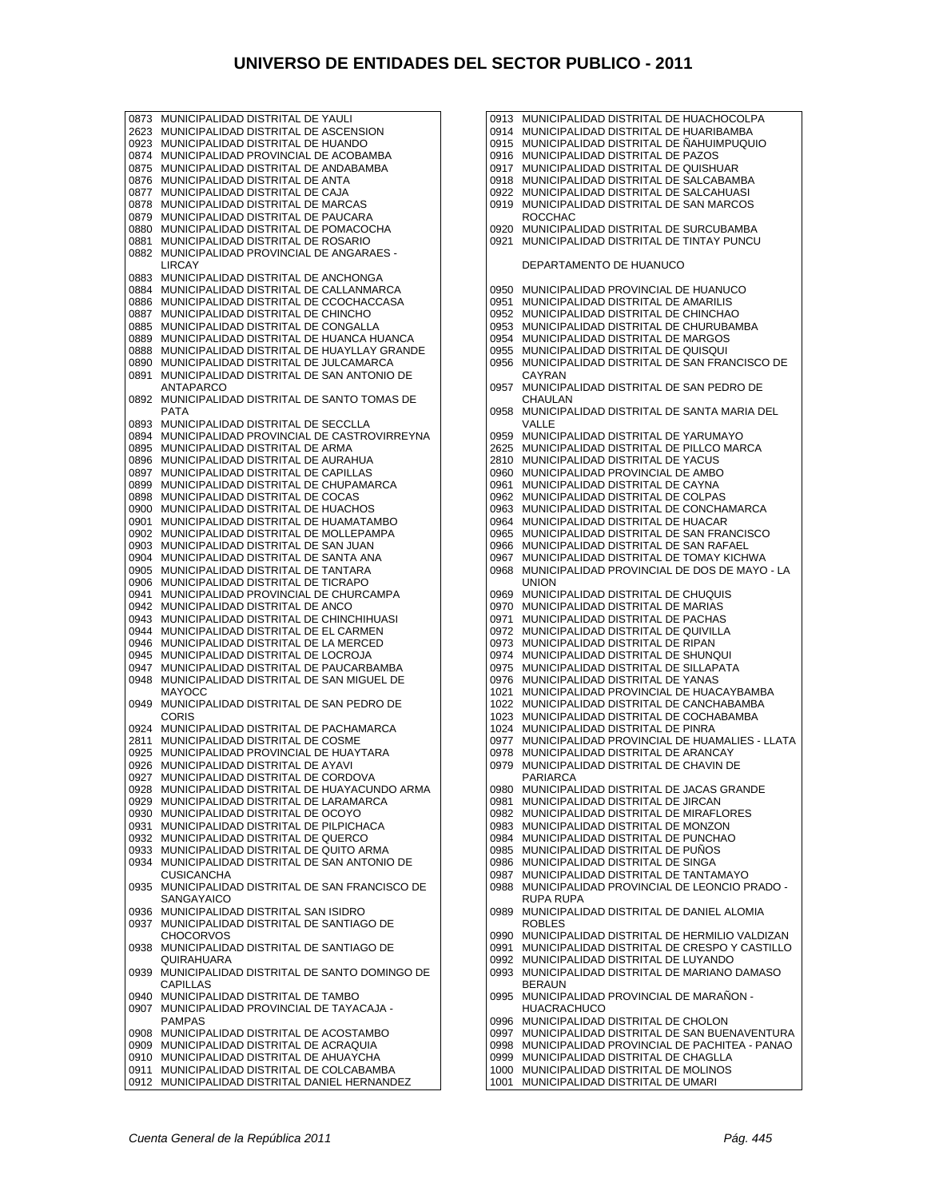# UNIVERSO DE ENTIDADES DEL SECTOR PUBLICO - 2011

0873 MUNICIPALIDAD DISTRITAL DE YAULI
2623 MUNICIPALIDAD DISTRITAL DE ASCENSION
0923 MUNICIPALIDAD DISTRITAL DE HUANDO
0874 MUNICIPALIDAD PROVINCIAL DE ACOBAMBA
0875 MUNICIPALIDAD DISTRITAL DE ANDABAMBA
0876 MUNICIPALIDAD DISTRITAL DE ANTA
0877 MUNICIPALIDAD DISTRITAL DE CAJA
0878 MUNICIPALIDAD DISTRITAL DE MARCAS
0879 MUNICIPALIDAD DISTRITAL DE PAUCARA
0880 MUNICIPALIDAD DISTRITAL DE POMACOCHA
0881 MUNICIPALIDAD DISTRITAL DE ROSARIO
0882 MUNICIPALIDAD PROVINCIAL DE ANGARAES - LIRCAY
0883 MUNICIPALIDAD DISTRITAL DE ANCHONGA
0884 MUNICIPALIDAD DISTRITAL DE CALLANMARCA
0886 MUNICIPALIDAD DISTRITAL DE CCOCHACCASA
0887 MUNICIPALIDAD DISTRITAL DE CHINCHO
0885 MUNICIPALIDAD DISTRITAL DE CONGALLA
0889 MUNICIPALIDAD DISTRITAL DE HUANCA HUANCA
0888 MUNICIPALIDAD DISTRITAL DE HUAYLLAY GRANDE
0890 MUNICIPALIDAD DISTRITAL DE JULCAMARCA
0891 MUNICIPALIDAD DISTRITAL DE SAN ANTONIO DE ANTAPARCO
0892 MUNICIPALIDAD DISTRITAL DE SANTO TOMAS DE PATA
0893 MUNICIPALIDAD DISTRITAL DE SECCLLA
0894 MUNICIPALIDAD PROVINCIAL DE CASTROVIRREYNA
0895 MUNICIPALIDAD DISTRITAL DE ARMA
0896 MUNICIPALIDAD DISTRITAL DE AURAHUA
0897 MUNICIPALIDAD DISTRITAL DE CAPILLAS
0899 MUNICIPALIDAD DISTRITAL DE CHUPAMARCA
0898 MUNICIPALIDAD DISTRITAL DE COCAS
0900 MUNICIPALIDAD DISTRITAL DE HUACHOS
0901 MUNICIPALIDAD DISTRITAL DE HUAMATAMBO
0902 MUNICIPALIDAD DISTRITAL DE MOLLEPAMPA
0903 MUNICIPALIDAD DISTRITAL DE SAN JUAN
0904 MUNICIPALIDAD DISTRITAL DE SANTA ANA
0905 MUNICIPALIDAD DISTRITAL DE TANTARA
0906 MUNICIPALIDAD DISTRITAL DE TICRAPO
0941 MUNICIPALIDAD PROVINCIAL DE CHURCAMPA
0942 MUNICIPALIDAD DISTRITAL DE ANCO
0943 MUNICIPALIDAD DISTRITAL DE CHINCHIHUASI
0944 MUNICIPALIDAD DISTRITAL DE EL CARMEN
0946 MUNICIPALIDAD DISTRITAL DE LA MERCED
0945 MUNICIPALIDAD DISTRITAL DE LOCROJA
0947 MUNICIPALIDAD DISTRITAL DE PAUCARBAMBA
0948 MUNICIPALIDAD DISTRITAL DE SAN MIGUEL DE MAYOCC
0949 MUNICIPALIDAD DISTRITAL DE SAN PEDRO DE CORIS
0924 MUNICIPALIDAD DISTRITAL DE PACHAMARCA
2811 MUNICIPALIDAD DISTRITAL DE COSME
0925 MUNICIPALIDAD PROVINCIAL DE HUAYTARA
0926 MUNICIPALIDAD DISTRITAL DE AYAVI
0927 MUNICIPALIDAD DISTRITAL DE CORDOVA
0928 MUNICIPALIDAD DISTRITAL DE HUAYACUNDO ARMA
0929 MUNICIPALIDAD DISTRITAL DE LARAMARCA
0930 MUNICIPALIDAD DISTRITAL DE OCOYO
0931 MUNICIPALIDAD DISTRITAL DE PILPICHACA
0932 MUNICIPALIDAD DISTRITAL DE QUERCO
0933 MUNICIPALIDAD DISTRITAL DE QUITO ARMA
0934 MUNICIPALIDAD DISTRITAL DE SAN ANTONIO DE CUSICANCHA
0935 MUNICIPALIDAD DISTRITAL DE SAN FRANCISCO DE SANGAYAICO
0936 MUNICIPALIDAD DISTRITAL SAN ISIDRO
0937 MUNICIPALIDAD DISTRITAL DE SANTIAGO DE CHOCORVOS
0938 MUNICIPALIDAD DISTRITAL DE SANTIAGO DE QUIRAHUARA
0939 MUNICIPALIDAD DISTRITAL DE SANTO DOMINGO DE CAPILLAS
0940 MUNICIPALIDAD DISTRITAL DE TAMBO
0907 MUNICIPALIDAD PROVINCIAL DE TAYACAJA - PAMPAS
0908 MUNICIPALIDAD DISTRITAL DE ACOSTAMBO
0909 MUNICIPALIDAD DISTRITAL DE ACRAQUIA
0910 MUNICIPALIDAD DISTRITAL DE AHUAYCHA
0911 MUNICIPALIDAD DISTRITAL DE COLCABAMBA
0912 MUNICIPALIDAD DISTRITAL DANIEL HERNANDEZ
0913 MUNICIPALIDAD DISTRITAL DE HUACHOCOLPA
0914 MUNICIPALIDAD DISTRITAL DE HUARIBAMBA
0915 MUNICIPALIDAD DISTRITAL DE ÑAHUIMPUQUIO
0916 MUNICIPALIDAD DISTRITAL DE PAZOS
0917 MUNICIPALIDAD DISTRITAL DE QUISHUAR
0918 MUNICIPALIDAD DISTRITAL DE SALCABAMBA
0922 MUNICIPALIDAD DISTRITAL DE SALCAHUASI
0919 MUNICIPALIDAD DISTRITAL DE SAN MARCOS ROCCHAC
0920 MUNICIPALIDAD DISTRITAL DE SURCUBAMBA
0921 MUNICIPALIDAD DISTRITAL DE TINTAY PUNCU

DEPARTAMENTO DE HUANUCO

0950 MUNICIPALIDAD PROVINCIAL DE HUANUCO
0951 MUNICIPALIDAD DISTRITAL DE AMARILIS
0952 MUNICIPALIDAD DISTRITAL DE CHINCHAO
0953 MUNICIPALIDAD DISTRITAL DE CHURUBAMBA
0954 MUNICIPALIDAD DISTRITAL DE MARGOS
0955 MUNICIPALIDAD DISTRITAL DE QUISQUI
0956 MUNICIPALIDAD DISTRITAL DE SAN FRANCISCO DE CAYRAN
0957 MUNICIPALIDAD DISTRITAL DE SAN PEDRO DE CHAULAN
0958 MUNICIPALIDAD DISTRITAL DE SANTA MARIA DEL VALLE
0959 MUNICIPALIDAD DISTRITAL DE YARUMAYO
2625 MUNICIPALIDAD DISTRITAL DE PILLCO MARCA
2810 MUNICIPALIDAD DISTRITAL DE YACUS
0960 MUNICIPALIDAD PROVINCIAL DE AMBO
0961 MUNICIPALIDAD DISTRITAL DE CAYNA
0962 MUNICIPALIDAD DISTRITAL DE COLPAS
0963 MUNICIPALIDAD DISTRITAL DE CONCHAMARCA
0964 MUNICIPALIDAD DISTRITAL DE HUACAR
0965 MUNICIPALIDAD DISTRITAL DE SAN FRANCISCO
0966 MUNICIPALIDAD DISTRITAL DE SAN RAFAEL
0967 MUNICIPALIDAD DISTRITAL DE TOMAY KICHWA
0968 MUNICIPALIDAD PROVINCIAL DE DOS DE MAYO - LA UNION
0969 MUNICIPALIDAD DISTRITAL DE CHUQUIS
0970 MUNICIPALIDAD DISTRITAL DE MARIAS
0971 MUNICIPALIDAD DISTRITAL DE PACHAS
0972 MUNICIPALIDAD DISTRITAL DE QUIVILLA
0973 MUNICIPALIDAD DISTRITAL DE RIPAN
0974 MUNICIPALIDAD DISTRITAL DE SHUNQUI
0975 MUNICIPALIDAD DISTRITAL DE SILLAPATA
0976 MUNICIPALIDAD DISTRITAL DE YANAS
1021 MUNICIPALIDAD PROVINCIAL DE HUACAYBAMBA
1022 MUNICIPALIDAD DISTRITAL DE CANCHABAMBA
1023 MUNICIPALIDAD DISTRITAL DE COCHABAMBA
1024 MUNICIPALIDAD DISTRITAL DE PINRA
0977 MUNICIPALIDAD PROVINCIAL DE HUAMALIES - LLATA
0978 MUNICIPALIDAD DISTRITAL DE ARANCAY
0979 MUNICIPALIDAD DISTRITAL DE CHAVIN DE PARIARCA
0980 MUNICIPALIDAD DISTRITAL DE JACAS GRANDE
0981 MUNICIPALIDAD DISTRITAL DE JIRCAN
0982 MUNICIPALIDAD DISTRITAL DE MIRAFLORES
0983 MUNICIPALIDAD DISTRITAL DE MONZON
0984 MUNICIPALIDAD DISTRITAL DE PUNCHAO
0985 MUNICIPALIDAD DISTRITAL DE PUÑOS
0986 MUNICIPALIDAD DISTRITAL DE SINGA
0987 MUNICIPALIDAD DISTRITAL DE TANTAMAYO
0988 MUNICIPALIDAD PROVINCIAL DE LEONCIO PRADO - RUPA RUPA
0989 MUNICIPALIDAD DISTRITAL DE DANIEL ALOMIA ROBLES
0990 MUNICIPALIDAD DISTRITAL DE HERMILIO VALDIZAN
0991 MUNICIPALIDAD DISTRITAL DE CRESPO Y CASTILLO
0992 MUNICIPALIDAD DISTRITAL DE LUYANDO
0993 MUNICIPALIDAD DISTRITAL DE MARIANO DAMASO BERAUN
0995 MUNICIPALIDAD PROVINCIAL DE MARAÑON - HUACRACHUCO
0996 MUNICIPALIDAD DISTRITAL DE CHOLON
0997 MUNICIPALIDAD DISTRITAL DE SAN BUENAVENTURA
0998 MUNICIPALIDAD PROVINCIAL DE PACHITEA - PANAO
0999 MUNICIPALIDAD DISTRITAL DE CHAGLLA
1000 MUNICIPALIDAD DISTRITAL DE MOLINOS
1001 MUNICIPALIDAD DISTRITAL DE UMARI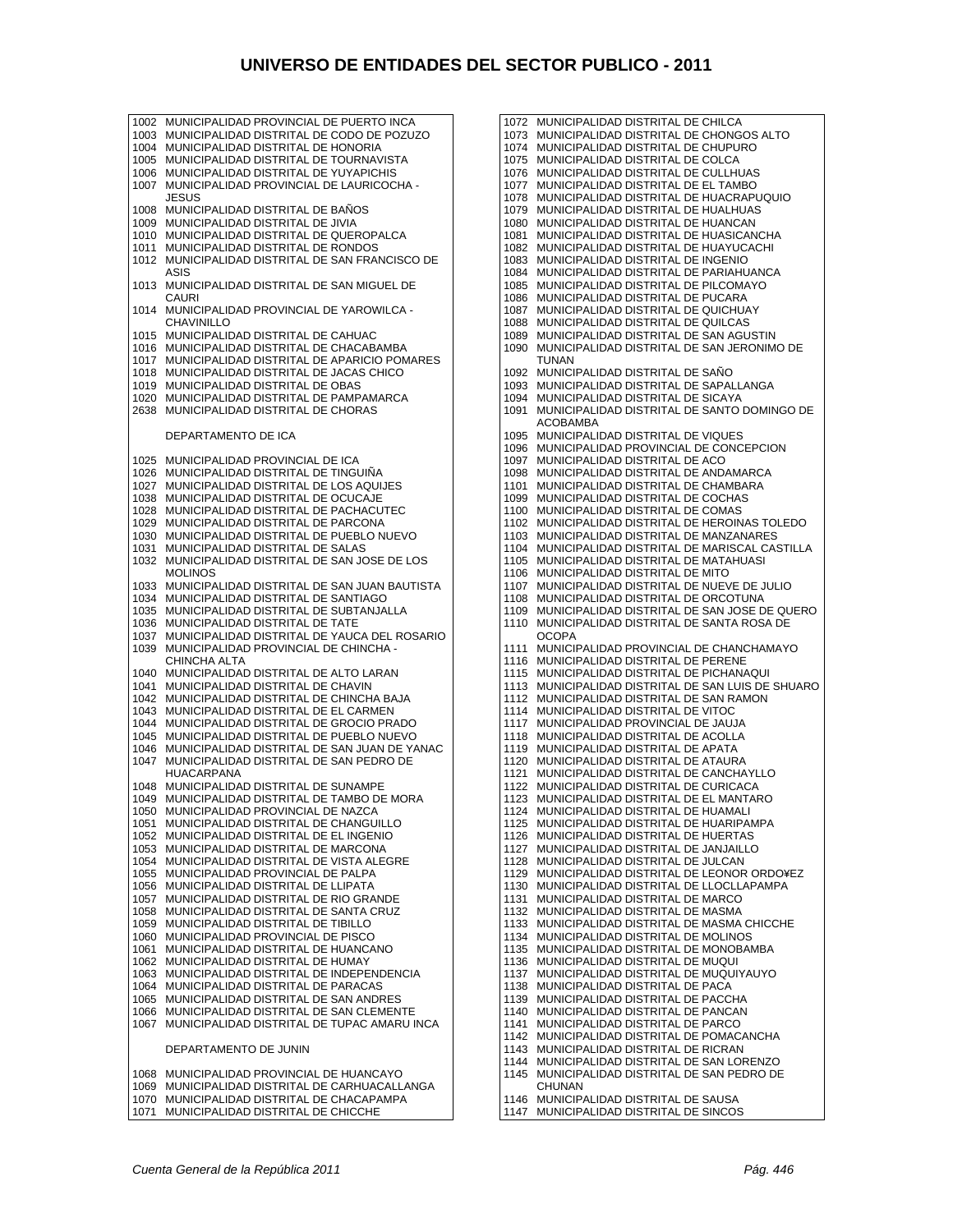# UNIVERSO DE ENTIDADES DEL SECTOR PUBLICO - 2011

1002 MUNICIPALIDAD PROVINCIAL DE PUERTO INCA
1003 MUNICIPALIDAD DISTRITAL DE CODO DE POZUZO
1004 MUNICIPALIDAD DISTRITAL DE HONORIA
1005 MUNICIPALIDAD DISTRITAL DE TOURNAVISTA
1006 MUNICIPALIDAD DISTRITAL DE YUYAPICHIS
1007 MUNICIPALIDAD PROVINCIAL DE LAURICOCHA - JESUS
1008 MUNICIPALIDAD DISTRITAL DE BAÑOS
1009 MUNICIPALIDAD DISTRITAL DE JIVIA
1010 MUNICIPALIDAD DISTRITAL DE QUEROPALCA
1011 MUNICIPALIDAD DISTRITAL DE RONDOS
1012 MUNICIPALIDAD DISTRITAL DE SAN FRANCISCO DE ASIS
1013 MUNICIPALIDAD DISTRITAL DE SAN MIGUEL DE CAURI
1014 MUNICIPALIDAD PROVINCIAL DE YAROWILCA - CHAVINILLO
1015 MUNICIPALIDAD DISTRITAL DE CAHUAC
1016 MUNICIPALIDAD DISTRITAL DE CHACABAMBA
1017 MUNICIPALIDAD DISTRITAL DE APARICIO POMARES
1018 MUNICIPALIDAD DISTRITAL DE JACAS CHICO
1019 MUNICIPALIDAD DISTRITAL DE OBAS
1020 MUNICIPALIDAD DISTRITAL DE PAMPAMARCA
2638 MUNICIPALIDAD DISTRITAL DE CHORAS

DEPARTAMENTO DE ICA

1025 MUNICIPALIDAD PROVINCIAL DE ICA
1026 MUNICIPALIDAD DISTRITAL DE TINGUIÑA
1027 MUNICIPALIDAD DISTRITAL DE LOS AQUIJES
1038 MUNICIPALIDAD DISTRITAL DE OCUCAJE
1028 MUNICIPALIDAD DISTRITAL DE PACHACUTEC
1029 MUNICIPALIDAD DISTRITAL DE PARCONA
1030 MUNICIPALIDAD DISTRITAL DE PUEBLO NUEVO
1031 MUNICIPALIDAD DISTRITAL DE SALAS
1032 MUNICIPALIDAD DISTRITAL DE SAN JOSE DE LOS MOLINOS
1033 MUNICIPALIDAD DISTRITAL DE SAN JUAN BAUTISTA
1034 MUNICIPALIDAD DISTRITAL DE SANTIAGO
1035 MUNICIPALIDAD DISTRITAL DE SUBTANJALLA
1036 MUNICIPALIDAD DISTRITAL DE TATE
1037 MUNICIPALIDAD DISTRITAL DE YAUCA DEL ROSARIO
1039 MUNICIPALIDAD PROVINCIAL DE CHINCHA - CHINCHA ALTA
1040 MUNICIPALIDAD DISTRITAL DE ALTO LARAN
1041 MUNICIPALIDAD DISTRITAL DE CHAVIN
1042 MUNICIPALIDAD DISTRITAL DE CHINCHA BAJA
1043 MUNICIPALIDAD DISTRITAL DE EL CARMEN
1044 MUNICIPALIDAD DISTRITAL DE GROCIO PRADO
1045 MUNICIPALIDAD DISTRITAL DE PUEBLO NUEVO
1046 MUNICIPALIDAD DISTRITAL DE SAN JUAN DE YANAC
1047 MUNICIPALIDAD DISTRITAL DE SAN PEDRO DE HUACARPANA
1048 MUNICIPALIDAD DISTRITAL DE SUNAMPE
1049 MUNICIPALIDAD DISTRITAL DE TAMBO DE MORA
1050 MUNICIPALIDAD PROVINCIAL DE NAZCA
1051 MUNICIPALIDAD DISTRITAL DE CHANGUILLO
1052 MUNICIPALIDAD DISTRITAL DE EL INGENIO
1053 MUNICIPALIDAD DISTRITAL DE MARCONA
1054 MUNICIPALIDAD DISTRITAL DE VISTA ALEGRE
1055 MUNICIPALIDAD PROVINCIAL DE PALPA
1056 MUNICIPALIDAD DISTRITAL DE LLIPATA
1057 MUNICIPALIDAD DISTRITAL DE RIO GRANDE
1058 MUNICIPALIDAD DISTRITAL DE SANTA CRUZ
1059 MUNICIPALIDAD DISTRITAL DE TIBILLO
1060 MUNICIPALIDAD PROVINCIAL DE PISCO
1061 MUNICIPALIDAD DISTRITAL DE HUANCANO
1062 MUNICIPALIDAD DISTRITAL DE HUMAY
1063 MUNICIPALIDAD DISTRITAL DE INDEPENDENCIA
1064 MUNICIPALIDAD DISTRITAL DE PARACAS
1065 MUNICIPALIDAD DISTRITAL DE SAN ANDRES
1066 MUNICIPALIDAD DISTRITAL DE SAN CLEMENTE
1067 MUNICIPALIDAD DISTRITAL DE TUPAC AMARU INCA

DEPARTAMENTO DE JUNIN

1068 MUNICIPALIDAD PROVINCIAL DE HUANCAYO
1069 MUNICIPALIDAD DISTRITAL DE CARHUACALLANGA
1070 MUNICIPALIDAD DISTRITAL DE CHACAPAMPA
1071 MUNICIPALIDAD DISTRITAL DE CHICCHE
1072 MUNICIPALIDAD DISTRITAL DE CHILCA
1073 MUNICIPALIDAD DISTRITAL DE CHONGOS ALTO
1074 MUNICIPALIDAD DISTRITAL DE CHUPURO
1075 MUNICIPALIDAD DISTRITAL DE COLCA
1076 MUNICIPALIDAD DISTRITAL DE CULLHUAS
1077 MUNICIPALIDAD DISTRITAL DE EL TAMBO
1078 MUNICIPALIDAD DISTRITAL DE HUACRAPUQUIO
1079 MUNICIPALIDAD DISTRITAL DE HUALHUAS
1080 MUNICIPALIDAD DISTRITAL DE HUANCAN
1081 MUNICIPALIDAD DISTRITAL DE HUASICANCHA
1082 MUNICIPALIDAD DISTRITAL DE HUAYUCACHI
1083 MUNICIPALIDAD DISTRITAL DE INGENIO
1084 MUNICIPALIDAD DISTRITAL DE PARIAHUANCA
1085 MUNICIPALIDAD DISTRITAL DE PILCOMAYO
1086 MUNICIPALIDAD DISTRITAL DE PUCARA
1087 MUNICIPALIDAD DISTRITAL DE QUICHUAY
1088 MUNICIPALIDAD DISTRITAL DE QUILCAS
1089 MUNICIPALIDAD DISTRITAL DE SAN AGUSTIN
1090 MUNICIPALIDAD DISTRITAL DE SAN JERONIMO DE TUNAN
1092 MUNICIPALIDAD DISTRITAL DE SAÑO
1093 MUNICIPALIDAD DISTRITAL DE SAPALLANGA
1094 MUNICIPALIDAD DISTRITAL DE SICAYA
1091 MUNICIPALIDAD DISTRITAL DE SANTO DOMINGO DE ACOBAMBA
1095 MUNICIPALIDAD DISTRITAL DE VIQUES
1096 MUNICIPALIDAD PROVINCIAL DE CONCEPCION
1097 MUNICIPALIDAD DISTRITAL DE ACO
1098 MUNICIPALIDAD DISTRITAL DE ANDAMARCA
1101 MUNICIPALIDAD DISTRITAL DE CHAMBARA
1099 MUNICIPALIDAD DISTRITAL DE COCHAS
1100 MUNICIPALIDAD DISTRITAL DE COMAS
1102 MUNICIPALIDAD DISTRITAL DE HEROINAS TOLEDO
1103 MUNICIPALIDAD DISTRITAL DE MANZANARES
1104 MUNICIPALIDAD DISTRITAL DE MARISCAL CASTILLA
1105 MUNICIPALIDAD DISTRITAL DE MATAHUASI
1106 MUNICIPALIDAD DISTRITAL DE MITO
1107 MUNICIPALIDAD DISTRITAL DE NUEVE DE JULIO
1108 MUNICIPALIDAD DISTRITAL DE ORCOTUNA
1109 MUNICIPALIDAD DISTRITAL DE SAN JOSE DE QUERO
1110 MUNICIPALIDAD DISTRITAL DE SANTA ROSA DE OCOPA
1111 MUNICIPALIDAD PROVINCIAL DE CHANCHAMAYO
1116 MUNICIPALIDAD DISTRITAL DE PERENE
1115 MUNICIPALIDAD DISTRITAL DE PICHANAQUI
1113 MUNICIPALIDAD DISTRITAL DE SAN LUIS DE SHUARO
1112 MUNICIPALIDAD DISTRITAL DE SAN RAMON
1114 MUNICIPALIDAD DISTRITAL DE VITOC
1117 MUNICIPALIDAD PROVINCIAL DE JAUJA
1118 MUNICIPALIDAD DISTRITAL DE ACOLLA
1119 MUNICIPALIDAD DISTRITAL DE APATA
1120 MUNICIPALIDAD DISTRITAL DE ATAURA
1121 MUNICIPALIDAD DISTRITAL DE CANCHAYLLO
1122 MUNICIPALIDAD DISTRITAL DE CURICACA
1123 MUNICIPALIDAD DISTRITAL DE EL MANTARO
1124 MUNICIPALIDAD DISTRITAL DE HUAMALI
1125 MUNICIPALIDAD DISTRITAL DE HUARIPAMPA
1126 MUNICIPALIDAD DISTRITAL DE HUERTAS
1127 MUNICIPALIDAD DISTRITAL DE JANJAILLO
1128 MUNICIPALIDAD DISTRITAL DE JULCAN
1129 MUNICIPALIDAD DISTRITAL DE LEONOR ORDO¥EZ
1130 MUNICIPALIDAD DISTRITAL DE LLOCLLAPAMPA
1131 MUNICIPALIDAD DISTRITAL DE MARCO
1132 MUNICIPALIDAD DISTRITAL DE MASMA
1133 MUNICIPALIDAD DISTRITAL DE MASMA CHICCHE
1134 MUNICIPALIDAD DISTRITAL DE MOLINOS
1135 MUNICIPALIDAD DISTRITAL DE MONOBAMBA
1136 MUNICIPALIDAD DISTRITAL DE MUQUI
1137 MUNICIPALIDAD DISTRITAL DE MUQUIYAUYO
1138 MUNICIPALIDAD DISTRITAL DE PACA
1139 MUNICIPALIDAD DISTRITAL DE PACCHA
1140 MUNICIPALIDAD DISTRITAL DE PANCAN
1141 MUNICIPALIDAD DISTRITAL DE PARCO
1142 MUNICIPALIDAD DISTRITAL DE POMACANCHA
1143 MUNICIPALIDAD DISTRITAL DE RICRAN
1144 MUNICIPALIDAD DISTRITAL DE SAN LORENZO
1145 MUNICIPALIDAD DISTRITAL DE SAN PEDRO DE CHUNAN
1146 MUNICIPALIDAD DISTRITAL DE SAUSA
1147 MUNICIPALIDAD DISTRITAL DE SINCOS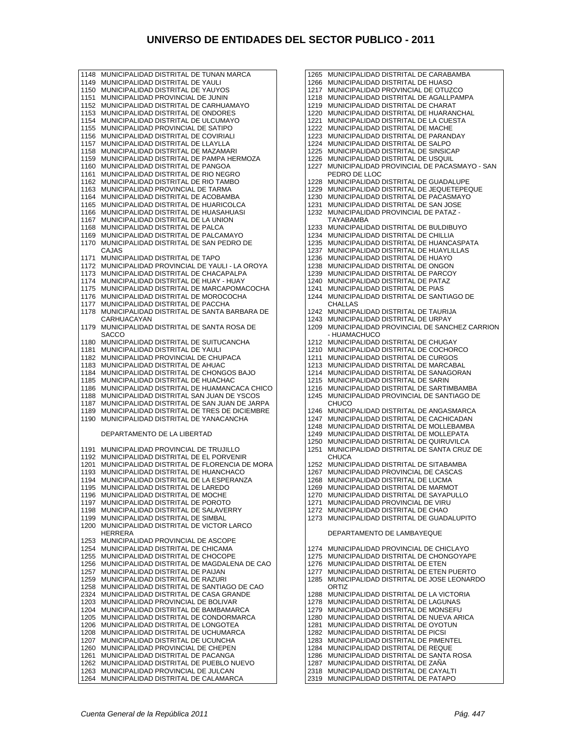# UNIVERSO DE ENTIDADES DEL SECTOR PUBLICO - 2011

1148 MUNICIPALIDAD DISTRITAL DE TUNAN MARCA
1149 MUNICIPALIDAD DISTRITAL DE YAULI
1150 MUNICIPALIDAD DISTRITAL DE YAUYOS
1151 MUNICIPALIDAD PROVINCIAL DE JUNIN
1152 MUNICIPALIDAD DISTRITAL DE CARHUAMAYO
1153 MUNICIPALIDAD DISTRITAL DE ONDORES
1154 MUNICIPALIDAD DISTRITAL DE ULCUMAYO
1155 MUNICIPALIDAD PROVINCIAL DE SATIPO
1156 MUNICIPALIDAD DISTRITAL DE COVIRIALI
1157 MUNICIPALIDAD DISTRITAL DE LLAYLLA
1158 MUNICIPALIDAD DISTRITAL DE MAZAMARI
1159 MUNICIPALIDAD DISTRITAL DE PAMPA HERMOZA
1160 MUNICIPALIDAD DISTRITAL DE PANGOA
1161 MUNICIPALIDAD DISTRITAL DE RIO NEGRO
1162 MUNICIPALIDAD DISTRITAL DE RIO TAMBO
1163 MUNICIPALIDAD PROVINCIAL DE TARMA
1164 MUNICIPALIDAD DISTRITAL DE ACOBAMBA
1165 MUNICIPALIDAD DISTRITAL DE HUARICOLCA
1166 MUNICIPALIDAD DISTRITAL DE HUASAHUASI
1167 MUNICIPALIDAD DISTRITAL DE LA UNION
1168 MUNICIPALIDAD DISTRITAL DE PALCA
1169 MUNICIPALIDAD DISTRITAL DE PALCAMAYO
1170 MUNICIPALIDAD DISTRITAL DE SAN PEDRO DE CAJAS
1171 MUNICIPALIDAD DISTRITAL DE TAPO
1172 MUNICIPALIDAD PROVINCIAL DE YAULI - LA OROYA
1173 MUNICIPALIDAD DISTRITAL DE CHACAPALPA
1174 MUNICIPALIDAD DISTRITAL DE HUAY - HUAY
1175 MUNICIPALIDAD DISTRITAL DE MARCAPOMACOCHA
1176 MUNICIPALIDAD DISTRITAL DE MOROCOCHA
1177 MUNICIPALIDAD DISTRITAL DE PACCHA
1178 MUNICIPALIDAD DISTRITAL DE SANTA BARBARA DE CARHUACAYAN
1179 MUNICIPALIDAD DISTRITAL DE SANTA ROSA DE SACCO
1180 MUNICIPALIDAD DISTRITAL DE SUITUCANCHA
1181 MUNICIPALIDAD DISTRITAL DE YAULI
1182 MUNICIPALIDAD PROVINCIAL DE CHUPACA
1183 MUNICIPALIDAD DISTRITAL DE AHUAC
1184 MUNICIPALIDAD DISTRITAL DE CHONGOS BAJO
1185 MUNICIPALIDAD DISTRITAL DE HUACHAC
1186 MUNICIPALIDAD DISTRITAL DE HUAMANCACA CHICO
1188 MUNICIPALIDAD DISTRITAL SAN JUAN DE YSCOS
1187 MUNICIPALIDAD DISTRITAL DE SAN JUAN DE JARPA
1189 MUNICIPALIDAD DISTRITAL DE TRES DE DICIEMBRE
1190 MUNICIPALIDAD DISTRITAL DE YANACANCHA

DEPARTAMENTO DE LA LIBERTAD

1191 MUNICIPALIDAD PROVINCIAL DE TRUJILLO
1192 MUNICIPALIDAD DISTRITAL DE EL PORVENIR
1201 MUNICIPALIDAD DISTRITAL DE FLORENCIA DE MORA
1193 MUNICIPALIDAD DISTRITAL DE HUANCHACO
1194 MUNICIPALIDAD DISTRITAL DE LA ESPERANZA
1195 MUNICIPALIDAD DISTRITAL DE LAREDO
1196 MUNICIPALIDAD DISTRITAL DE MOCHE
1197 MUNICIPALIDAD DISTRITAL DE POROTO
1198 MUNICIPALIDAD DISTRITAL DE SALAVERRY
1199 MUNICIPALIDAD DISTRITAL DE SIMBAL
1200 MUNICIPALIDAD DISTRITAL DE VICTOR LARCO HERRERA
1253 MUNICIPALIDAD PROVINCIAL DE ASCOPE
1254 MUNICIPALIDAD DISTRITAL DE CHICAMA
1255 MUNICIPALIDAD DISTRITAL DE CHOCOPE
1256 MUNICIPALIDAD DISTRITAL DE MAGDALENA DE CAO
1257 MUNICIPALIDAD DISTRITAL DE PAIJAN
1259 MUNICIPALIDAD DISTRITAL DE RAZURI
1258 MUNICIPALIDAD DISTRITAL DE SANTIAGO DE CAO
2324 MUNICIPALIDAD DISTRITAL DE CASA GRANDE
1203 MUNICIPALIDAD PROVINCIAL DE BOLIVAR
1204 MUNICIPALIDAD DISTRITAL DE BAMBAMARCA
1205 MUNICIPALIDAD DISTRITAL DE CONDORMARCA
1206 MUNICIPALIDAD DISTRITAL DE LONGOTEA
1208 MUNICIPALIDAD DISTRITAL DE UCHUMARCA
1207 MUNICIPALIDAD DISTRITAL DE UCUNCHA
1260 MUNICIPALIDAD PROVINCIAL DE CHEPEN
1261 MUNICIPALIDAD DISTRITAL DE PACANGA
1262 MUNICIPALIDAD DISTRITAL DE PUEBLO NUEVO
1263 MUNICIPALIDAD PROVINCIAL DE JULCAN
1264 MUNICIPALIDAD DISTRITAL DE CALAMARCA
1265 MUNICIPALIDAD DISTRITAL DE CARABAMBA
1266 MUNICIPALIDAD DISTRITAL DE HUASO
1217 MUNICIPALIDAD PROVINCIAL DE OTUZCO
1218 MUNICIPALIDAD DISTRITAL DE AGALLPAMPA
1219 MUNICIPALIDAD DISTRITAL DE CHARAT
1220 MUNICIPALIDAD DISTRITAL DE HUARANCHAL
1221 MUNICIPALIDAD DISTRITAL DE LA CUESTA
1222 MUNICIPALIDAD DISTRITAL DE MACHE
1223 MUNICIPALIDAD DISTRITAL DE PARANDAY
1224 MUNICIPALIDAD DISTRITAL DE SALPO
1225 MUNICIPALIDAD DISTRITAL DE SINSICAP
1226 MUNICIPALIDAD DISTRITAL DE USQUIL
1227 MUNICIPALIDAD PROVINCIAL DE PACASMAYO - SAN PEDRO DE LLOC
1228 MUNICIPALIDAD DISTRITAL DE GUADALUPE
1229 MUNICIPALIDAD DISTRITAL DE JEQUETEPEQUE
1230 MUNICIPALIDAD DISTRITAL DE PACASMAYO
1231 MUNICIPALIDAD DISTRITAL DE SAN JOSE
1232 MUNICIPALIDAD PROVINCIAL DE PATAZ - TAYABAMBA
1233 MUNICIPALIDAD DISTRITAL DE BULDIBUYO
1234 MUNICIPALIDAD DISTRITAL DE CHILLIA
1235 MUNICIPALIDAD DISTRITAL DE HUANCASPATA
1237 MUNICIPALIDAD DISTRITAL DE HUAYLILLAS
1236 MUNICIPALIDAD DISTRITAL DE HUAYO
1238 MUNICIPALIDAD DISTRITAL DE ONGON
1239 MUNICIPALIDAD DISTRITAL DE PARCOY
1240 MUNICIPALIDAD DISTRITAL DE PATAZ
1241 MUNICIPALIDAD DISTRITAL DE PIAS
1244 MUNICIPALIDAD DISTRITAL DE SANTIAGO DE CHALLAS
1242 MUNICIPALIDAD DISTRITAL DE TAURIJA
1243 MUNICIPALIDAD DISTRITAL DE URPAY
1209 MUNICIPALIDAD PROVINCIAL DE SANCHEZ CARRION - HUAMACHUCO
1212 MUNICIPALIDAD DISTRITAL DE CHUGAY
1210 MUNICIPALIDAD DISTRITAL DE COCHORCO
1211 MUNICIPALIDAD DISTRITAL DE CURGOS
1213 MUNICIPALIDAD DISTRITAL DE MARCABAL
1214 MUNICIPALIDAD DISTRITAL DE SANAGORAN
1215 MUNICIPALIDAD DISTRITAL DE SARIN
1216 MUNICIPALIDAD DISTRITAL DE SARTIMBAMBA
1245 MUNICIPALIDAD PROVINCIAL DE SANTIAGO DE CHUCO
1246 MUNICIPALIDAD DISTRITAL DE ANGASMARCA
1247 MUNICIPALIDAD DISTRITAL DE CACHICADAN
1248 MUNICIPALIDAD DISTRITAL DE MOLLEBAMBA
1249 MUNICIPALIDAD DISTRITAL DE MOLLEPATA
1250 MUNICIPALIDAD DISTRITAL DE QUIRUVILCA
1251 MUNICIPALIDAD DISTRITAL DE SANTA CRUZ DE CHUCA
1252 MUNICIPALIDAD DISTRITAL DE SITABAMBA
1267 MUNICIPALIDAD PROVINCIAL DE CASCAS
1268 MUNICIPALIDAD DISTRITAL DE LUCMA
1269 MUNICIPALIDAD DISTRITAL DE MARMOT
1270 MUNICIPALIDAD DISTRITAL DE SAYAPULLO
1271 MUNICIPALIDAD PROVINCIAL DE VIRU
1272 MUNICIPALIDAD DISTRITAL DE CHAO
1273 MUNICIPALIDAD DISTRITAL DE GUADALUPITO

DEPARTAMENTO DE LAMBAYEQUE

1274 MUNICIPALIDAD PROVINCIAL DE CHICLAYO
1275 MUNICIPALIDAD DISTRITAL DE CHONGOYAPE
1276 MUNICIPALIDAD DISTRITAL DE ETEN
1277 MUNICIPALIDAD DISTRITAL DE ETEN PUERTO
1285 MUNICIPALIDAD DISTRITAL DE JOSE LEONARDO ORTIZ
1288 MUNICIPALIDAD DISTRITAL DE LA VICTORIA
1278 MUNICIPALIDAD DISTRITAL DE LAGUNAS
1279 MUNICIPALIDAD DISTRITAL DE MONSEFU
1280 MUNICIPALIDAD DISTRITAL DE NUEVA ARICA
1281 MUNICIPALIDAD DISTRITAL DE OYOTUN
1282 MUNICIPALIDAD DISTRITAL DE PICSI
1283 MUNICIPALIDAD DISTRITAL DE PIMENTEL
1284 MUNICIPALIDAD DISTRITAL DE REQUE
1286 MUNICIPALIDAD DISTRITAL DE SANTA ROSA
1287 MUNICIPALIDAD DISTRITAL DE ZAÑA
2318 MUNICIPALIDAD DISTRITAL DE CAYALTI
2319 MUNICIPALIDAD DISTRITAL DE PATAPO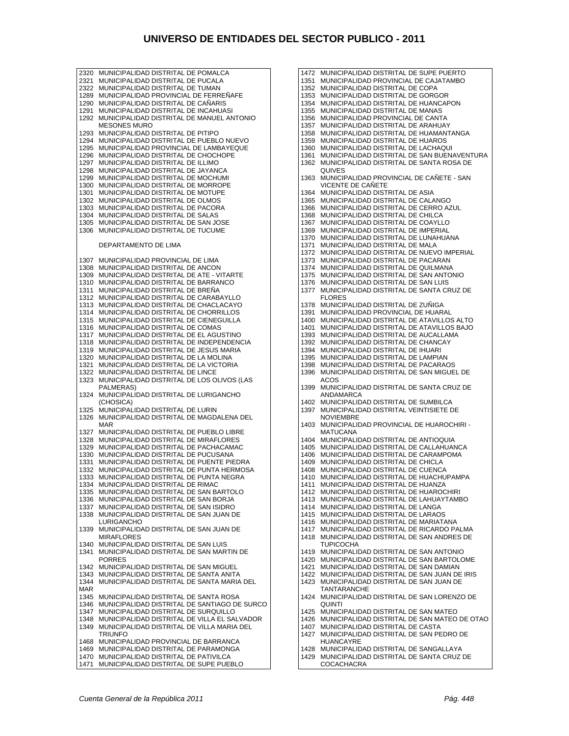# UNIVERSO DE ENTIDADES DEL SECTOR PUBLICO - 2011

2320 MUNICIPALIDAD DISTRITAL DE POMALCA
2321 MUNICIPALIDAD DISTRITAL DE PUCALA
2322 MUNICIPALIDAD DISTRITAL DE TUMAN
1289 MUNICIPALIDAD PROVINCIAL DE FERREÑAFE
1290 MUNICIPALIDAD DISTRITAL DE CAÑARIS
1291 MUNICIPALIDAD DISTRITAL DE INCAHUASI
1292 MUNICIPALIDAD DISTRITAL DE MANUEL ANTONIO MESONES MURO
1293 MUNICIPALIDAD DISTRITAL DE PITIPO
1294 MUNICIPALIDAD DISTRITAL DE PUEBLO NUEVO
1295 MUNICIPALIDAD PROVINCIAL DE LAMBAYEQUE
1296 MUNICIPALIDAD DISTRITAL DE CHOCHOPE
1297 MUNICIPALIDAD DISTRITAL DE ILLIMO
1298 MUNICIPALIDAD DISTRITAL DE JAYANCA
1299 MUNICIPALIDAD DISTRITAL DE MOCHUMI
1300 MUNICIPALIDAD DISTRITAL DE MORROPE
1301 MUNICIPALIDAD DISTRITAL DE MOTUPE
1302 MUNICIPALIDAD DISTRITAL DE OLMOS
1303 MUNICIPALIDAD DISTRITAL DE PACORA
1304 MUNICIPALIDAD DISTRITAL DE SALAS
1305 MUNICIPALIDAD DISTRITAL DE SAN JOSE
1306 MUNICIPALIDAD DISTRITAL DE TUCUME

DEPARTAMENTO DE LIMA

1307 MUNICIPALIDAD PROVINCIAL DE LIMA
1308 MUNICIPALIDAD DISTRITAL DE ANCON
1309 MUNICIPALIDAD DISTRITAL DE ATE - VITARTE
1310 MUNICIPALIDAD DISTRITAL DE BARRANCO
1311 MUNICIPALIDAD DISTRITAL DE BREÑA
1312 MUNICIPALIDAD DISTRITAL DE CARABAYLLO
1313 MUNICIPALIDAD DISTRITAL DE CHACLACAYO
1314 MUNICIPALIDAD DISTRITAL DE CHORRILLOS
1315 MUNICIPALIDAD DISTRITAL DE CIENEGUILLA
1316 MUNICIPALIDAD DISTRITAL DE COMAS
1317 MUNICIPALIDAD DISTRITAL DE EL AGUSTINO
1318 MUNICIPALIDAD DISTRITAL DE INDEPENDENCIA
1319 MUNICIPALIDAD DISTRITAL DE JESUS MARIA
1320 MUNICIPALIDAD DISTRITAL DE LA MOLINA
1321 MUNICIPALIDAD DISTRITAL DE LA VICTORIA
1322 MUNICIPALIDAD DISTRITAL DE LINCE
1323 MUNICIPALIDAD DISTRITAL DE LOS OLIVOS (LAS PALMERAS)
1324 MUNICIPALIDAD DISTRITAL DE LURIGANCHO (CHOSICA)
1325 MUNICIPALIDAD DISTRITAL DE LURIN
1326 MUNICIPALIDAD DISTRITAL DE MAGDALENA DEL MAR
1327 MUNICIPALIDAD DISTRITAL DE PUEBLO LIBRE
1328 MUNICIPALIDAD DISTRITAL DE MIRAFLORES
1329 MUNICIPALIDAD DISTRITAL DE PACHACAMAC
1330 MUNICIPALIDAD DISTRITAL DE PUCUSANA
1331 MUNICIPALIDAD DISTRITAL DE PUENTE PIEDRA
1332 MUNICIPALIDAD DISTRITAL DE PUNTA HERMOSA
1333 MUNICIPALIDAD DISTRITAL DE PUNTA NEGRA
1334 MUNICIPALIDAD DISTRITAL DE RIMAC
1335 MUNICIPALIDAD DISTRITAL DE SAN BARTOLO
1336 MUNICIPALIDAD DISTRITAL DE SAN BORJA
1337 MUNICIPALIDAD DISTRITAL DE SAN ISIDRO
1338 MUNICIPALIDAD DISTRITAL DE SAN JUAN DE LURIGANCHO
1339 MUNICIPALIDAD DISTRITAL DE SAN JUAN DE MIRAFLORES
1340 MUNICIPALIDAD DISTRITAL DE SAN LUIS
1341 MUNICIPALIDAD DISTRITAL DE SAN MARTIN DE PORRES
1342 MUNICIPALIDAD DISTRITAL DE SAN MIGUEL
1343 MUNICIPALIDAD DISTRITAL DE SANTA ANITA
1344 MUNICIPALIDAD DISTRITAL DE SANTA MARIA DEL MAR
1345 MUNICIPALIDAD DISTRITAL DE SANTA ROSA
1346 MUNICIPALIDAD DISTRITAL DE SANTIAGO DE SURCO
1347 MUNICIPALIDAD DISTRITAL DE SURQUILLO
1348 MUNICIPALIDAD DISTRITAL DE VILLA EL SALVADOR
1349 MUNICIPALIDAD DISTRITAL DE VILLA MARIA DEL TRIUNFO
1468 MUNICIPALIDAD PROVINCIAL DE BARRANCA
1469 MUNICIPALIDAD DISTRITAL DE PARAMONGA
1470 MUNICIPALIDAD DISTRITAL DE PATIVILCA
1471 MUNICIPALIDAD DISTRITAL DE SUPE PUEBLO
1472 MUNICIPALIDAD DISTRITAL DE SUPE PUERTO
1351 MUNICIPALIDAD PROVINCIAL DE CAJATAMBO
1352 MUNICIPALIDAD DISTRITAL DE COPA
1353 MUNICIPALIDAD DISTRITAL DE GORGOR
1354 MUNICIPALIDAD DISTRITAL DE HUANCAPON
1355 MUNICIPALIDAD DISTRITAL DE MANAS
1356 MUNICIPALIDAD PROVINCIAL DE CANTA
1357 MUNICIPALIDAD DISTRITAL DE ARAHUAY
1358 MUNICIPALIDAD DISTRITAL DE HUAMANTANGA
1359 MUNICIPALIDAD DISTRITAL DE HUAROS
1360 MUNICIPALIDAD DISTRITAL DE LACHAQUI
1361 MUNICIPALIDAD DISTRITAL DE SAN BUENAVENTURA
1362 MUNICIPALIDAD DISTRITAL DE SANTA ROSA DE QUIVES
1363 MUNICIPALIDAD PROVINCIAL DE CAÑETE - SAN VICENTE DE CAÑETE
1364 MUNICIPALIDAD DISTRITAL DE ASIA
1365 MUNICIPALIDAD DISTRITAL DE CALANGO
1366 MUNICIPALIDAD DISTRITAL DE CERRO AZUL
1368 MUNICIPALIDAD DISTRITAL DE CHILCA
1367 MUNICIPALIDAD DISTRITAL DE COAYLLO
1369 MUNICIPALIDAD DISTRITAL DE IMPERIAL
1370 MUNICIPALIDAD DISTRITAL DE LUNAHUANA
1371 MUNICIPALIDAD DISTRITAL DE MALA
1372 MUNICIPALIDAD DISTRITAL DE NUEVO IMPERIAL
1373 MUNICIPALIDAD DISTRITAL DE PACARAN
1374 MUNICIPALIDAD DISTRITAL DE QUILMANA
1375 MUNICIPALIDAD DISTRITAL DE SAN ANTONIO
1376 MUNICIPALIDAD DISTRITAL DE SAN LUIS
1377 MUNICIPALIDAD DISTRITAL DE SANTA CRUZ DE FLORES
1378 MUNICIPALIDAD DISTRITAL DE ZUÑIGA
1391 MUNICIPALIDAD PROVINCIAL DE HUARAL
1400 MUNICIPALIDAD DISTRITAL DE ATAVILLOS ALTO
1401 MUNICIPALIDAD DISTRITAL DE ATAVILLOS BAJO
1393 MUNICIPALIDAD DISTRITAL DE AUCALLAMA
1392 MUNICIPALIDAD DISTRITAL DE CHANCAY
1394 MUNICIPALIDAD DISTRITAL DE IHUARI
1395 MUNICIPALIDAD DISTRITAL DE LAMPIAN
1398 MUNICIPALIDAD DISTRITAL DE PACARAOS
1396 MUNICIPALIDAD DISTRITAL DE SAN MIGUEL DE ACOS
1399 MUNICIPALIDAD DISTRITAL DE SANTA CRUZ DE ANDAMARCA
1402 MUNICIPALIDAD DISTRITAL DE SUMBILCA
1397 MUNICIPALIDAD DISTRITAL VEINTISIETE DE NOVIEMBRE
1403 MUNICIPALIDAD PROVINCIAL DE HUAROCHIRI - MATUCANA
1404 MUNICIPALIDAD DISTRITAL DE ANTIOQUIA
1405 MUNICIPALIDAD DISTRITAL DE CALLAHUANCA
1406 MUNICIPALIDAD DISTRITAL DE CARAMPOMA
1409 MUNICIPALIDAD DISTRITAL DE CHICLA
1408 MUNICIPALIDAD DISTRITAL DE CUENCA
1410 MUNICIPALIDAD DISTRITAL DE HUACHUPAMPA
1411 MUNICIPALIDAD DISTRITAL DE HUANZA
1412 MUNICIPALIDAD DISTRITAL DE HUAROCHIRI
1413 MUNICIPALIDAD DISTRITAL DE LAHUAYTAMBO
1414 MUNICIPALIDAD DISTRITAL DE LANGA
1415 MUNICIPALIDAD DISTRITAL DE LARAOS
1416 MUNICIPALIDAD DISTRITAL DE MARIATANA
1417 MUNICIPALIDAD DISTRITAL DE RICARDO PALMA
1418 MUNICIPALIDAD DISTRITAL DE SAN ANDRES DE TUPICOCHA
1419 MUNICIPALIDAD DISTRITAL DE SAN ANTONIO
1420 MUNICIPALIDAD DISTRITAL DE SAN BARTOLOME
1421 MUNICIPALIDAD DISTRITAL DE SAN DAMIAN
1422 MUNICIPALIDAD DISTRITAL DE SAN JUAN DE IRIS
1423 MUNICIPALIDAD DISTRITAL DE SAN JUAN DE TANTARANCHE
1424 MUNICIPALIDAD DISTRITAL DE SAN LORENZO DE QUINTI
1425 MUNICIPALIDAD DISTRITAL DE SAN MATEO
1426 MUNICIPALIDAD DISTRITAL DE SAN MATEO DE OTAO
1407 MUNICIPALIDAD DISTRITAL DE CASTA
1427 MUNICIPALIDAD DISTRITAL DE SAN PEDRO DE HUANCAYRE
1428 MUNICIPALIDAD DISTRITAL DE SANGALLAYA
1429 MUNICIPALIDAD DISTRITAL DE SANTA CRUZ DE COCACHACRA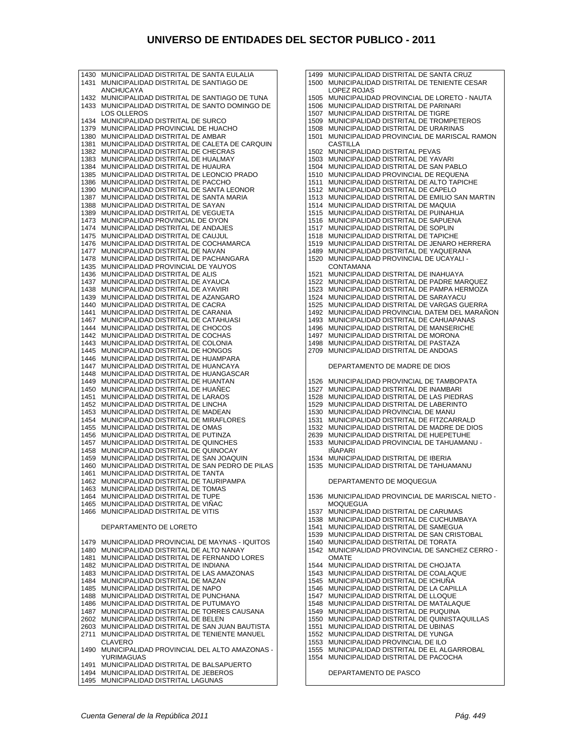# UNIVERSO DE ENTIDADES DEL SECTOR PUBLICO - 2011

1430 MUNICIPALIDAD DISTRITAL DE SANTA EULALIA
1431 MUNICIPALIDAD DISTRITAL DE SANTIAGO DE ANCHUCAYA
1432 MUNICIPALIDAD DISTRITAL DE SANTIAGO DE TUNA
1433 MUNICIPALIDAD DISTRITAL DE SANTO DOMINGO DE LOS OLLEROS
1434 MUNICIPALIDAD DISTRITAL DE SURCO
1379 MUNICIPALIDAD PROVINCIAL DE HUACHO
1380 MUNICIPALIDAD DISTRITAL DE AMBAR
1381 MUNICIPALIDAD DISTRITAL DE CALETA DE CARQUIN
1382 MUNICIPALIDAD DISTRITAL DE CHECRAS
1383 MUNICIPALIDAD DISTRITAL DE HUALMAY
1384 MUNICIPALIDAD DISTRITAL DE HUAURA
1385 MUNICIPALIDAD DISTRITAL DE LEONCIO PRADO
1386 MUNICIPALIDAD DISTRITAL DE PACCHO
1390 MUNICIPALIDAD DISTRITAL DE SANTA LEONOR
1387 MUNICIPALIDAD DISTRITAL DE SANTA MARIA
1388 MUNICIPALIDAD DISTRITAL DE SAYAN
1389 MUNICIPALIDAD DISTRITAL DE VEGUETA
1473 MUNICIPALIDAD PROVINCIAL DE OYON
1474 MUNICIPALIDAD DISTRITAL DE ANDAJES
1475 MUNICIPALIDAD DISTRITAL DE CAUJUL
1476 MUNICIPALIDAD DISTRITAL DE COCHAMARCA
1477 MUNICIPALIDAD DISTRITAL DE NAVAN
1478 MUNICIPALIDAD DISTRITAL DE PACHANGARA
1435 MUNICIPALIDAD PROVINCIAL DE YAUYOS
1436 MUNICIPALIDAD DISTRITAL DE ALIS
1437 MUNICIPALIDAD DISTRITAL DE AYAUCA
1438 MUNICIPALIDAD DISTRITAL DE AYAVIRI
1439 MUNICIPALIDAD DISTRITAL DE AZANGARO
1440 MUNICIPALIDAD DISTRITAL DE CACRA
1441 MUNICIPALIDAD DISTRITAL DE CARANIA
1467 MUNICIPALIDAD DISTRITAL DE CATAHUASI
1444 MUNICIPALIDAD DISTRITAL DE CHOCOS
1442 MUNICIPALIDAD DISTRITAL DE COCHAS
1443 MUNICIPALIDAD DISTRITAL DE COLONIA
1445 MUNICIPALIDAD DISTRITAL DE HONGOS
1446 MUNICIPALIDAD DISTRITAL DE HUAMPARA
1447 MUNICIPALIDAD DISTRITAL DE HUANCAYA
1448 MUNICIPALIDAD DISTRITAL DE HUANGASCAR
1449 MUNICIPALIDAD DISTRITAL DE HUANTAN
1450 MUNICIPALIDAD DISTRITAL DE HUAÑEC
1451 MUNICIPALIDAD DISTRITAL DE LARAOS
1452 MUNICIPALIDAD DISTRITAL DE LINCHA
1453 MUNICIPALIDAD DISTRITAL DE MADEAN
1454 MUNICIPALIDAD DISTRITAL DE MIRAFLORES
1455 MUNICIPALIDAD DISTRITAL DE OMAS
1456 MUNICIPALIDAD DISTRITAL DE PUTINZA
1457 MUNICIPALIDAD DISTRITAL DE QUINCHES
1458 MUNICIPALIDAD DISTRITAL DE QUINOCAY
1459 MUNICIPALIDAD DISTRITAL DE SAN JOAQUIN
1460 MUNICIPALIDAD DISTRITAL DE SAN PEDRO DE PILAS
1461 MUNICIPALIDAD DISTRITAL DE TANTA
1462 MUNICIPALIDAD DISTRITAL DE TAURIPAMPA
1463 MUNICIPALIDAD DISTRITAL DE TOMAS
1464 MUNICIPALIDAD DISTRITAL DE TUPE
1465 MUNICIPALIDAD DISTRITAL DE VIÑAC
1466 MUNICIPALIDAD DISTRITAL DE VITIS

DEPARTAMENTO DE LORETO

1479 MUNICIPALIDAD PROVINCIAL DE MAYNAS - IQUITOS
1480 MUNICIPALIDAD DISTRITAL DE ALTO NANAY
1481 MUNICIPALIDAD DISTRITAL DE FERNANDO LORES
1482 MUNICIPALIDAD DISTRITAL DE INDIANA
1483 MUNICIPALIDAD DISTRITAL DE LAS AMAZONAS
1484 MUNICIPALIDAD DISTRITAL DE MAZAN
1485 MUNICIPALIDAD DISTRITAL DE NAPO
1488 MUNICIPALIDAD DISTRITAL DE PUNCHANA
1486 MUNICIPALIDAD DISTRITAL DE PUTUMAYO
1487 MUNICIPALIDAD DISTRITAL DE TORRES CAUSANA
2602 MUNICIPALIDAD DISTRITAL DE BELEN
2603 MUNICIPALIDAD DISTRITAL DE SAN JUAN BAUTISTA
2711 MUNICIPALIDAD DISTRITAL DE TENIENTE MANUEL CLAVERO
1490 MUNICIPALIDAD PROVINCIAL DEL ALTO AMAZONAS - YURIMAGUAS
1491 MUNICIPALIDAD DISTRITAL DE BALSAPUERTO
1494 MUNICIPALIDAD DISTRITAL DE JEBEROS
1495 MUNICIPALIDAD DISTRITAL LAGUNAS
1499 MUNICIPALIDAD DISTRITAL DE SANTA CRUZ
1500 MUNICIPALIDAD DISTRITAL DE TENIENTE CESAR LOPEZ ROJAS
1505 MUNICIPALIDAD PROVINCIAL DE LORETO - NAUTA
1506 MUNICIPALIDAD DISTRITAL DE PARINARI
1507 MUNICIPALIDAD DISTRITAL DE TIGRE
1509 MUNICIPALIDAD DISTRITAL DE TROMPETEROS
1508 MUNICIPALIDAD DISTRITAL DE URARINAS
1501 MUNICIPALIDAD PROVINCIAL DE MARISCAL RAMON CASTILLA
1502 MUNICIPALIDAD DISTRITAL PEVAS
1503 MUNICIPALIDAD DISTRITAL DE YAVARI
1504 MUNICIPALIDAD DISTRITAL DE SAN PABLO
1510 MUNICIPALIDAD PROVINCIAL DE REQUENA
1511 MUNICIPALIDAD DISTRITAL DE ALTO TAPICHE
1512 MUNICIPALIDAD DISTRITAL DE CAPELO
1513 MUNICIPALIDAD DISTRITAL DE EMILIO SAN MARTIN
1514 MUNICIPALIDAD DISTRITAL DE MAQUIA
1515 MUNICIPALIDAD DISTRITAL DE PUINAHUA
1516 MUNICIPALIDAD DISTRITAL DE SAPUENA
1517 MUNICIPALIDAD DISTRITAL DE SOPLIN
1518 MUNICIPALIDAD DISTRITAL DE TAPICHE
1519 MUNICIPALIDAD DISTRITAL DE JENARO HERRERA
1489 MUNICIPALIDAD DISTRITAL DE YAQUERANA
1520 MUNICIPALIDAD PROVINCIAL DE UCAYALI - CONTAMANA
1521 MUNICIPALIDAD DISTRITAL DE INAHUAYA
1522 MUNICIPALIDAD DISTRITAL DE PADRE MARQUEZ
1523 MUNICIPALIDAD DISTRITAL DE PAMPA HERMOZA
1524 MUNICIPALIDAD DISTRITAL DE SARAYACU
1525 MUNICIPALIDAD DISTRITAL DE VARGAS GUERRA
1492 MUNICIPALIDAD PROVINCIAL DATEM DEL MARAÑON
1493 MUNICIPALIDAD DISTRITAL DE CAHUAPANAS
1496 MUNICIPALIDAD DISTRITAL DE MANSERICHE
1497 MUNICIPALIDAD DISTRITAL DE MORONA
1498 MUNICIPALIDAD DISTRITAL DE PASTAZA
2709 MUNICIPALIDAD DISTRITAL DE ANDOAS

DEPARTAMENTO DE MADRE DE DIOS

1526 MUNICIPALIDAD PROVINCIAL DE TAMBOPATA
1527 MUNICIPALIDAD DISTRITAL DE INAMBARI
1528 MUNICIPALIDAD DISTRITAL DE LAS PIEDRAS
1529 MUNICIPALIDAD DISTRITAL DE LABERINTO
1530 MUNICIPALIDAD PROVINCIAL DE MANU
1531 MUNICIPALIDAD DISTRITAL DE FITZCARRALD
1532 MUNICIPALIDAD DISTRITAL DE MADRE DE DIOS
2639 MUNICIPALIDAD DISTRITAL DE HUEPETUHE
1533 MUNICIPALIDAD PROVINCIAL DE TAHUAMANU - IÑAPARI
1534 MUNICIPALIDAD DISTRITAL DE IBERIA
1535 MUNICIPALIDAD DISTRITAL DE TAHUAMANU

DEPARTAMENTO DE MOQUEGUA

1536 MUNICIPALIDAD PROVINCIAL DE MARISCAL NIETO - MOQUEGUA
1537 MUNICIPALIDAD DISTRITAL DE CARUMAS
1538 MUNICIPALIDAD DISTRITAL DE CUCHUMBAYA
1541 MUNICIPALIDAD DISTRITAL DE SAMEGUA
1539 MUNICIPALIDAD DISTRITAL DE SAN CRISTOBAL
1540 MUNICIPALIDAD DISTRITAL DE TORATA
1542 MUNICIPALIDAD PROVINCIAL DE SANCHEZ CERRO - OMATE
1544 MUNICIPALIDAD DISTRITAL DE CHOJATA
1543 MUNICIPALIDAD DISTRITAL DE COALAQUE
1545 MUNICIPALIDAD DISTRITAL DE ICHUÑA
1546 MUNICIPALIDAD DISTRITAL DE LA CAPILLA
1547 MUNICIPALIDAD DISTRITAL DE LLOQUE
1548 MUNICIPALIDAD DISTRITAL DE MATALAQUE
1549 MUNICIPALIDAD DISTRITAL DE PUQUINA
1550 MUNICIPALIDAD DISTRITAL DE QUINISTAQUILLAS
1551 MUNICIPALIDAD DISTRITAL DE UBINAS
1552 MUNICIPALIDAD DISTRITAL DE YUNGA
1553 MUNICIPALIDAD PROVINCIAL DE ILO
1555 MUNICIPALIDAD DISTRITAL DE EL ALGARROBAL
1554 MUNICIPALIDAD DISTRITAL DE PACOCHA

DEPARTAMENTO DE PASCO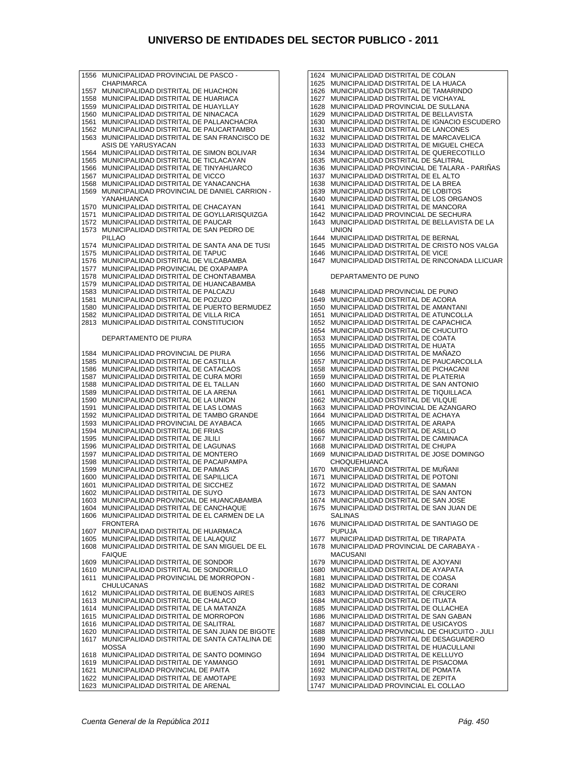# UNIVERSO DE ENTIDADES DEL SECTOR PUBLICO - 2011

1556 MUNICIPALIDAD PROVINCIAL DE PASCO - CHAPIMARCA
1557 MUNICIPALIDAD DISTRITAL DE HUACHON
1558 MUNICIPALIDAD DISTRITAL DE HUARIACA
1559 MUNICIPALIDAD DISTRITAL DE HUAYLLAY
1560 MUNICIPALIDAD DISTRITAL DE NINACACA
1561 MUNICIPALIDAD DISTRITAL DE PALLANCHACRA
1562 MUNICIPALIDAD DISTRITAL DE PAUCARTAMBO
1563 MUNICIPALIDAD DISTRITAL DE SAN FRANCISCO DE ASIS DE YARUSYACAN
1564 MUNICIPALIDAD DISTRITAL DE SIMON BOLIVAR
1565 MUNICIPALIDAD DISTRITAL DE TICLACAYAN
1566 MUNICIPALIDAD DISTRITAL DE TINYAHUARCO
1567 MUNICIPALIDAD DISTRITAL DE VICCO
1568 MUNICIPALIDAD DISTRITAL DE YANACANCHA
1569 MUNICIPALIDAD PROVINCIAL DE DANIEL CARRION - YANAHUANCA
1570 MUNICIPALIDAD DISTRITAL DE CHACAYAN
1571 MUNICIPALIDAD DISTRITAL DE GOYLLARISQUIZGA
1572 MUNICIPALIDAD DISTRITAL DE PAUCAR
1573 MUNICIPALIDAD DISTRITAL DE SAN PEDRO DE PILLAO
1574 MUNICIPALIDAD DISTRITAL DE SANTA ANA DE TUSI
1575 MUNICIPALIDAD DISTRITAL DE TAPUC
1576 MUNICIPALIDAD DISTRITAL DE VILCABAMBA
1577 MUNICIPALIDAD PROVINCIAL DE OXAPAMPA
1578 MUNICIPALIDAD DISTRITAL DE CHONTABAMBA
1579 MUNICIPALIDAD DISTRITAL DE HUANCABAMBA
1583 MUNICIPALIDAD DISTRITAL DE PALCAZU
1581 MUNICIPALIDAD DISTRITAL DE POZUZO
1580 MUNICIPALIDAD DISTRITAL DE PUERTO BERMUDEZ
1582 MUNICIPALIDAD DISTRITAL DE VILLA RICA
2813 MUNICIPALIDAD DISTRITAL CONSTITUCION

DEPARTAMENTO DE PIURA

1584 MUNICIPALIDAD PROVINCIAL DE PIURA
1585 MUNICIPALIDAD DISTRITAL DE CASTILLA
1586 MUNICIPALIDAD DISTRITAL DE CATACAOS
1587 MUNICIPALIDAD DISTRITAL DE CURA MORI
1588 MUNICIPALIDAD DISTRITAL DE EL TALLAN
1589 MUNICIPALIDAD DISTRITAL DE LA ARENA
1590 MUNICIPALIDAD DISTRITAL DE LA UNION
1591 MUNICIPALIDAD DISTRITAL DE LAS LOMAS
1592 MUNICIPALIDAD DISTRITAL DE TAMBO GRANDE
1593 MUNICIPALIDAD PROVINCIAL DE AYABACA
1594 MUNICIPALIDAD DISTRITAL DE FRIAS
1595 MUNICIPALIDAD DISTRITAL DE JILILI
1596 MUNICIPALIDAD DISTRITAL DE LAGUNAS
1597 MUNICIPALIDAD DISTRITAL DE MONTERO
1598 MUNICIPALIDAD DISTRITAL DE PACAIPAMPA
1599 MUNICIPALIDAD DISTRITAL DE PAIMAS
1600 MUNICIPALIDAD DISTRITAL DE SAPILLICA
1601 MUNICIPALIDAD DISTRITAL DE SICCHEZ
1602 MUNICIPALIDAD DISTRITAL DE SUYO
1603 MUNICIPALIDAD PROVINCIAL DE HUANCABAMBA
1604 MUNICIPALIDAD DISTRITAL DE CANCHAQUE
1606 MUNICIPALIDAD DISTRITAL DE EL CARMEN DE LA FRONTERA
1607 MUNICIPALIDAD DISTRITAL DE HUARMACA
1605 MUNICIPALIDAD DISTRITAL DE LALAQUIZ
1608 MUNICIPALIDAD DISTRITAL DE SAN MIGUEL DE EL FAIQUE
1609 MUNICIPALIDAD DISTRITAL DE SONDOR
1610 MUNICIPALIDAD DISTRITAL DE SONDORILLO
1611 MUNICIPALIDAD PROVINCIAL DE MORROPON - CHULUCANAS
1612 MUNICIPALIDAD DISTRITAL DE BUENOS AIRES
1613 MUNICIPALIDAD DISTRITAL DE CHALACO
1614 MUNICIPALIDAD DISTRITAL DE LA MATANZA
1615 MUNICIPALIDAD DISTRITAL DE MORROPON
1616 MUNICIPALIDAD DISTRITAL DE SALITRAL
1620 MUNICIPALIDAD DISTRITAL DE SAN JUAN DE BIGOTE
1617 MUNICIPALIDAD DISTRITAL DE SANTA CATALINA DE MOSSA
1618 MUNICIPALIDAD DISTRITAL DE SANTO DOMINGO
1619 MUNICIPALIDAD DISTRITAL DE YAMANGO
1621 MUNICIPALIDAD PROVINCIAL DE PAITA
1622 MUNICIPALIDAD DISTRITAL DE AMOTAPE
1623 MUNICIPALIDAD DISTRITAL DE ARENAL
1624 MUNICIPALIDAD DISTRITAL DE COLAN
1625 MUNICIPALIDAD DISTRITAL DE LA HUACA
1626 MUNICIPALIDAD DISTRITAL DE TAMARINDO
1627 MUNICIPALIDAD DISTRITAL DE VICHAYAL
1628 MUNICIPALIDAD PROVINCIAL DE SULLANA
1629 MUNICIPALIDAD DISTRITAL DE BELLAVISTA
1630 MUNICIPALIDAD DISTRITAL DE IGNACIO ESCUDERO
1631 MUNICIPALIDAD DISTRITAL DE LANCONES
1632 MUNICIPALIDAD DISTRITAL DE MARCAVELICA
1633 MUNICIPALIDAD DISTRITAL DE MIGUEL CHECA
1634 MUNICIPALIDAD DISTRITAL DE QUERECOTILLO
1635 MUNICIPALIDAD DISTRITAL DE SALITRAL
1636 MUNICIPALIDAD PROVINCIAL DE TALARA - PARIÑAS
1637 MUNICIPALIDAD DISTRITAL DE EL ALTO
1638 MUNICIPALIDAD DISTRITAL DE LA BREA
1639 MUNICIPALIDAD DISTRITAL DE LOBITOS
1640 MUNICIPALIDAD DISTRITAL DE LOS ORGANOS
1641 MUNICIPALIDAD DISTRITAL DE MANCORA
1642 MUNICIPALIDAD PROVINCIAL DE SECHURA
1643 MUNICIPALIDAD DISTRITAL DE BELLAVISTA DE LA UNION
1644 MUNICIPALIDAD DISTRITAL DE BERNAL
1645 MUNICIPALIDAD DISTRITAL DE CRISTO NOS VALGA
1646 MUNICIPALIDAD DISTRITAL DE VICE
1647 MUNICIPALIDAD DISTRITAL DE RINCONADA LLICUAR

DEPARTAMENTO DE PUNO

1648 MUNICIPALIDAD PROVINCIAL DE PUNO
1649 MUNICIPALIDAD DISTRITAL DE ACORA
1650 MUNICIPALIDAD DISTRITAL DE AMANTANI
1651 MUNICIPALIDAD DISTRITAL DE ATUNCOLLA
1652 MUNICIPALIDAD DISTRITAL DE CAPACHICA
1654 MUNICIPALIDAD DISTRITAL DE CHUCUITO
1653 MUNICIPALIDAD DISTRITAL DE COATA
1655 MUNICIPALIDAD DISTRITAL DE HUATA
1656 MUNICIPALIDAD DISTRITAL DE MAÑAZO
1657 MUNICIPALIDAD DISTRITAL DE PAUCARCOLLA
1658 MUNICIPALIDAD DISTRITAL DE PICHACANI
1659 MUNICIPALIDAD DISTRITAL DE PLATERIA
1660 MUNICIPALIDAD DISTRITAL DE SAN ANTONIO
1661 MUNICIPALIDAD DISTRITAL DE TIQUILLACA
1662 MUNICIPALIDAD DISTRITAL DE VILQUE
1663 MUNICIPALIDAD PROVINCIAL DE AZANGARO
1664 MUNICIPALIDAD DISTRITAL DE ACHAYA
1665 MUNICIPALIDAD DISTRITAL DE ARAPA
1666 MUNICIPALIDAD DISTRITAL DE ASILLO
1667 MUNICIPALIDAD DISTRITAL DE CAMINACA
1668 MUNICIPALIDAD DISTRITAL DE CHUPA
1669 MUNICIPALIDAD DISTRITAL DE JOSE DOMINGO CHOQUEHUANCA
1670 MUNICIPALIDAD DISTRITAL DE MUÑANI
1671 MUNICIPALIDAD DISTRITAL DE POTONI
1672 MUNICIPALIDAD DISTRITAL DE SAMAN
1673 MUNICIPALIDAD DISTRITAL DE SAN ANTON
1674 MUNICIPALIDAD DISTRITAL DE SAN JOSE
1675 MUNICIPALIDAD DISTRITAL DE SAN JUAN DE SALINAS
1676 MUNICIPALIDAD DISTRITAL DE SANTIAGO DE PUPUJA
1677 MUNICIPALIDAD DISTRITAL DE TIRAPATA
1678 MUNICIPALIDAD PROVINCIAL DE CARABAYA - MACUSANI
1679 MUNICIPALIDAD DISTRITAL DE AJOYANI
1680 MUNICIPALIDAD DISTRITAL DE AYAPATA
1681 MUNICIPALIDAD DISTRITAL DE COASA
1682 MUNICIPALIDAD DISTRITAL DE CORANI
1683 MUNICIPALIDAD DISTRITAL DE CRUCERO
1684 MUNICIPALIDAD DISTRITAL DE ITUATA
1685 MUNICIPALIDAD DISTRITAL DE OLLACHEA
1686 MUNICIPALIDAD DISTRITAL DE SAN GABAN
1687 MUNICIPALIDAD DISTRITAL DE USICAYOS
1688 MUNICIPALIDAD PROVINCIAL DE CHUCUITO - JULI
1689 MUNICIPALIDAD DISTRITAL DE DESAGUADERO
1690 MUNICIPALIDAD DISTRITAL DE HUACULLANI
1694 MUNICIPALIDAD DISTRITAL DE KELLUYO
1691 MUNICIPALIDAD DISTRITAL DE PISACOMA
1692 MUNICIPALIDAD DISTRITAL DE POMATA
1693 MUNICIPALIDAD DISTRITAL DE ZEPITA
1747 MUNICIPALIDAD PROVINCIAL EL COLLAO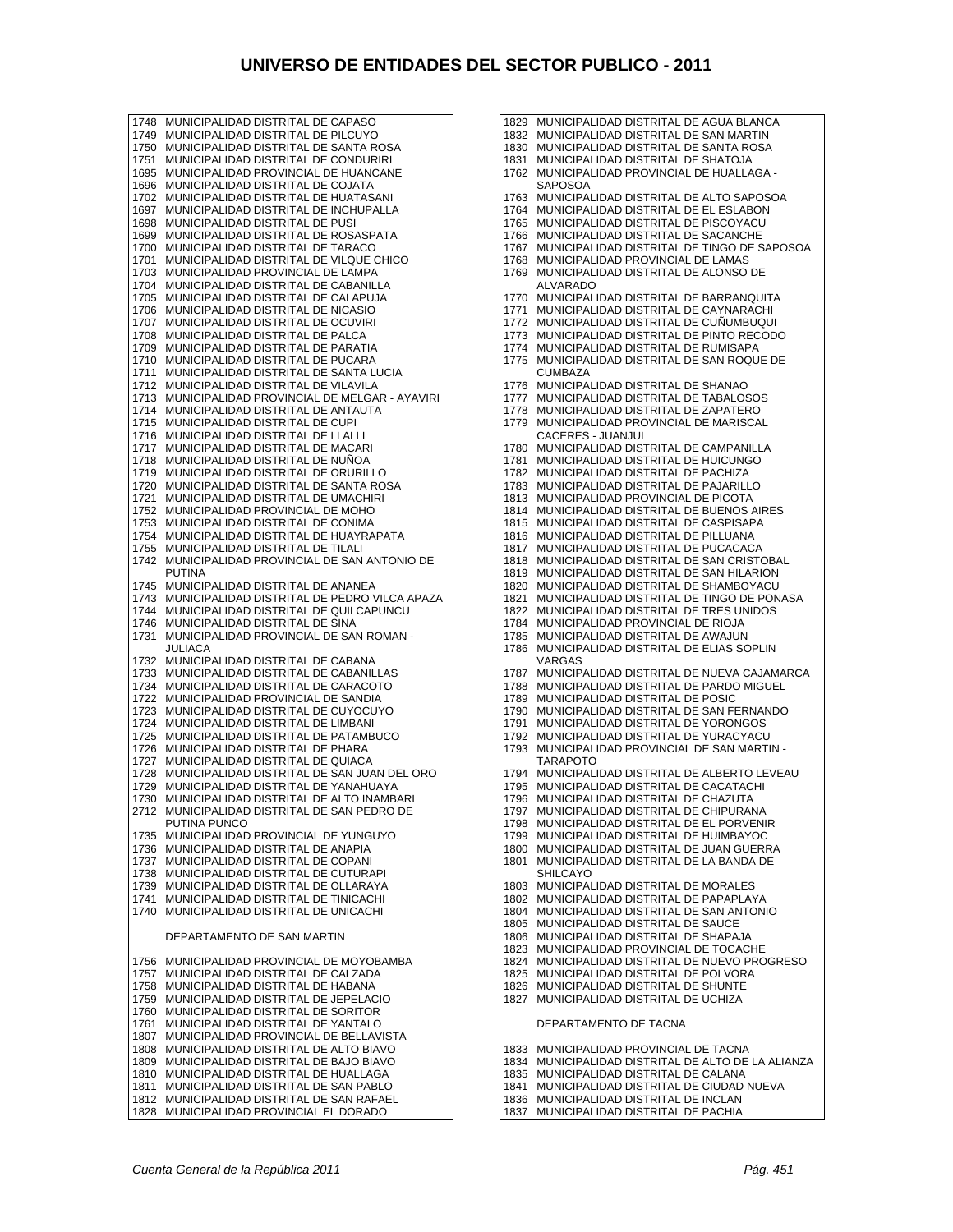# UNIVERSO DE ENTIDADES DEL SECTOR PUBLICO - 2011

1748 MUNICIPALIDAD DISTRITAL DE CAPASO
1749 MUNICIPALIDAD DISTRITAL DE PILCUYO
1750 MUNICIPALIDAD DISTRITAL DE SANTA ROSA
1751 MUNICIPALIDAD DISTRITAL DE CONDURIRI
1695 MUNICIPALIDAD PROVINCIAL DE HUANCANE
1696 MUNICIPALIDAD DISTRITAL DE COJATA
1702 MUNICIPALIDAD DISTRITAL DE HUATASANI
1697 MUNICIPALIDAD DISTRITAL DE INCHUPALLA
1698 MUNICIPALIDAD DISTRITAL DE PUSI
1699 MUNICIPALIDAD DISTRITAL DE ROSASPATA
1700 MUNICIPALIDAD DISTRITAL DE TARACO
1701 MUNICIPALIDAD DISTRITAL DE VILQUE CHICO
1703 MUNICIPALIDAD PROVINCIAL DE LAMPA
1704 MUNICIPALIDAD DISTRITAL DE CABANILLA
1705 MUNICIPALIDAD DISTRITAL DE CALAPUJA
1706 MUNICIPALIDAD DISTRITAL DE NICASIO
1707 MUNICIPALIDAD DISTRITAL DE OCUVIRI
1708 MUNICIPALIDAD DISTRITAL DE PALCA
1709 MUNICIPALIDAD DISTRITAL DE PARATIA
1710 MUNICIPALIDAD DISTRITAL DE PUCARA
1711 MUNICIPALIDAD DISTRITAL DE SANTA LUCIA
1712 MUNICIPALIDAD DISTRITAL DE VILAVILA
1713 MUNICIPALIDAD PROVINCIAL DE MELGAR - AYAVIRI
1714 MUNICIPALIDAD DISTRITAL DE ANTAUTA
1715 MUNICIPALIDAD DISTRITAL DE CUPI
1716 MUNICIPALIDAD DISTRITAL DE LLALLI
1717 MUNICIPALIDAD DISTRITAL DE MACARI
1718 MUNICIPALIDAD DISTRITAL DE NUÑOA
1719 MUNICIPALIDAD DISTRITAL DE ORURILLO
1720 MUNICIPALIDAD DISTRITAL DE SANTA ROSA
1721 MUNICIPALIDAD DISTRITAL DE UMACHIRI
1752 MUNICIPALIDAD PROVINCIAL DE MOHO
1753 MUNICIPALIDAD DISTRITAL DE CONIMA
1754 MUNICIPALIDAD DISTRITAL DE HUAYRAPATA
1755 MUNICIPALIDAD DISTRITAL DE TILALI
1742 MUNICIPALIDAD PROVINCIAL DE SAN ANTONIO DE PUTINA
1745 MUNICIPALIDAD DISTRITAL DE ANANEA
1743 MUNICIPALIDAD DISTRITAL DE PEDRO VILCA APAZA
1744 MUNICIPALIDAD DISTRITAL DE QUILCAPUNCU
1746 MUNICIPALIDAD DISTRITAL DE SINA
1731 MUNICIPALIDAD PROVINCIAL DE SAN ROMAN - JULIACA
1732 MUNICIPALIDAD DISTRITAL DE CABANA
1733 MUNICIPALIDAD DISTRITAL DE CABANILLAS
1734 MUNICIPALIDAD DISTRITAL DE CARACOTO
1722 MUNICIPALIDAD PROVINCIAL DE SANDIA
1723 MUNICIPALIDAD DISTRITAL DE CUYOCUYO
1724 MUNICIPALIDAD DISTRITAL DE LIMBANI
1725 MUNICIPALIDAD DISTRITAL DE PATAMBUCO
1726 MUNICIPALIDAD DISTRITAL DE PHARA
1727 MUNICIPALIDAD DISTRITAL DE QUIACA
1728 MUNICIPALIDAD DISTRITAL DE SAN JUAN DEL ORO
1729 MUNICIPALIDAD DISTRITAL DE YANAHUAYA
1730 MUNICIPALIDAD DISTRITAL DE ALTO INAMBARI
2712 MUNICIPALIDAD DISTRITAL DE SAN PEDRO DE PUTINA PUNCO
1735 MUNICIPALIDAD PROVINCIAL DE YUNGUYO
1736 MUNICIPALIDAD DISTRITAL DE ANAPIA
1737 MUNICIPALIDAD DISTRITAL DE COPANI
1738 MUNICIPALIDAD DISTRITAL DE CUTURAPI
1739 MUNICIPALIDAD DISTRITAL DE OLLARAYA
1741 MUNICIPALIDAD DISTRITAL DE TINICACHI
1740 MUNICIPALIDAD DISTRITAL DE UNICACHI

DEPARTAMENTO DE SAN MARTIN

1756 MUNICIPALIDAD PROVINCIAL DE MOYOBAMBA
1757 MUNICIPALIDAD DISTRITAL DE CALZADA
1758 MUNICIPALIDAD DISTRITAL DE HABANA
1759 MUNICIPALIDAD DISTRITAL DE JEPELACIO
1760 MUNICIPALIDAD DISTRITAL DE SORITOR
1761 MUNICIPALIDAD DISTRITAL DE YANTALO
1807 MUNICIPALIDAD PROVINCIAL DE BELLAVISTA
1808 MUNICIPALIDAD DISTRITAL DE ALTO BIAVO
1809 MUNICIPALIDAD DISTRITAL DE BAJO BIAVO
1810 MUNICIPALIDAD DISTRITAL DE HUALLAGA
1811 MUNICIPALIDAD DISTRITAL DE SAN PABLO
1812 MUNICIPALIDAD DISTRITAL DE SAN RAFAEL
1828 MUNICIPALIDAD PROVINCIAL EL DORADO
1829 MUNICIPALIDAD DISTRITAL DE AGUA BLANCA
1832 MUNICIPALIDAD DISTRITAL DE SAN MARTIN
1830 MUNICIPALIDAD DISTRITAL DE SANTA ROSA
1831 MUNICIPALIDAD DISTRITAL DE SHATOJA
1762 MUNICIPALIDAD PROVINCIAL DE HUALLAGA - SAPOSOA
1763 MUNICIPALIDAD DISTRITAL DE ALTO SAPOSOA
1764 MUNICIPALIDAD DISTRITAL DE EL ESLABON
1765 MUNICIPALIDAD DISTRITAL DE PISCOYACU
1766 MUNICIPALIDAD DISTRITAL DE SACANCHE
1767 MUNICIPALIDAD DISTRITAL DE TINGO DE SAPOSOA
1768 MUNICIPALIDAD PROVINCIAL DE LAMAS
1769 MUNICIPALIDAD DISTRITAL DE ALONSO DE ALVARADO
1770 MUNICIPALIDAD DISTRITAL DE BARRANQUITA
1771 MUNICIPALIDAD DISTRITAL DE CAYNARACHI
1772 MUNICIPALIDAD DISTRITAL DE CUÑUMBUQUI
1773 MUNICIPALIDAD DISTRITAL DE PINTO RECODO
1774 MUNICIPALIDAD DISTRITAL DE RUMISAPA
1775 MUNICIPALIDAD DISTRITAL DE SAN ROQUE DE CUMBAZA
1776 MUNICIPALIDAD DISTRITAL DE SHANAO
1777 MUNICIPALIDAD DISTRITAL DE TABALOSOS
1778 MUNICIPALIDAD DISTRITAL DE ZAPATERO
1779 MUNICIPALIDAD PROVINCIAL DE MARISCAL CACERES - JUANJUI
1780 MUNICIPALIDAD DISTRITAL DE CAMPANILLA
1781 MUNICIPALIDAD DISTRITAL DE HUICUNGO
1782 MUNICIPALIDAD DISTRITAL DE PACHIZA
1783 MUNICIPALIDAD DISTRITAL DE PAJARILLO
1813 MUNICIPALIDAD PROVINCIAL DE PICOTA
1814 MUNICIPALIDAD DISTRITAL DE BUENOS AIRES
1815 MUNICIPALIDAD DISTRITAL DE CASPISAPA
1816 MUNICIPALIDAD DISTRITAL DE PILLUANA
1817 MUNICIPALIDAD DISTRITAL DE PUCACACA
1818 MUNICIPALIDAD DISTRITAL DE SAN CRISTOBAL
1819 MUNICIPALIDAD DISTRITAL DE SAN HILARION
1820 MUNICIPALIDAD DISTRITAL DE SHAMBOYACU
1821 MUNICIPALIDAD DISTRITAL DE TINGO DE PONASA
1822 MUNICIPALIDAD DISTRITAL DE TRES UNIDOS
1784 MUNICIPALIDAD PROVINCIAL DE RIOJA
1785 MUNICIPALIDAD DISTRITAL DE AWAJUN
1786 MUNICIPALIDAD DISTRITAL DE ELIAS SOPLIN VARGAS
1787 MUNICIPALIDAD DISTRITAL DE NUEVA CAJAMARCA
1788 MUNICIPALIDAD DISTRITAL DE PARDO MIGUEL
1789 MUNICIPALIDAD DISTRITAL DE POSIC
1790 MUNICIPALIDAD DISTRITAL DE SAN FERNANDO
1791 MUNICIPALIDAD DISTRITAL DE YORONGOS
1792 MUNICIPALIDAD DISTRITAL DE YURACYACU
1793 MUNICIPALIDAD PROVINCIAL DE SAN MARTIN - TARAPOTO
1794 MUNICIPALIDAD DISTRITAL DE ALBERTO LEVEAU
1795 MUNICIPALIDAD DISTRITAL DE CACATACHI
1796 MUNICIPALIDAD DISTRITAL DE CHAZUTA
1797 MUNICIPALIDAD DISTRITAL DE CHIPURANA
1798 MUNICIPALIDAD DISTRITAL DE EL PORVENIR
1799 MUNICIPALIDAD DISTRITAL DE HUIMBAYOC
1800 MUNICIPALIDAD DISTRITAL DE JUAN GUERRA
1801 MUNICIPALIDAD DISTRITAL DE LA BANDA DE SHILCAYO
1803 MUNICIPALIDAD DISTRITAL DE MORALES
1802 MUNICIPALIDAD DISTRITAL DE PAPAPLAYA
1804 MUNICIPALIDAD DISTRITAL DE SAN ANTONIO
1805 MUNICIPALIDAD DISTRITAL DE SAUCE
1806 MUNICIPALIDAD DISTRITAL DE SHAPAJA
1823 MUNICIPALIDAD PROVINCIAL DE TOCACHE
1824 MUNICIPALIDAD DISTRITAL DE NUEVO PROGRESO
1825 MUNICIPALIDAD DISTRITAL DE POLVORA
1826 MUNICIPALIDAD DISTRITAL DE SHUNTE
1827 MUNICIPALIDAD DISTRITAL DE UCHIZA

DEPARTAMENTO DE TACNA

1833 MUNICIPALIDAD PROVINCIAL DE TACNA
1834 MUNICIPALIDAD DISTRITAL DE ALTO DE LA ALIANZA
1835 MUNICIPALIDAD DISTRITAL DE CALANA
1841 MUNICIPALIDAD DISTRITAL DE CIUDAD NUEVA
1836 MUNICIPALIDAD DISTRITAL DE INCLAN
1837 MUNICIPALIDAD DISTRITAL DE PACHIA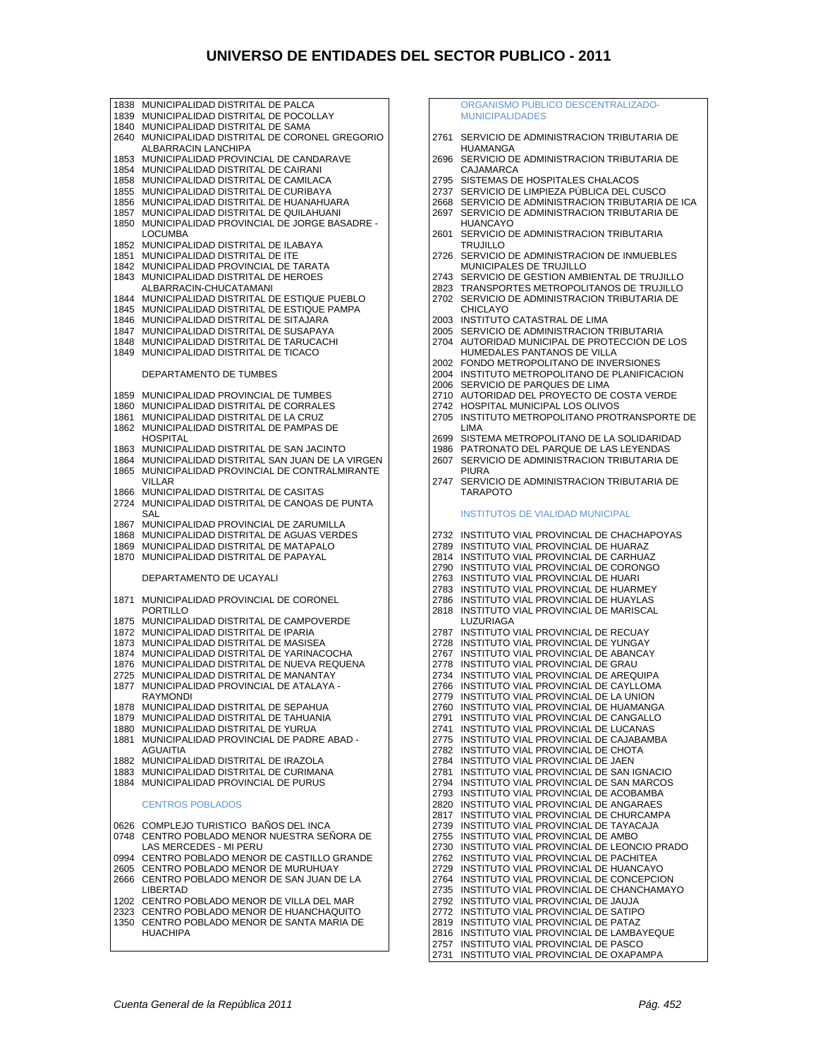# UNIVERSO DE ENTIDADES DEL SECTOR PUBLICO - 2011

1838 MUNICIPALIDAD DISTRITAL DE PALCA
1839 MUNICIPALIDAD DISTRITAL DE POCOLLAY
1840 MUNICIPALIDAD DISTRITAL DE SAMA
2640 MUNICIPALIDAD DISTRITAL DE CORONEL GREGORIO ALBARRACIN LANCHIPA
1853 MUNICIPALIDAD PROVINCIAL DE CANDARAVE
1854 MUNICIPALIDAD DISTRITAL DE CAIRANI
1858 MUNICIPALIDAD DISTRITAL DE CAMILACA
1855 MUNICIPALIDAD DISTRITAL DE CURIBAYA
1856 MUNICIPALIDAD DISTRITAL DE HUANAHUARA
1857 MUNICIPALIDAD DISTRITAL DE QUILAHUANI
1850 MUNICIPALIDAD PROVINCIAL DE JORGE BASADRE - LOCUMBA
1852 MUNICIPALIDAD DISTRITAL DE ILABAYA
1851 MUNICIPALIDAD DISTRITAL DE ITE
1842 MUNICIPALIDAD PROVINCIAL DE TARATA
1843 MUNICIPALIDAD DISTRITAL DE HEROES ALBARRACIN-CHUCATAMANI
1844 MUNICIPALIDAD DISTRITAL DE ESTIQUE PUEBLO
1845 MUNICIPALIDAD DISTRITAL DE ESTIQUE PAMPA
1846 MUNICIPALIDAD DISTRITAL DE SITAJARA
1847 MUNICIPALIDAD DISTRITAL DE SUSAPAYA
1848 MUNICIPALIDAD DISTRITAL DE TARUCACHI
1849 MUNICIPALIDAD DISTRITAL DE TICACO

DEPARTAMENTO DE TUMBES

1859 MUNICIPALIDAD PROVINCIAL DE TUMBES
1860 MUNICIPALIDAD DISTRITAL DE CORRALES
1861 MUNICIPALIDAD DISTRITAL DE LA CRUZ
1862 MUNICIPALIDAD DISTRITAL DE PAMPAS DE HOSPITAL
1863 MUNICIPALIDAD DISTRITAL DE SAN JACINTO
1864 MUNICIPALIDAD DISTRITAL SAN JUAN DE LA VIRGEN
1865 MUNICIPALIDAD PROVINCIAL DE CONTRALMIRANTE VILLAR
1866 MUNICIPALIDAD DISTRITAL DE CASITAS
2724 MUNICIPALIDAD DISTRITAL DE CANOAS DE PUNTA SAL
1867 MUNICIPALIDAD PROVINCIAL DE ZARUMILLA
1868 MUNICIPALIDAD DISTRITAL DE AGUAS VERDES
1869 MUNICIPALIDAD DISTRITAL DE MATAPALO
1870 MUNICIPALIDAD DISTRITAL DE PAPAYAL

DEPARTAMENTO DE UCAYALI

1871 MUNICIPALIDAD PROVINCIAL DE CORONEL PORTILLO
1875 MUNICIPALIDAD DISTRITAL DE CAMPOVERDE
1872 MUNICIPALIDAD DISTRITAL DE IPARIA
1873 MUNICIPALIDAD DISTRITAL DE MASISEA
1874 MUNICIPALIDAD DISTRITAL DE YARINACOCHA
1876 MUNICIPALIDAD DISTRITAL DE NUEVA REQUENA
2725 MUNICIPALIDAD DISTRITAL DE MANANTAY
1877 MUNICIPALIDAD PROVINCIAL DE ATALAYA - RAYMONDI
1878 MUNICIPALIDAD DISTRITAL DE SEPAHUA
1879 MUNICIPALIDAD DISTRITAL DE TAHUANIA
1880 MUNICIPALIDAD DISTRITAL DE YURUA
1881 MUNICIPALIDAD PROVINCIAL DE PADRE ABAD - AGUAITIA
1882 MUNICIPALIDAD DISTRITAL DE IRAZOLA
1883 MUNICIPALIDAD DISTRITAL DE CURIMANA
1884 MUNICIPALIDAD PROVINCIAL DE PURUS

CENTROS POBLADOS

0626 COMPLEJO TURISTICO BAÑOS DEL INCA
0748 CENTRO POBLADO MENOR NUESTRA SEÑORA DE LAS MERCEDES - MI PERU
0994 CENTRO POBLADO MENOR DE CASTILLO GRANDE
2605 CENTRO POBLADO MENOR DE MURUHUAY
2666 CENTRO POBLADO MENOR DE SAN JUAN DE LA LIBERTAD
1202 CENTRO POBLADO MENOR DE VILLA DEL MAR
2323 CENTRO POBLADO MENOR DE HUANCHAQUITO
1350 CENTRO POBLADO MENOR DE SANTA MARIA DE HUACHIPA

ORGANISMO PUBLICO DESCENTRALIZADO-MUNICIPALIDADES

2761 SERVICIO DE ADMINISTRACION TRIBUTARIA DE HUAMANGA
2696 SERVICIO DE ADMINISTRACION TRIBUTARIA DE CAJAMARCA
2795 SISTEMAS DE HOSPITALES CHALACOS
2737 SERVICIO DE LIMPIEZA PÚBLICA DEL CUSCO
2668 SERVICIO DE ADMINISTRACION TRIBUTARIA DE ICA
2697 SERVICIO DE ADMINISTRACION TRIBUTARIA DE HUANCAYO
2601 SERVICIO DE ADMINISTRACION TRIBUTARIA TRUJILLO
2726 SERVICIO DE ADMINISTRACION DE INMUEBLES MUNICIPALES DE TRUJILLO
2743 SERVICIO DE GESTION AMBIENTAL DE TRUJILLO
2823 TRANSPORTES METROPOLITANOS DE TRUJILLO
2702 SERVICIO DE ADMINISTRACION TRIBUTARIA DE CHICLAYO
2003 INSTITUTO CATASTRAL DE LIMA
2005 SERVICIO DE ADMINISTRACION TRIBUTARIA
2704 AUTORIDAD MUNICIPAL DE PROTECCION DE LOS HUMEDALES PANTANOS DE VILLA
2002 FONDO METROPOLITANO DE INVERSIONES
2004 INSTITUTO METROPOLITANO DE PLANIFICACION
2006 SERVICIO DE PARQUES DE LIMA
2710 AUTORIDAD DEL PROYECTO DE COSTA VERDE
2742 HOSPITAL MUNICIPAL LOS OLIVOS
2705 INSTITUTO METROPOLITANO PROTRANSPORTE DE LIMA
2699 SISTEMA METROPOLITANO DE LA SOLIDARIDAD
1986 PATRONATO DEL PARQUE DE LAS LEYENDAS
2607 SERVICIO DE ADMINISTRACION TRIBUTARIA DE PIURA
2747 SERVICIO DE ADMINISTRACION TRIBUTARIA DE TARAPOTO

INSTITUTOS DE VIALIDAD MUNICIPAL

2732 INSTITUTO VIAL PROVINCIAL DE CHACHAPOYAS
2789 INSTITUTO VIAL PROVINCIAL DE HUARAZ
2814 INSTITUTO VIAL PROVINCIAL DE CARHUAZ
2790 INSTITUTO VIAL PROVINCIAL DE CORONGO
2763 INSTITUTO VIAL PROVINCIAL DE HUARI
2783 INSTITUTO VIAL PROVINCIAL DE HUARMEY
2786 INSTITUTO VIAL PROVINCIAL DE HUAYLAS
2818 INSTITUTO VIAL PROVINCIAL DE MARISCAL LUZURIAGA
2787 INSTITUTO VIAL PROVINCIAL DE RECUAY
2728 INSTITUTO VIAL PROVINCIAL DE YUNGAY
2767 INSTITUTO VIAL PROVINCIAL DE ABANCAY
2778 INSTITUTO VIAL PROVINCIAL DE GRAU
2734 INSTITUTO VIAL PROVINCIAL DE AREQUIPA
2766 INSTITUTO VIAL PROVINCIAL DE CAYLLOMA
2779 INSTITUTO VIAL PROVINCIAL DE LA UNION
2760 INSTITUTO VIAL PROVINCIAL DE HUAMANGA
2791 INSTITUTO VIAL PROVINCIAL DE CANGALLO
2741 INSTITUTO VIAL PROVINCIAL DE LUCANAS
2775 INSTITUTO VIAL PROVINCIAL DE CAJABAMBA
2782 INSTITUTO VIAL PROVINCIAL DE CHOTA
2784 INSTITUTO VIAL PROVINCIAL DE JAEN
2781 INSTITUTO VIAL PROVINCIAL DE SAN IGNACIO
2794 INSTITUTO VIAL PROVINCIAL DE SAN MARCOS
2793 INSTITUTO VIAL PROVINCIAL DE ACOBAMBA
2820 INSTITUTO VIAL PROVINCIAL DE ANGARAES
2817 INSTITUTO VIAL PROVINCIAL DE CHURCAMPA
2739 INSTITUTO VIAL PROVINCIAL DE TAYACAJA
2755 INSTITUTO VIAL PROVINCIAL DE AMBO
2730 INSTITUTO VIAL PROVINCIAL DE LEONCIO PRADO
2762 INSTITUTO VIAL PROVINCIAL DE PACHITEA
2729 INSTITUTO VIAL PROVINCIAL DE HUANCAYO
2764 INSTITUTO VIAL PROVINCIAL DE CONCEPCION
2735 INSTITUTO VIAL PROVINCIAL DE CHANCHAMAYO
2792 INSTITUTO VIAL PROVINCIAL DE JAUJA
2772 INSTITUTO VIAL PROVINCIAL DE SATIPO
2819 INSTITUTO VIAL PROVINCIAL DE PATAZ
2816 INSTITUTO VIAL PROVINCIAL DE LAMBAYEQUE
2757 INSTITUTO VIAL PROVINCIAL DE PASCO
2731 INSTITUTO VIAL PROVINCIAL DE OXAPAMPA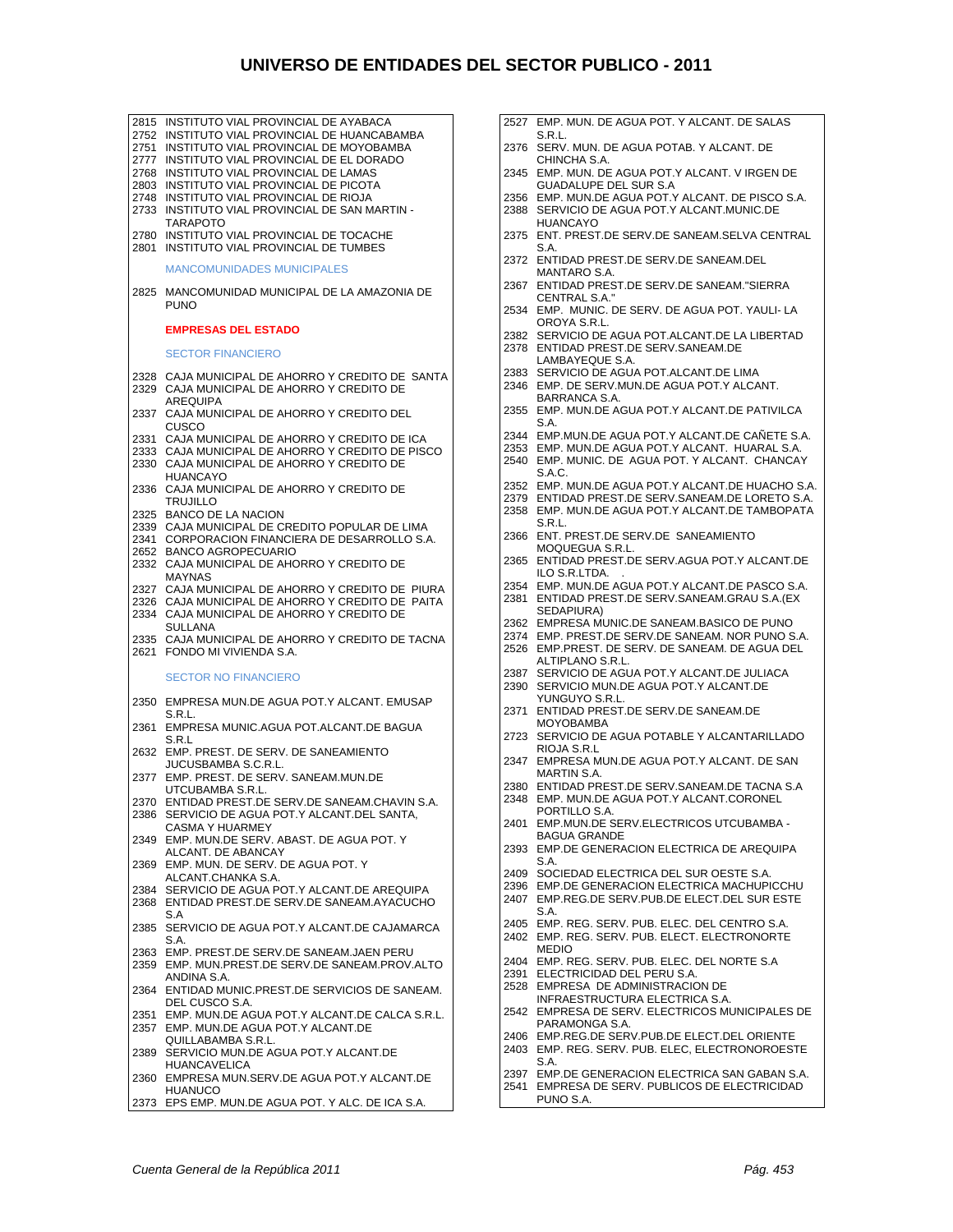# UNIVERSO DE ENTIDADES DEL SECTOR PUBLICO - 2011

2815 INSTITUTO VIAL PROVINCIAL DE AYABACA
2752 INSTITUTO VIAL PROVINCIAL DE HUANCABAMBA
2751 INSTITUTO VIAL PROVINCIAL DE MOYOBAMBA
2777 INSTITUTO VIAL PROVINCIAL DE EL DORADO
2768 INSTITUTO VIAL PROVINCIAL DE LAMAS
2803 INSTITUTO VIAL PROVINCIAL DE PICOTA
2748 INSTITUTO VIAL PROVINCIAL DE RIOJA
2733 INSTITUTO VIAL PROVINCIAL DE SAN MARTIN - TARAPOTO
2780 INSTITUTO VIAL PROVINCIAL DE TOCACHE
2801 INSTITUTO VIAL PROVINCIAL DE TUMBES

### MANCOMUNIDADES MUNICIPALES

2825 MANCOMUNIDAD MUNICIPAL DE LA AMAZONIA DE PUNO

## EMPRESAS DEL ESTADO

### SECTOR FINANCIERO

2328 CAJA MUNICIPAL DE AHORRO Y CREDITO DE SANTA
2329 CAJA MUNICIPAL DE AHORRO Y CREDITO DE AREQUIPA
2337 CAJA MUNICIPAL DE AHORRO Y CREDITO DEL CUSCO
2331 CAJA MUNICIPAL DE AHORRO Y CREDITO DE ICA
2333 CAJA MUNICIPAL DE AHORRO Y CREDITO DE PISCO
2330 CAJA MUNICIPAL DE AHORRO Y CREDITO DE HUANCAYO
2336 CAJA MUNICIPAL DE AHORRO Y CREDITO DE TRUJILLO
2325 BANCO DE LA NACION
2339 CAJA MUNICIPAL DE CREDITO POPULAR DE LIMA
2341 CORPORACION FINANCIERA DE DESARROLLO S.A.
2652 BANCO AGROPECUARIO
2332 CAJA MUNICIPAL DE AHORRO Y CREDITO DE MAYNAS
2327 CAJA MUNICIPAL DE AHORRO Y CREDITO DE PIURA
2326 CAJA MUNICIPAL DE AHORRO Y CREDITO DE PAITA
2334 CAJA MUNICIPAL DE AHORRO Y CREDITO DE SULLANA
2335 CAJA MUNICIPAL DE AHORRO Y CREDITO DE TACNA
2621 FONDO MI VIVIENDA S.A.

### SECTOR NO FINANCIERO

2350 EMPRESA MUN.DE AGUA POT.Y ALCANT. EMUSAP S.R.L.
2361 EMPRESA MUNIC.AGUA POT.ALCANT.DE BAGUA S.R.L
2632 EMP. PREST. DE SERV. DE SANEAMIENTO JUCUSBAMBA S.C.R.L.
2377 EMP. PREST. DE SERV. SANEAM.MUN.DE UTCUBAMBA S.R.L.
2370 ENTIDAD PREST.DE SERV.DE SANEAM.CHAVIN S.A.
2386 SERVICIO DE AGUA POT.Y ALCANT.DEL SANTA, CASMA Y HUARMEY
2349 EMP. MUN.DE SERV. ABAST. DE AGUA POT. Y ALCANT. DE ABANCAY
2369 EMP. MUN. DE SERV. DE AGUA POT. Y ALCANT.CHANKA S.A.
2384 SERVICIO DE AGUA POT.Y ALCANT.DE AREQUIPA
2368 ENTIDAD PREST.DE SERV.DE SANEAM.AYACUCHO S.A
2385 SERVICIO DE AGUA POT.Y ALCANT.DE CAJAMARCA S.A.
2363 EMP. PREST.DE SERV.DE SANEAM.JAEN PERU
2359 EMP. MUN.PREST.DE SERV.DE SANEAM.PROV.ALTO ANDINA S.A.
2364 ENTIDAD MUNIC.PREST.DE SERVICIOS DE SANEAM. DEL CUSCO S.A.
2351 EMP. MUN.DE AGUA POT.Y ALCANT.DE CALCA S.R.L.
2357 EMP. MUN.DE AGUA POT.Y ALCANT.DE QUILLABAMBA S.R.L.
2389 SERVICIO MUN.DE AGUA POT.Y ALCANT.DE HUANCAVELICA
2360 EMPRESA MUN.SERV.DE AGUA POT.Y ALCANT.DE HUANUCO
2373 EPS EMP. MUN.DE AGUA POT. Y ALC. DE ICA S.A.
2527 EMP. MUN. DE AGUA POT. Y ALCANT. DE SALAS S.R.L.
2376 SERV. MUN. DE AGUA POTAB. Y ALCANT. DE CHINCHA S.A.
2345 EMP. MUN. DE AGUA POT.Y ALCANT. V IRGEN DE GUADALUPE DEL SUR S.A
2356 EMP. MUN.DE AGUA POT.Y ALCANT. DE PISCO S.A.
2388 SERVICIO DE AGUA POT.Y ALCANT.MUNIC.DE HUANCAYO
2375 ENT. PREST.DE SERV.DE SANEAM.SELVA CENTRAL S.A.
2372 ENTIDAD PREST.DE SERV.DE SANEAM.DEL MANTARO S.A.
2367 ENTIDAD PREST.DE SERV.DE SANEAM."SIERRA CENTRAL S.A."
2534 EMP. MUNIC. DE SERV. DE AGUA POT. YAULI- LA OROYA S.R.L.
2382 SERVICIO DE AGUA POT.ALCANT.DE LA LIBERTAD
2378 ENTIDAD PREST.DE SERV.SANEAM.DE LAMBAYEQUE S.A.
2383 SERVICIO DE AGUA POT.ALCANT.DE LIMA
2346 EMP. DE SERV.MUN.DE AGUA POT.Y ALCANT. BARRANCA S.A.
2355 EMP. MUN.DE AGUA POT.Y ALCANT.DE PATIVILCA S.A.
2344 EMP.MUN.DE AGUA POT.Y ALCANT.DE CAÑETE S.A.
2353 EMP. MUN.DE AGUA POT.Y ALCANT. HUARAL S.A.
2540 EMP. MUNIC. DE AGUA POT. Y ALCANT. CHANCAY S.A.C.
2352 EMP. MUN.DE AGUA POT.Y ALCANT.DE HUACHO S.A.
2379 ENTIDAD PREST.DE SERV.SANEAM.DE LORETO S.A.
2358 EMP. MUN.DE AGUA POT.Y ALCANT.DE TAMBOPATA S.R.L.
2366 ENT. PREST.DE SERV.DE SANEAMIENTO MOQUEGUA S.R.L.
2365 ENTIDAD PREST.DE SERV.AGUA POT.Y ALCANT.DE ILO S.R.LTDA. .
2354 EMP. MUN.DE AGUA POT.Y ALCANT.DE PASCO S.A.
2381 ENTIDAD PREST.DE SERV.SANEAM.GRAU S.A.(EX SEDAPIURA)
2362 EMPRESA MUNIC.DE SANEAM.BASICO DE PUNO
2374 EMP. PREST.DE SERV.DE SANEAM. NOR PUNO S.A.
2526 EMP.PREST. DE SERV. DE SANEAM. DE AGUA DEL ALTIPLANO S.R.L.
2387 SERVICIO DE AGUA POT.Y ALCANT.DE JULIACA
2390 SERVICIO MUN.DE AGUA POT.Y ALCANT.DE YUNGUYO S.R.L.
2371 ENTIDAD PREST.DE SERV.DE SANEAM.DE MOYOBAMBA
2723 SERVICIO DE AGUA POTABLE Y ALCANTARILLADO RIOJA S.R.L
2347 EMPRESA MUN.DE AGUA POT.Y ALCANT. DE SAN MARTIN S.A.
2380 ENTIDAD PREST.DE SERV.SANEAM.DE TACNA S.A
2348 EMP. MUN.DE AGUA POT.Y ALCANT.CORONEL PORTILLO S.A.
2401 EMP.MUN.DE SERV.ELECTRICOS UTCUBAMBA - BAGUA GRANDE
2393 EMP.DE GENERACION ELECTRICA DE AREQUIPA S.A.
2409 SOCIEDAD ELECTRICA DEL SUR OESTE S.A.
2396 EMP.DE GENERACION ELECTRICA MACHUPICCHU
2407 EMP.REG.DE SERV.PUB.DE ELECT.DEL SUR ESTE S.A.
2405 EMP. REG. SERV. PUB. ELEC. DEL CENTRO S.A.
2402 EMP. REG. SERV. PUB. ELECT. ELECTRONORTE MEDIO
2404 EMP. REG. SERV. PUB. ELEC. DEL NORTE S.A
2391 ELECTRICIDAD DEL PERU S.A.
2528 EMPRESA DE ADMINISTRACION DE INFRAESTRUCTURA ELECTRICA S.A.
2542 EMPRESA DE SERV. ELECTRICOS MUNICIPALES DE PARAMONGA S.A.
2406 EMP.REG.DE SERV.PUB.DE ELECT.DEL ORIENTE
2403 EMP. REG. SERV. PUB. ELEC, ELECTRONOROESTE S.A.
2397 EMP.DE GENERACION ELECTRICA SAN GABAN S.A.
2541 EMPRESA DE SERV. PUBLICOS DE ELECTRICIDAD PUNO S.A.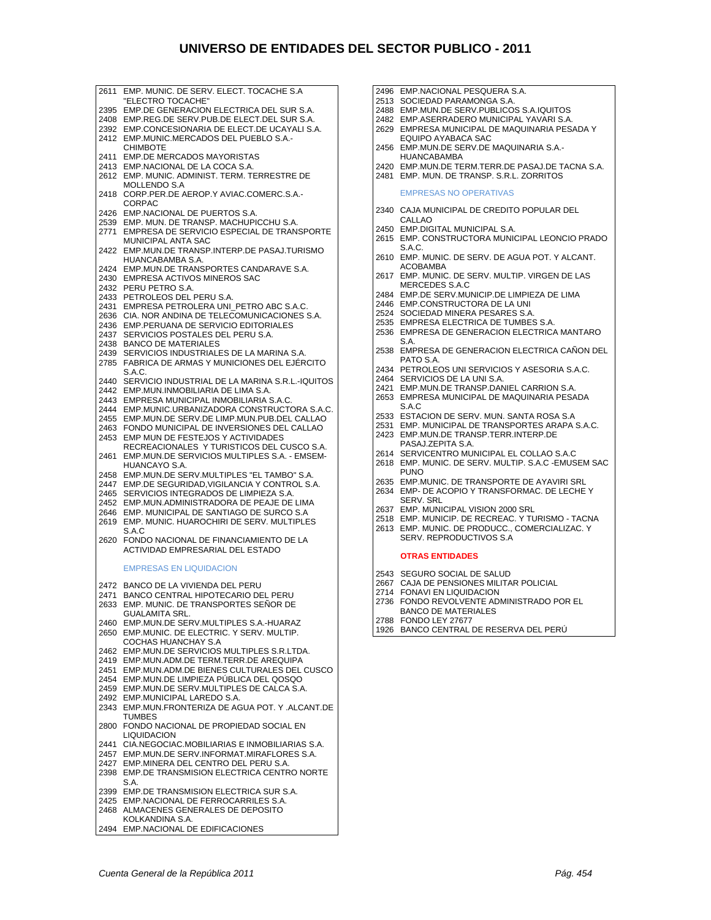# UNIVERSO DE ENTIDADES DEL SECTOR PUBLICO - 2011

| | |
|---|---|
| 2611 | EMP. MUNIC. DE SERV. ELECT. TOCACHE S.A "ELECTRO TOCACHE" |
| 2395 | EMP.DE GENERACION ELECTRICA DEL SUR S.A. |
| 2408 | EMP.REG.DE SERV.PUB.DE ELECT.DEL SUR S.A. |
| 2392 | EMP.CONCESIONARIA DE ELECT.DE UCAYALI S.A. |
| 2412 | EMP.MUNIC.MERCADOS DEL PUEBLO S.A.-CHIMBOTE |
| 2411 | EMP.DE MERCADOS MAYORISTAS |
| 2413 | EMP.NACIONAL DE LA COCA S.A. |
| 2612 | EMP. MUNIC. ADMINIST. TERM. TERRESTRE DE MOLLENDO S.A |
| 2418 | CORP.PER.DE AEROP.Y AVIAC.COMERC.S.A.-CORPAC |
| 2426 | EMP.NACIONAL DE PUERTOS S.A. |
| 2539 | EMP. MUN. DE TRANSP. MACHUPICCHU S.A. |
| 2771 | EMPRESA DE SERVICIO ESPECIAL DE TRANSPORTE MUNICIPAL ANTA SAC |
| 2422 | EMP.MUN.DE TRANSP.INTERP.DE PASAJ.TURISMO HUANCABAMBA S.A. |
| 2424 | EMP.MUN.DE TRANSPORTES CANDARAVE S.A. |
| 2430 | EMPRESA ACTIVOS MINEROS SAC |
| 2432 | PERU PETRO S.A. |
| 2433 | PETROLEOS DEL PERU S.A. |
| 2431 | EMPRESA PETROLERA UNI_PETRO ABC S.A.C. |
| 2636 | CIA. NOR ANDINA DE TELECOMUNICACIONES S.A. |
| 2436 | EMP.PERUANA DE SERVICIO EDITORIALES |
| 2437 | SERVICIOS POSTALES DEL PERU S.A. |
| 2438 | BANCO DE MATERIALES |
| 2439 | SERVICIOS INDUSTRIALES DE LA MARINA S.A. |
| 2785 | FABRICA DE ARMAS Y MUNICIONES DEL EJÉRCITO S.A.C. |
| 2440 | SERVICIO INDUSTRIAL DE LA MARINA S.R.L.-IQUITOS |
| 2442 | EMP.MUN.INMOBILIARIA DE LIMA S.A. |
| 2443 | EMPRESA MUNICIPAL INMOBILIARIA S.A.C. |
| 2444 | EMP.MUNIC.URBANIZADORA CONSTRUCTORA S.A.C. |
| 2455 | EMP.MUN.DE SERV.DE LIMP.MUN.PUB.DEL CALLAO |
| 2463 | FONDO MUNICIPAL DE INVERSIONES DEL CALLAO |
| 2453 | EMP MUN DE FESTEJOS Y ACTIVIDADES RECREACIONALES Y TURISTICOS DEL CUSCO S.A. |
| 2461 | EMP.MUN.DE SERVICIOS MULTIPLES S.A. - EMSEM-HUANCAYO S.A. |
| 2458 | EMP.MUN.DE SERV.MULTIPLES "EL TAMBO" S.A. |
| 2447 | EMP.DE SEGURIDAD,VIGILANCIA Y CONTROL S.A. |
| 2465 | SERVICIOS INTEGRADOS DE LIMPIEZA S.A. |
| 2452 | EMP.MUN.ADMINISTRADORA DE PEAJE DE LIMA |
| 2646 | EMP. MUNICIPAL DE SANTIAGO DE SURCO S.A |
| 2619 | EMP. MUNIC. HUAROCHIRI DE SERV. MULTIPLES S.A.C |
| 2620 | FONDO NACIONAL DE FINANCIAMIENTO DE LA ACTIVIDAD EMPRESARIAL DEL ESTADO |
| | **EMPRESAS EN LIQUIDACION** |
| 2472 | BANCO DE LA VIVIENDA DEL PERU |
| 2471 | BANCO CENTRAL HIPOTECARIO DEL PERU |
| 2633 | EMP. MUNIC. DE TRANSPORTES SEÑOR DE GUALAMITA SRL. |
| 2460 | EMP.MUN.DE SERV.MULTIPLES S.A.-HUARAZ |
| 2650 | EMP.MUNIC. DE ELECTRIC. Y SERV. MULTIP. COCHAS HUANCHAY S.A |
| 2462 | EMP.MUN.DE SERVICIOS MULTIPLES S.R.LTDA. |
| 2419 | EMP.MUN.ADM.DE TERM.TERR.DE AREQUIPA |
| 2451 | EMP.MUN.ADM.DE BIENES CULTURALES DEL CUSCO |
| 2454 | EMP.MUN.DE LIMPIEZA PÚBLICA DEL QOSQO |
| 2459 | EMP.MUN.DE SERV.MULTIPLES DE CALCA S.A. |
| 2492 | EMP.MUNICIPAL LAREDO S.A. |
| 2343 | EMP.MUN.FRONTERIZA DE AGUA POT. Y .ALCANT.DE TUMBES |
| 2800 | FONDO NACIONAL DE PROPIEDAD SOCIAL EN LIQUIDACION |
| 2441 | CIA.NEGOCIAC.MOBILIARIAS E INMOBILIARIAS S.A. |
| 2457 | EMP.MUN.DE SERV.INFORMAT.MIRAFLORES S.A. |
| 2427 | EMP.MINERA DEL CENTRO DEL PERU S.A. |
| 2398 | EMP.DE TRANSMISION ELECTRICA CENTRO NORTE S.A. |
| 2399 | EMP.DE TRANSMISION ELECTRICA SUR S.A. |
| 2425 | EMP.NACIONAL DE FERROCARRILES S.A. |
| 2468 | ALMACENES GENERALES DE DEPOSITO KOLKANDINA S.A. |
| 2494 | EMP.NACIONAL DE EDIFICACIONES |
| 2496 | EMP.NACIONAL PESQUERA S.A. |
| 2513 | SOCIEDAD PARAMONGA S.A. |
| 2488 | EMP.MUN.DE SERV.PUBLICOS S.A.IQUITOS |
| 2482 | EMP.ASERRADERO MUNICIPAL YAVARI S.A. |
| 2629 | EMPRESA MUNICIPAL DE MAQUINARIA PESADA Y EQUIPO AYABACA SAC |
| 2456 | EMP.MUN.DE SERV.DE MAQUINARIA S.A.-HUANCABAMBA |
| 2420 | EMP.MUN.DE TERM.TERR.DE PASAJ.DE TACNA S.A. |
| 2481 | EMP. MUN. DE TRANSP. S.R.L. ZORRITOS |
| | **EMPRESAS NO OPERATIVAS** |
| 2340 | CAJA MUNICIPAL DE CREDITO POPULAR DEL CALLAO |
| 2450 | EMP.DIGITAL MUNICIPAL S.A. |
| 2615 | EMP. CONSTRUCTORA MUNICIPAL LEONCIO PRADO S.A.C. |
| 2610 | EMP. MUNIC. DE SERV. DE AGUA POT. Y ALCANT. ACOBAMBA |
| 2617 | EMP. MUNIC. DE SERV. MULTIP. VIRGEN DE LAS MERCEDES S.A.C |
| 2484 | EMP.DE SERV.MUNICIP.DE LIMPIEZA DE LIMA |
| 2446 | EMP.CONSTRUCTORA DE LA UNI |
| 2524 | SOCIEDAD MINERA PESARES S.A. |
| 2535 | EMPRESA ELECTRICA DE TUMBES S.A. |
| 2536 | EMPRESA DE GENERACION ELECTRICA MANTARO S.A. |
| 2538 | EMPRESA DE GENERACION ELECTRICA CAÑON DEL PATO S.A. |
| 2434 | PETROLEOS UNI SERVICIOS Y ASESORIA S.A.C. |
| 2464 | SERVICIOS DE LA UNI S.A. |
| 2421 | EMP.MUN.DE TRANSP.DANIEL CARRION S.A. |
| 2653 | EMPRESA MUNICIPAL DE MAQUINARIA PESADA S.A.C |
| 2533 | ESTACION DE SERV. MUN. SANTA ROSA S.A |
| 2531 | EMP. MUNICIPAL DE TRANSPORTES ARAPA S.A.C. |
| 2423 | EMP.MUN.DE TRANSP.TERR.INTERP.DE PASAJ.ZEPITA S.A. |
| 2614 | SERVICENTRO MUNICIPAL EL COLLAO S.A.C |
| 2618 | EMP. MUNIC. DE SERV. MULTIP. S.A.C -EMUSEM SAC PUNO |
| 2635 | EMP.MUNIC. DE TRANSPORTE DE AYAVIRI SRL |
| 2634 | EMP- DE ACOPIO Y TRANSFORMAC. DE LECHE Y SERV. SRL |
| 2637 | EMP. MUNICIPAL VISION 2000 SRL |
| 2518 | EMP. MUNICIP. DE RECREAC. Y TURISMO - TACNA |
| 2613 | EMP. MUNIC. DE PRODUCC., COMERCIALIZAC. Y SERV. REPRODUCTIVOS S.A |
| | **OTRAS ENTIDADES** |
| 2543 | SEGURO SOCIAL DE SALUD |
| 2667 | CAJA DE PENSIONES MILITAR POLICIAL |
| 2714 | FONAVI EN LIQUIDACION |
| 2736 | FONDO REVOLVENTE ADMINISTRADO POR EL BANCO DE MATERIALES |
| 2788 | FONDO LEY 27677 |
| 1926 | BANCO CENTRAL DE RESERVA DEL PERÚ |